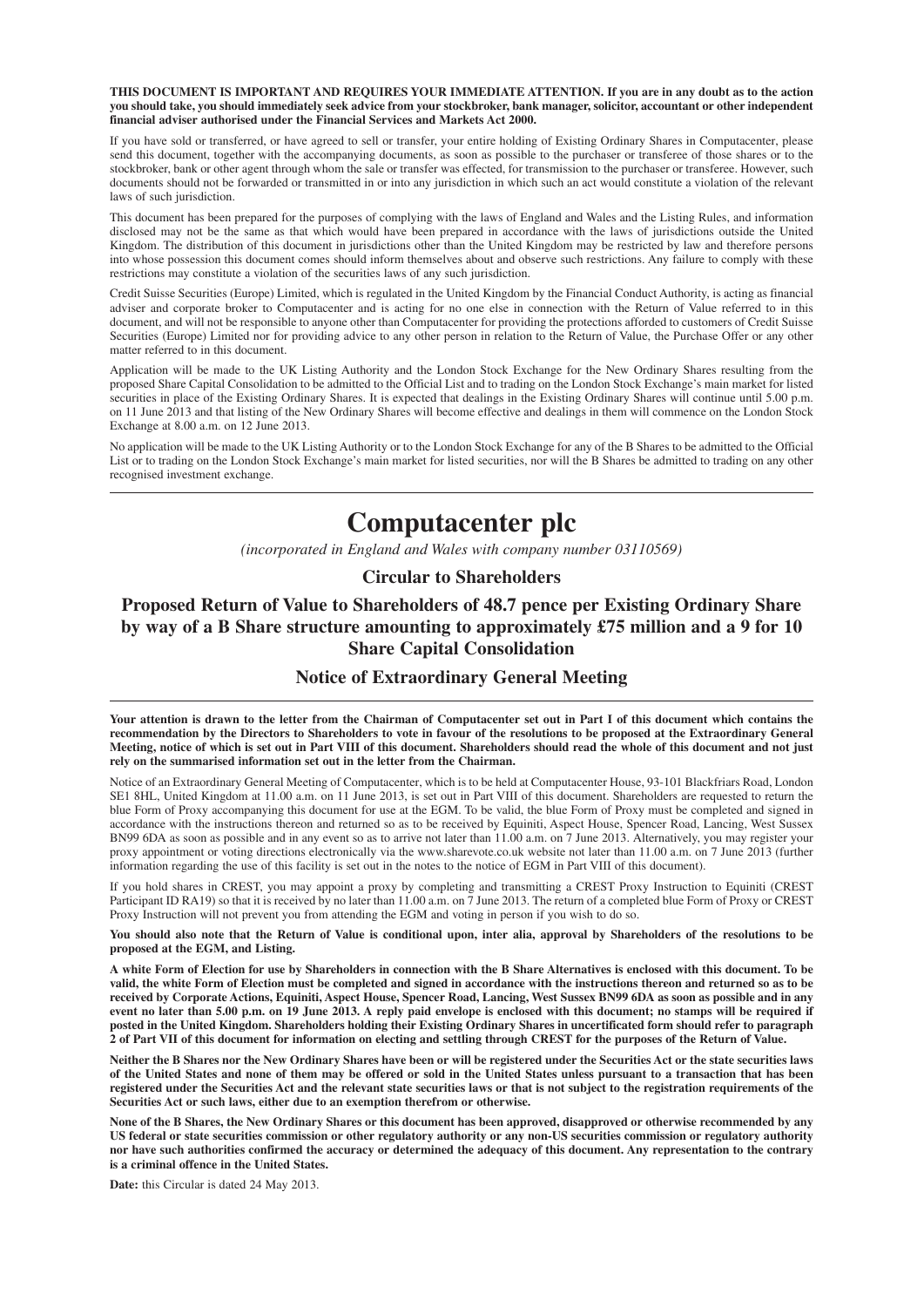**THIS DOCUMENT IS IMPORTANT AND REQUIRES YOUR IMMEDIATE ATTENTION. If you are in any doubt as to the action you should take, you should immediately seek advice from your stockbroker, bank manager, solicitor, accountant or other independent financial adviser authorised under the Financial Services and Markets Act 2000.**

If you have sold or transferred, or have agreed to sell or transfer, your entire holding of Existing Ordinary Shares in Computacenter, please send this document, together with the accompanying documents, as soon as possible to the purchaser or transferee of those shares or to the stockbroker, bank or other agent through whom the sale or transfer was effected, for transmission to the purchaser or transferee. However, such documents should not be forwarded or transmitted in or into any jurisdiction in which such an act would constitute a violation of the relevant laws of such jurisdiction.

This document has been prepared for the purposes of complying with the laws of England and Wales and the Listing Rules, and information disclosed may not be the same as that which would have been prepared in accordance with the laws of jurisdictions outside the United Kingdom. The distribution of this document in jurisdictions other than the United Kingdom may be restricted by law and therefore persons into whose possession this document comes should inform themselves about and observe such restrictions. Any failure to comply with these restrictions may constitute a violation of the securities laws of any such jurisdiction.

Credit Suisse Securities (Europe) Limited, which is regulated in the United Kingdom by the Financial Conduct Authority, is acting as financial adviser and corporate broker to Computacenter and is acting for no one else in connection with the Return of Value referred to in this document, and will not be responsible to anyone other than Computacenter for providing the protections afforded to customers of Credit Suisse Securities (Europe) Limited nor for providing advice to any other person in relation to the Return of Value, the Purchase Offer or any other matter referred to in this document.

Application will be made to the UK Listing Authority and the London Stock Exchange for the New Ordinary Shares resulting from the proposed Share Capital Consolidation to be admitted to the Official List and to trading on the London Stock Exchange's main market for listed securities in place of the Existing Ordinary Shares. It is expected that dealings in the Existing Ordinary Shares will continue until 5.00 p.m. on 11 June 2013 and that listing of the New Ordinary Shares will become effective and dealings in them will commence on the London Stock Exchange at 8.00 a.m. on 12 June 2013.

No application will be made to the UK Listing Authority or to the London Stock Exchange for any of the B Shares to be admitted to the Official List or to trading on the London Stock Exchange's main market for listed securities, nor will the B Shares be admitted to trading on any other recognised investment exchange.

---

# Computacenter plc

*(incorporated in England and Wales with company number 03110569)*

## Circular to Shareholders

## Proposed Return of Value to Shareholders of 48.7 pence per Existing Ordinary Share by way of a B Share structure amounting to approximately £75 million and a 9 for 10 Share Capital Consolidation

## Notice of Extraordinary General Meeting

---

**Your attention is drawn to the letter from the Chairman of Computacenter set out in Part I of this document which contains the recommendation by the Directors to Shareholders to vote in favour of the resolutions to be proposed at the Extraordinary General Meeting, notice of which is set out in Part VIII of this document. Shareholders should read the whole of this document and not just rely on the summarised information set out in the letter from the Chairman.**

Notice of an Extraordinary General Meeting of Computacenter, which is to be held at Computacenter House, 93-101 Blackfriars Road, London SE1 8HL, United Kingdom at 11.00 a.m. on 11 June 2013, is set out in Part VIII of this document. Shareholders are requested to return the blue Form of Proxy accompanying this document for use at the EGM. To be valid, the blue Form of Proxy must be completed and signed in accordance with the instructions thereon and returned so as to be received by Equiniti, Aspect House, Spencer Road, Lancing, West Sussex BN99 6DA as soon as possible and in any event so as to arrive not later than 11.00 a.m. on 7 June 2013. Alternatively, you may register your proxy appointment or voting directions electronically via the www.sharevote.co.uk website not later than 11.00 a.m. on 7 June 2013 (further information regarding the use of this facility is set out in the notes to the notice of EGM in Part VIII of this document).

If you hold shares in CREST, you may appoint a proxy by completing and transmitting a CREST Proxy Instruction to Equiniti (CREST Participant ID RA19) so that it is received by no later than 11.00 a.m. on 7 June 2013. The return of a completed blue Form of Proxy or CREST Proxy Instruction will not prevent you from attending the EGM and voting in person if you wish to do so.

**You should also note that the Return of Value is conditional upon, inter alia, approval by Shareholders of the resolutions to be proposed at the EGM, and Listing.**

**A white Form of Election for use by Shareholders in connection with the B Share Alternatives is enclosed with this document. To be valid, the white Form of Election must be completed and signed in accordance with the instructions thereon and returned so as to be received by Corporate Actions, Equiniti, Aspect House, Spencer Road, Lancing, West Sussex BN99 6DA as soon as possible and in any event no later than 5.00 p.m. on 19 June 2013. A reply paid envelope is enclosed with this document; no stamps will be required if posted in the United Kingdom. Shareholders holding their Existing Ordinary Shares in uncertificated form should refer to paragraph 2 of Part VII of this document for information on electing and settling through CREST for the purposes of the Return of Value.**

**Neither the B Shares nor the New Ordinary Shares have been or will be registered under the Securities Act or the state securities laws of the United States and none of them may be offered or sold in the United States unless pursuant to a transaction that has been registered under the Securities Act and the relevant state securities laws or that is not subject to the registration requirements of the Securities Act or such laws, either due to an exemption therefrom or otherwise.**

**None of the B Shares, the New Ordinary Shares or this document has been approved, disapproved or otherwise recommended by any US federal or state securities commission or other regulatory authority or any non-US securities commission or regulatory authority nor have such authorities confirmed the accuracy or determined the adequacy of this document. Any representation to the contrary is a criminal offence in the United States.**

**Date:** this Circular is dated 24 May 2013.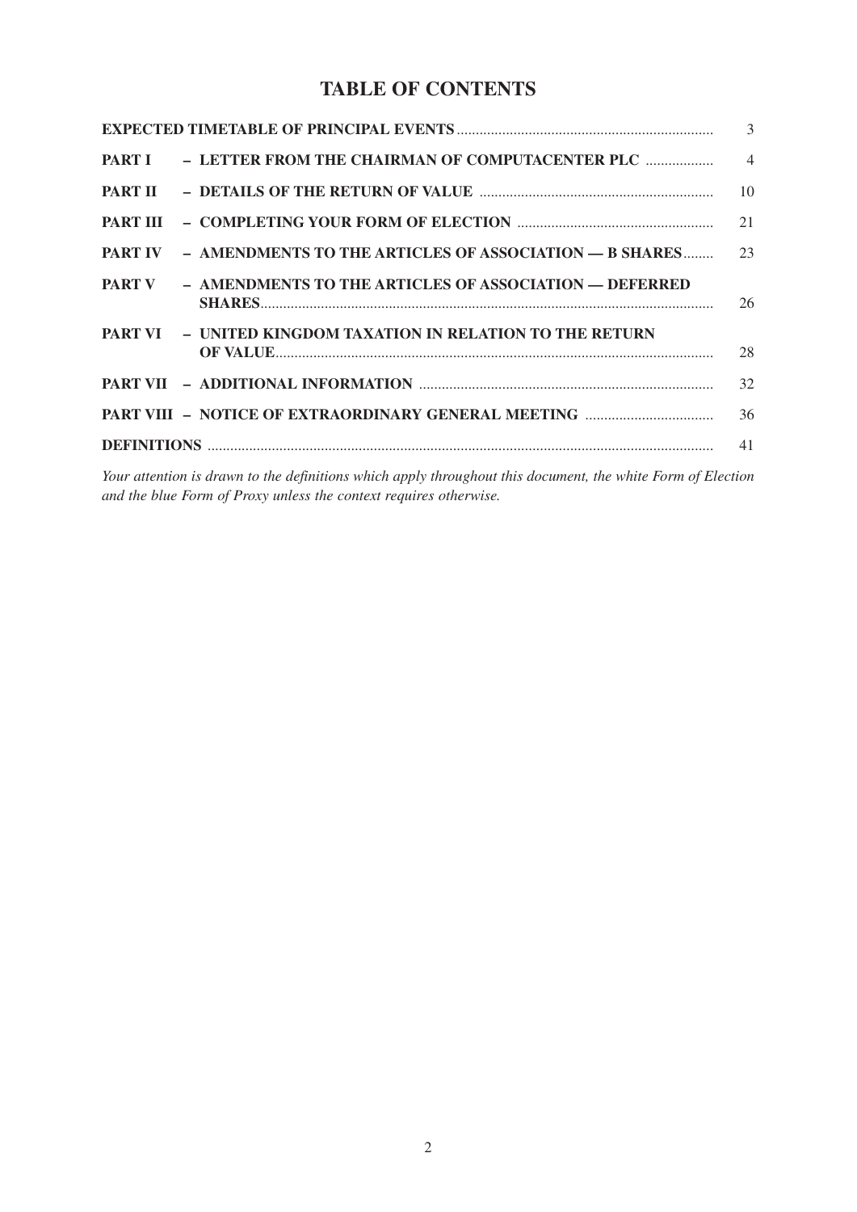# TABLE OF CONTENTS

| | | |
|---|---|---|
| **EXPECTED TIMETABLE OF PRINCIPAL EVENTS** | | 3 |
| **PART I** | **– LETTER FROM THE CHAIRMAN OF COMPUTACENTER PLC** | 4 |
| **PART II** | **– DETAILS OF THE RETURN OF VALUE** | 10 |
| **PART III** | **– COMPLETING YOUR FORM OF ELECTION** | 21 |
| **PART IV** | **– AMENDMENTS TO THE ARTICLES OF ASSOCIATION — B SHARES** | 23 |
| **PART V** | **– AMENDMENTS TO THE ARTICLES OF ASSOCIATION — DEFERRED SHARES** | 26 |
| **PART VI** | **– UNITED KINGDOM TAXATION IN RELATION TO THE RETURN OF VALUE** | 28 |
| **PART VII** | **– ADDITIONAL INFORMATION** | 32 |
| **PART VIII** | **– NOTICE OF EXTRAORDINARY GENERAL MEETING** | 36 |
| **DEFINITIONS** | | 41 |

*Your attention is drawn to the definitions which apply throughout this document, the white Form of Election and the blue Form of Proxy unless the context requires otherwise.*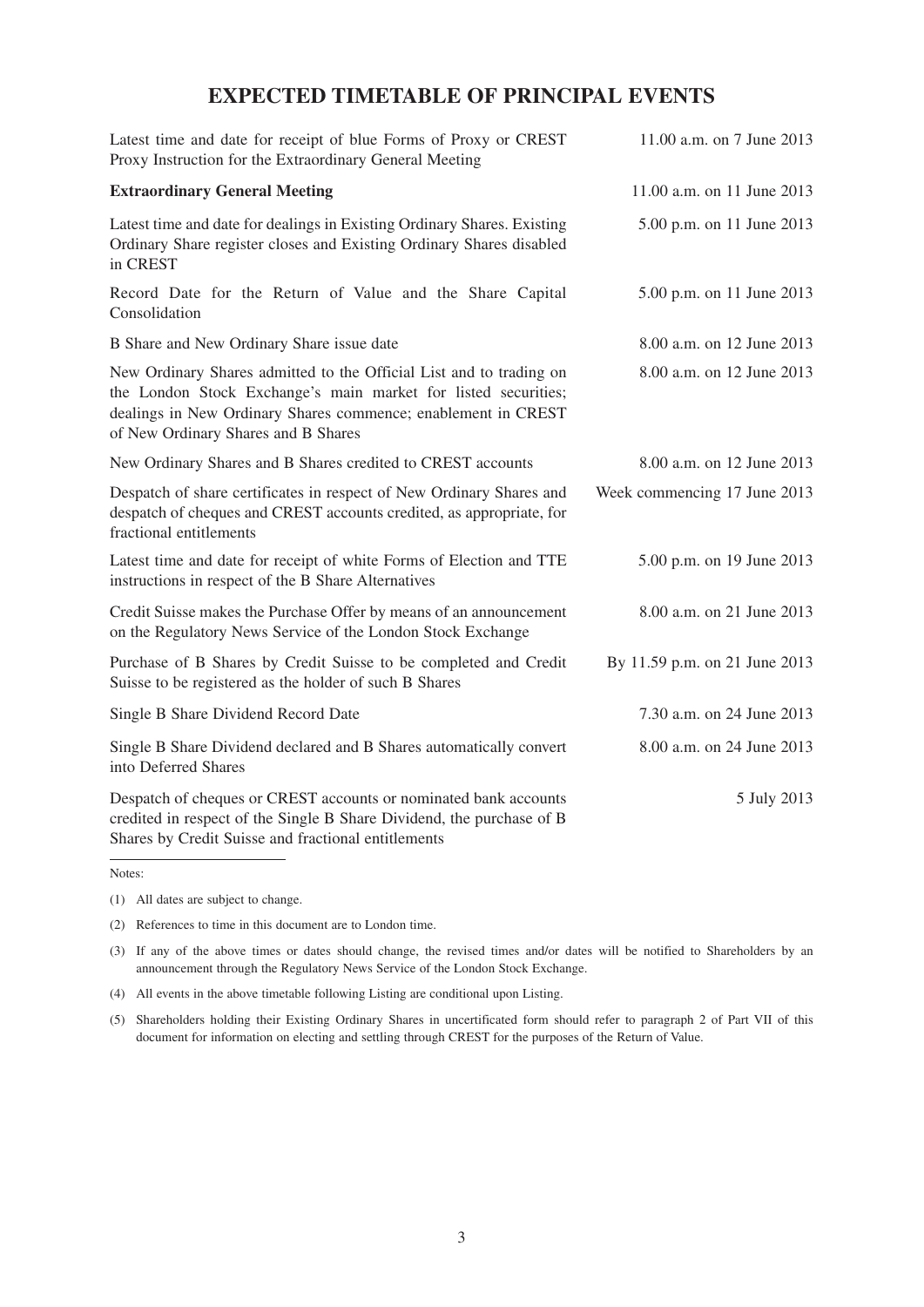# EXPECTED TIMETABLE OF PRINCIPAL EVENTS

| Event | Time and date |
|---|---|
| Latest time and date for receipt of blue Forms of Proxy or CREST Proxy Instruction for the Extraordinary General Meeting | 11.00 a.m. on 7 June 2013 |
| **Extraordinary General Meeting** | 11.00 a.m. on 11 June 2013 |
| Latest time and date for dealings in Existing Ordinary Shares. Existing Ordinary Share register closes and Existing Ordinary Shares disabled in CREST | 5.00 p.m. on 11 June 2013 |
| Record Date for the Return of Value and the Share Capital Consolidation | 5.00 p.m. on 11 June 2013 |
| B Share and New Ordinary Share issue date | 8.00 a.m. on 12 June 2013 |
| New Ordinary Shares admitted to the Official List and to trading on the London Stock Exchange's main market for listed securities; dealings in New Ordinary Shares commence; enablement in CREST of New Ordinary Shares and B Shares | 8.00 a.m. on 12 June 2013 |
| New Ordinary Shares and B Shares credited to CREST accounts | 8.00 a.m. on 12 June 2013 |
| Despatch of share certificates in respect of New Ordinary Shares and despatch of cheques and CREST accounts credited, as appropriate, for fractional entitlements | Week commencing 17 June 2013 |
| Latest time and date for receipt of white Forms of Election and TTE instructions in respect of the B Share Alternatives | 5.00 p.m. on 19 June 2013 |
| Credit Suisse makes the Purchase Offer by means of an announcement on the Regulatory News Service of the London Stock Exchange | 8.00 a.m. on 21 June 2013 |
| Purchase of B Shares by Credit Suisse to be completed and Credit Suisse to be registered as the holder of such B Shares | By 11.59 p.m. on 21 June 2013 |
| Single B Share Dividend Record Date | 7.30 a.m. on 24 June 2013 |
| Single B Share Dividend declared and B Shares automatically convert into Deferred Shares | 8.00 a.m. on 24 June 2013 |
| Despatch of cheques or CREST accounts or nominated bank accounts credited in respect of the Single B Share Dividend, the purchase of B Shares by Credit Suisse and fractional entitlements | 5 July 2013 |

Notes:

(1) All dates are subject to change.

(2) References to time in this document are to London time.

(3) If any of the above times or dates should change, the revised times and/or dates will be notified to Shareholders by an announcement through the Regulatory News Service of the London Stock Exchange.

(4) All events in the above timetable following Listing are conditional upon Listing.

(5) Shareholders holding their Existing Ordinary Shares in uncertificated form should refer to paragraph 2 of Part VII of this document for information on electing and settling through CREST for the purposes of the Return of Value.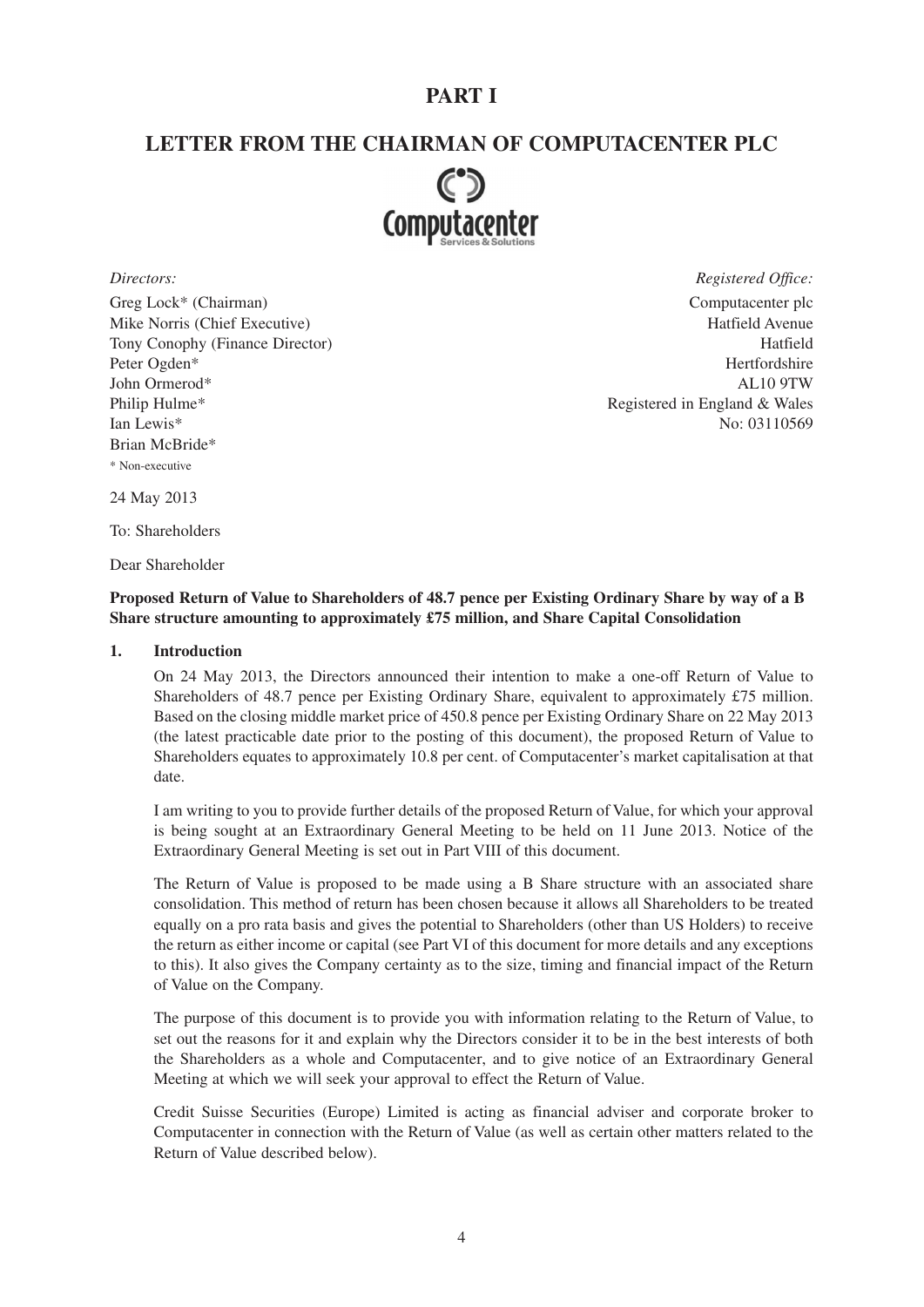# PART I

## LETTER FROM THE CHAIRMAN OF COMPUTACENTER PLC

*Directors:*

Greg Lock* (Chairman)
Mike Norris (Chief Executive)
Tony Conophy (Finance Director)
Peter Ogden*
John Ormerod*
Philip Hulme*
Ian Lewis*
Brian McBride*

\* Non-executive

*Registered Office:*

Computacenter plc
Hatfield Avenue
Hatfield
Hertfordshire
AL10 9TW
Registered in England & Wales
No: 03110569

24 May 2013

To: Shareholders

Dear Shareholder

**Proposed Return of Value to Shareholders of 48.7 pence per Existing Ordinary Share by way of a B Share structure amounting to approximately £75 million, and Share Capital Consolidation**

### 1. Introduction

On 24 May 2013, the Directors announced their intention to make a one-off Return of Value to Shareholders of 48.7 pence per Existing Ordinary Share, equivalent to approximately £75 million. Based on the closing middle market price of 450.8 pence per Existing Ordinary Share on 22 May 2013 (the latest practicable date prior to the posting of this document), the proposed Return of Value to Shareholders equates to approximately 10.8 per cent. of Computacenter's market capitalisation at that date.

I am writing to you to provide further details of the proposed Return of Value, for which your approval is being sought at an Extraordinary General Meeting to be held on 11 June 2013. Notice of the Extraordinary General Meeting is set out in Part VIII of this document.

The Return of Value is proposed to be made using a B Share structure with an associated share consolidation. This method of return has been chosen because it allows all Shareholders to be treated equally on a pro rata basis and gives the potential to Shareholders (other than US Holders) to receive the return as either income or capital (see Part VI of this document for more details and any exceptions to this). It also gives the Company certainty as to the size, timing and financial impact of the Return of Value on the Company.

The purpose of this document is to provide you with information relating to the Return of Value, to set out the reasons for it and explain why the Directors consider it to be in the best interests of both the Shareholders as a whole and Computacenter, and to give notice of an Extraordinary General Meeting at which we will seek your approval to effect the Return of Value.

Credit Suisse Securities (Europe) Limited is acting as financial adviser and corporate broker to Computacenter in connection with the Return of Value (as well as certain other matters related to the Return of Value described below).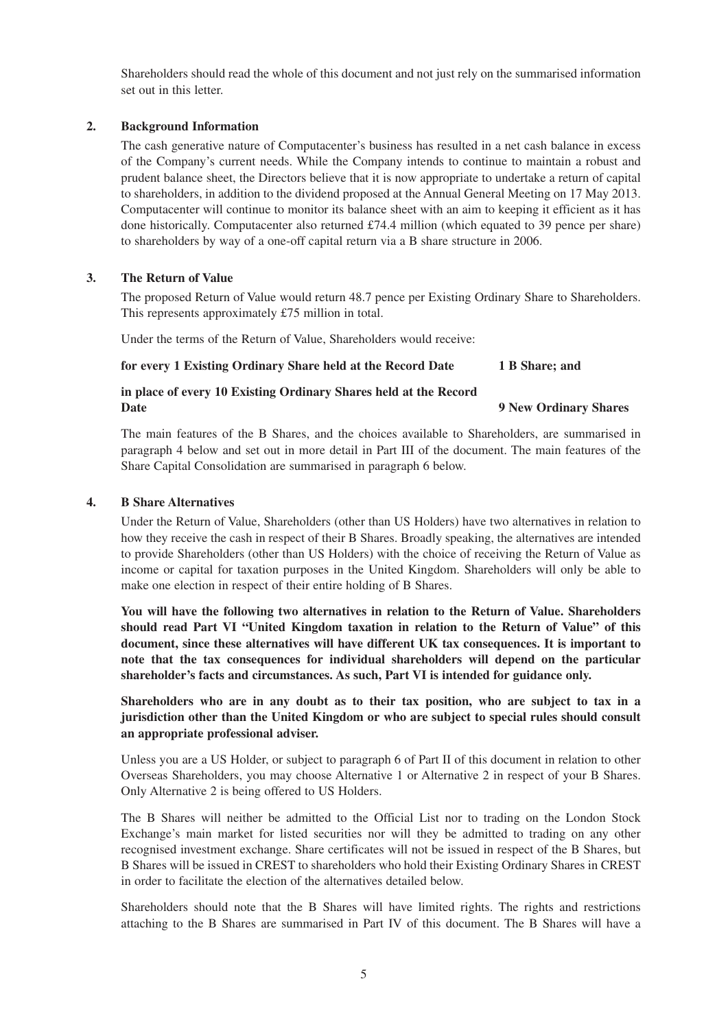Shareholders should read the whole of this document and not just rely on the summarised information set out in this letter.

## 2. Background Information

The cash generative nature of Computacenter's business has resulted in a net cash balance in excess of the Company's current needs. While the Company intends to continue to maintain a robust and prudent balance sheet, the Directors believe that it is now appropriate to undertake a return of capital to shareholders, in addition to the dividend proposed at the Annual General Meeting on 17 May 2013. Computacenter will continue to monitor its balance sheet with an aim to keeping it efficient as it has done historically. Computacenter also returned £74.4 million (which equated to 39 pence per share) to shareholders by way of a one-off capital return via a B share structure in 2006.

## 3. The Return of Value

The proposed Return of Value would return 48.7 pence per Existing Ordinary Share to Shareholders. This represents approximately £75 million in total.

Under the terms of the Return of Value, Shareholders would receive:

| | |
|---|---|
| **for every 1 Existing Ordinary Share held at the Record Date** | **1 B Share; and** |
| **in place of every 10 Existing Ordinary Shares held at the Record Date** | **9 New Ordinary Shares** |

The main features of the B Shares, and the choices available to Shareholders, are summarised in paragraph 4 below and set out in more detail in Part III of the document. The main features of the Share Capital Consolidation are summarised in paragraph 6 below.

## 4. B Share Alternatives

Under the Return of Value, Shareholders (other than US Holders) have two alternatives in relation to how they receive the cash in respect of their B Shares. Broadly speaking, the alternatives are intended to provide Shareholders (other than US Holders) with the choice of receiving the Return of Value as income or capital for taxation purposes in the United Kingdom. Shareholders will only be able to make one election in respect of their entire holding of B Shares.

**You will have the following two alternatives in relation to the Return of Value. Shareholders should read Part VI "United Kingdom taxation in relation to the Return of Value" of this document, since these alternatives will have different UK tax consequences. It is important to note that the tax consequences for individual shareholders will depend on the particular shareholder's facts and circumstances. As such, Part VI is intended for guidance only.**

**Shareholders who are in any doubt as to their tax position, who are subject to tax in a jurisdiction other than the United Kingdom or who are subject to special rules should consult an appropriate professional adviser.**

Unless you are a US Holder, or subject to paragraph 6 of Part II of this document in relation to other Overseas Shareholders, you may choose Alternative 1 or Alternative 2 in respect of your B Shares. Only Alternative 2 is being offered to US Holders.

The B Shares will neither be admitted to the Official List nor to trading on the London Stock Exchange's main market for listed securities nor will they be admitted to trading on any other recognised investment exchange. Share certificates will not be issued in respect of the B Shares, but B Shares will be issued in CREST to shareholders who hold their Existing Ordinary Shares in CREST in order to facilitate the election of the alternatives detailed below.

Shareholders should note that the B Shares will have limited rights. The rights and restrictions attaching to the B Shares are summarised in Part IV of this document. The B Shares will have a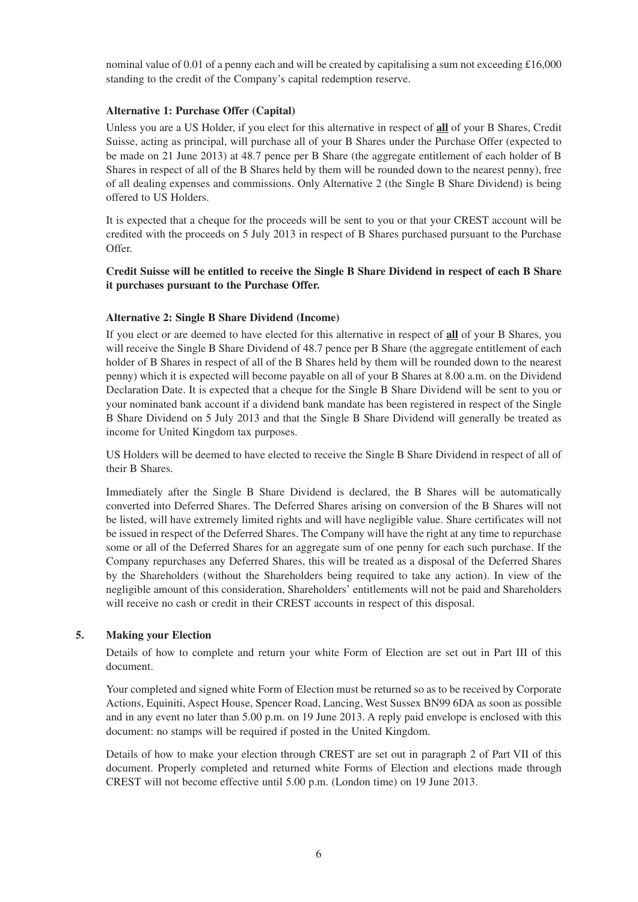nominal value of 0.01 of a penny each and will be created by capitalising a sum not exceeding £16,000 standing to the credit of the Company's capital redemption reserve.

**Alternative 1: Purchase Offer (Capital)**

Unless you are a US Holder, if you elect for this alternative in respect of **all** of your B Shares, Credit Suisse, acting as principal, will purchase all of your B Shares under the Purchase Offer (expected to be made on 21 June 2013) at 48.7 pence per B Share (the aggregate entitlement of each holder of B Shares in respect of all of the B Shares held by them will be rounded down to the nearest penny), free of all dealing expenses and commissions. Only Alternative 2 (the Single B Share Dividend) is being offered to US Holders.

It is expected that a cheque for the proceeds will be sent to you or that your CREST account will be credited with the proceeds on 5 July 2013 in respect of B Shares purchased pursuant to the Purchase Offer.

**Credit Suisse will be entitled to receive the Single B Share Dividend in respect of each B Share it purchases pursuant to the Purchase Offer.**

**Alternative 2: Single B Share Dividend (Income)**

If you elect or are deemed to have elected for this alternative in respect of **all** of your B Shares, you will receive the Single B Share Dividend of 48.7 pence per B Share (the aggregate entitlement of each holder of B Shares in respect of all of the B Shares held by them will be rounded down to the nearest penny) which it is expected will become payable on all of your B Shares at 8.00 a.m. on the Dividend Declaration Date. It is expected that a cheque for the Single B Share Dividend will be sent to you or your nominated bank account if a dividend bank mandate has been registered in respect of the Single B Share Dividend on 5 July 2013 and that the Single B Share Dividend will generally be treated as income for United Kingdom tax purposes.

US Holders will be deemed to have elected to receive the Single B Share Dividend in respect of all of their B Shares.

Immediately after the Single B Share Dividend is declared, the B Shares will be automatically converted into Deferred Shares. The Deferred Shares arising on conversion of the B Shares will not be listed, will have extremely limited rights and will have negligible value. Share certificates will not be issued in respect of the Deferred Shares. The Company will have the right at any time to repurchase some or all of the Deferred Shares for an aggregate sum of one penny for each such purchase. If the Company repurchases any Deferred Shares, this will be treated as a disposal of the Deferred Shares by the Shareholders (without the Shareholders being required to take any action). In view of the negligible amount of this consideration, Shareholders' entitlements will not be paid and Shareholders will receive no cash or credit in their CREST accounts in respect of this disposal.

## 5. Making your Election

Details of how to complete and return your white Form of Election are set out in Part III of this document.

Your completed and signed white Form of Election must be returned so as to be received by Corporate Actions, Equiniti, Aspect House, Spencer Road, Lancing, West Sussex BN99 6DA as soon as possible and in any event no later than 5.00 p.m. on 19 June 2013. A reply paid envelope is enclosed with this document: no stamps will be required if posted in the United Kingdom.

Details of how to make your election through CREST are set out in paragraph 2 of Part VII of this document. Properly completed and returned white Forms of Election and elections made through CREST will not become effective until 5.00 p.m. (London time) on 19 June 2013.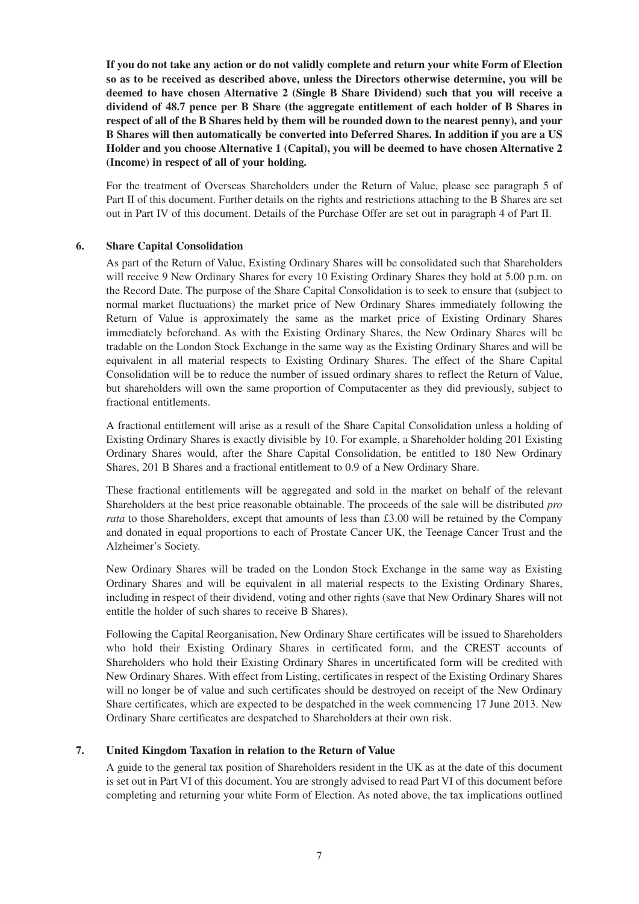**If you do not take any action or do not validly complete and return your white Form of Election so as to be received as described above, unless the Directors otherwise determine, you will be deemed to have chosen Alternative 2 (Single B Share Dividend) such that you will receive a dividend of 48.7 pence per B Share (the aggregate entitlement of each holder of B Shares in respect of all of the B Shares held by them will be rounded down to the nearest penny), and your B Shares will then automatically be converted into Deferred Shares. In addition if you are a US Holder and you choose Alternative 1 (Capital), you will be deemed to have chosen Alternative 2 (Income) in respect of all of your holding.**

For the treatment of Overseas Shareholders under the Return of Value, please see paragraph 5 of Part II of this document. Further details on the rights and restrictions attaching to the B Shares are set out in Part IV of this document. Details of the Purchase Offer are set out in paragraph 4 of Part II.

## 6. Share Capital Consolidation

As part of the Return of Value, Existing Ordinary Shares will be consolidated such that Shareholders will receive 9 New Ordinary Shares for every 10 Existing Ordinary Shares they hold at 5.00 p.m. on the Record Date. The purpose of the Share Capital Consolidation is to seek to ensure that (subject to normal market fluctuations) the market price of New Ordinary Shares immediately following the Return of Value is approximately the same as the market price of Existing Ordinary Shares immediately beforehand. As with the Existing Ordinary Shares, the New Ordinary Shares will be tradable on the London Stock Exchange in the same way as the Existing Ordinary Shares and will be equivalent in all material respects to Existing Ordinary Shares. The effect of the Share Capital Consolidation will be to reduce the number of issued ordinary shares to reflect the Return of Value, but shareholders will own the same proportion of Computacenter as they did previously, subject to fractional entitlements.

A fractional entitlement will arise as a result of the Share Capital Consolidation unless a holding of Existing Ordinary Shares is exactly divisible by 10. For example, a Shareholder holding 201 Existing Ordinary Shares would, after the Share Capital Consolidation, be entitled to 180 New Ordinary Shares, 201 B Shares and a fractional entitlement to 0.9 of a New Ordinary Share.

These fractional entitlements will be aggregated and sold in the market on behalf of the relevant Shareholders at the best price reasonable obtainable. The proceeds of the sale will be distributed *pro rata* to those Shareholders, except that amounts of less than £3.00 will be retained by the Company and donated in equal proportions to each of Prostate Cancer UK, the Teenage Cancer Trust and the Alzheimer's Society.

New Ordinary Shares will be traded on the London Stock Exchange in the same way as Existing Ordinary Shares and will be equivalent in all material respects to the Existing Ordinary Shares, including in respect of their dividend, voting and other rights (save that New Ordinary Shares will not entitle the holder of such shares to receive B Shares).

Following the Capital Reorganisation, New Ordinary Share certificates will be issued to Shareholders who hold their Existing Ordinary Shares in certificated form, and the CREST accounts of Shareholders who hold their Existing Ordinary Shares in uncertificated form will be credited with New Ordinary Shares. With effect from Listing, certificates in respect of the Existing Ordinary Shares will no longer be of value and such certificates should be destroyed on receipt of the New Ordinary Share certificates, which are expected to be despatched in the week commencing 17 June 2013. New Ordinary Share certificates are despatched to Shareholders at their own risk.

## 7. United Kingdom Taxation in relation to the Return of Value

A guide to the general tax position of Shareholders resident in the UK as at the date of this document is set out in Part VI of this document. You are strongly advised to read Part VI of this document before completing and returning your white Form of Election. As noted above, the tax implications outlined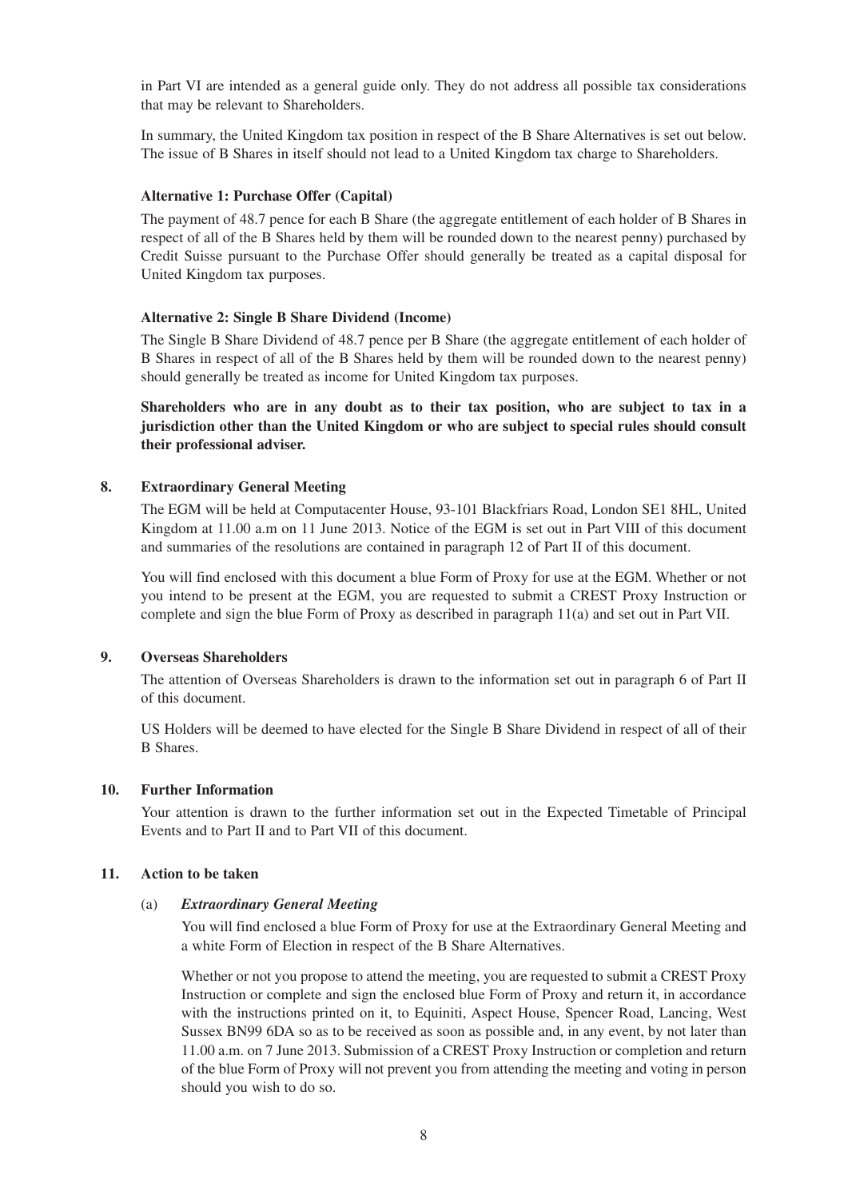in Part VI are intended as a general guide only. They do not address all possible tax considerations that may be relevant to Shareholders.

In summary, the United Kingdom tax position in respect of the B Share Alternatives is set out below. The issue of B Shares in itself should not lead to a United Kingdom tax charge to Shareholders.

**Alternative 1: Purchase Offer (Capital)**

The payment of 48.7 pence for each B Share (the aggregate entitlement of each holder of B Shares in respect of all of the B Shares held by them will be rounded down to the nearest penny) purchased by Credit Suisse pursuant to the Purchase Offer should generally be treated as a capital disposal for United Kingdom tax purposes.

**Alternative 2: Single B Share Dividend (Income)**

The Single B Share Dividend of 48.7 pence per B Share (the aggregate entitlement of each holder of B Shares in respect of all of the B Shares held by them will be rounded down to the nearest penny) should generally be treated as income for United Kingdom tax purposes.

**Shareholders who are in any doubt as to their tax position, who are subject to tax in a jurisdiction other than the United Kingdom or who are subject to special rules should consult their professional adviser.**

## 8. Extraordinary General Meeting

The EGM will be held at Computacenter House, 93-101 Blackfriars Road, London SE1 8HL, United Kingdom at 11.00 a.m on 11 June 2013. Notice of the EGM is set out in Part VIII of this document and summaries of the resolutions are contained in paragraph 12 of Part II of this document.

You will find enclosed with this document a blue Form of Proxy for use at the EGM. Whether or not you intend to be present at the EGM, you are requested to submit a CREST Proxy Instruction or complete and sign the blue Form of Proxy as described in paragraph 11(a) and set out in Part VII.

## 9. Overseas Shareholders

The attention of Overseas Shareholders is drawn to the information set out in paragraph 6 of Part II of this document.

US Holders will be deemed to have elected for the Single B Share Dividend in respect of all of their B Shares.

## 10. Further Information

Your attention is drawn to the further information set out in the Expected Timetable of Principal Events and to Part II and to Part VII of this document.

## 11. Action to be taken

(a) ***Extraordinary General Meeting***

You will find enclosed a blue Form of Proxy for use at the Extraordinary General Meeting and a white Form of Election in respect of the B Share Alternatives.

Whether or not you propose to attend the meeting, you are requested to submit a CREST Proxy Instruction or complete and sign the enclosed blue Form of Proxy and return it, in accordance with the instructions printed on it, to Equiniti, Aspect House, Spencer Road, Lancing, West Sussex BN99 6DA so as to be received as soon as possible and, in any event, by not later than 11.00 a.m. on 7 June 2013. Submission of a CREST Proxy Instruction or completion and return of the blue Form of Proxy will not prevent you from attending the meeting and voting in person should you wish to do so.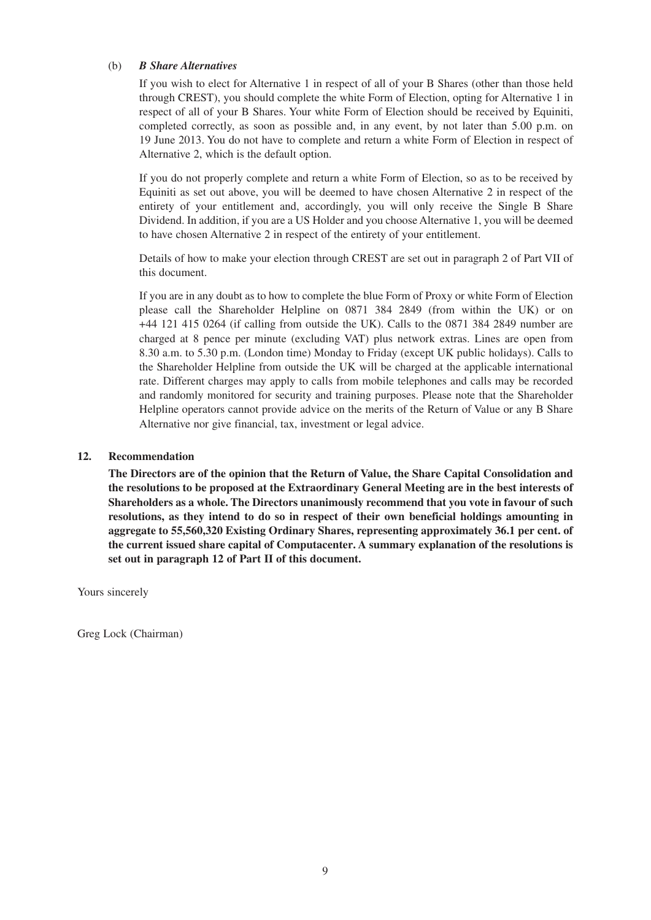(b) ***B Share Alternatives***

If you wish to elect for Alternative 1 in respect of all of your B Shares (other than those held through CREST), you should complete the white Form of Election, opting for Alternative 1 in respect of all of your B Shares. Your white Form of Election should be received by Equiniti, completed correctly, as soon as possible and, in any event, by not later than 5.00 p.m. on 19 June 2013. You do not have to complete and return a white Form of Election in respect of Alternative 2, which is the default option.

If you do not properly complete and return a white Form of Election, so as to be received by Equiniti as set out above, you will be deemed to have chosen Alternative 2 in respect of the entirety of your entitlement and, accordingly, you will only receive the Single B Share Dividend. In addition, if you are a US Holder and you choose Alternative 1, you will be deemed to have chosen Alternative 2 in respect of the entirety of your entitlement.

Details of how to make your election through CREST are set out in paragraph 2 of Part VII of this document.

If you are in any doubt as to how to complete the blue Form of Proxy or white Form of Election please call the Shareholder Helpline on 0871 384 2849 (from within the UK) or on +44 121 415 0264 (if calling from outside the UK). Calls to the 0871 384 2849 number are charged at 8 pence per minute (excluding VAT) plus network extras. Lines are open from 8.30 a.m. to 5.30 p.m. (London time) Monday to Friday (except UK public holidays). Calls to the Shareholder Helpline from outside the UK will be charged at the applicable international rate. Different charges may apply to calls from mobile telephones and calls may be recorded and randomly monitored for security and training purposes. Please note that the Shareholder Helpline operators cannot provide advice on the merits of the Return of Value or any B Share Alternative nor give financial, tax, investment or legal advice.

## 12. Recommendation

**The Directors are of the opinion that the Return of Value, the Share Capital Consolidation and the resolutions to be proposed at the Extraordinary General Meeting are in the best interests of Shareholders as a whole. The Directors unanimously recommend that you vote in favour of such resolutions, as they intend to do so in respect of their own beneficial holdings amounting in aggregate to 55,560,320 Existing Ordinary Shares, representing approximately 36.1 per cent. of the current issued share capital of Computacenter. A summary explanation of the resolutions is set out in paragraph 12 of Part II of this document.**

Yours sincerely

Greg Lock (Chairman)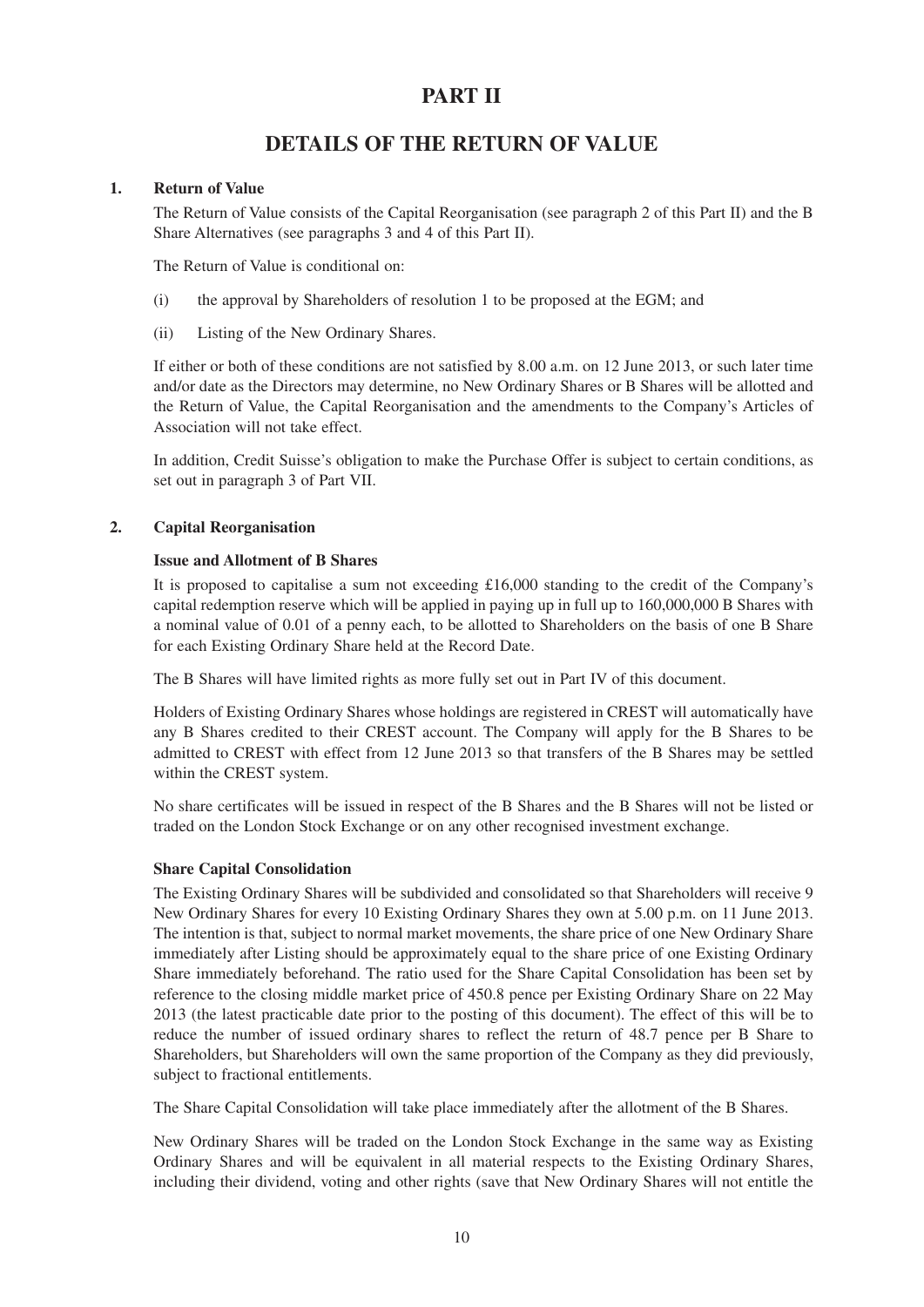# PART II

# DETAILS OF THE RETURN OF VALUE

## 1. Return of Value

The Return of Value consists of the Capital Reorganisation (see paragraph 2 of this Part II) and the B Share Alternatives (see paragraphs 3 and 4 of this Part II).

The Return of Value is conditional on:

(i) the approval by Shareholders of resolution 1 to be proposed at the EGM; and

(ii) Listing of the New Ordinary Shares.

If either or both of these conditions are not satisfied by 8.00 a.m. on 12 June 2013, or such later time and/or date as the Directors may determine, no New Ordinary Shares or B Shares will be allotted and the Return of Value, the Capital Reorganisation and the amendments to the Company's Articles of Association will not take effect.

In addition, Credit Suisse's obligation to make the Purchase Offer is subject to certain conditions, as set out in paragraph 3 of Part VII.

## 2. Capital Reorganisation

**Issue and Allotment of B Shares**

It is proposed to capitalise a sum not exceeding £16,000 standing to the credit of the Company's capital redemption reserve which will be applied in paying up in full up to 160,000,000 B Shares with a nominal value of 0.01 of a penny each, to be allotted to Shareholders on the basis of one B Share for each Existing Ordinary Share held at the Record Date.

The B Shares will have limited rights as more fully set out in Part IV of this document.

Holders of Existing Ordinary Shares whose holdings are registered in CREST will automatically have any B Shares credited to their CREST account. The Company will apply for the B Shares to be admitted to CREST with effect from 12 June 2013 so that transfers of the B Shares may be settled within the CREST system.

No share certificates will be issued in respect of the B Shares and the B Shares will not be listed or traded on the London Stock Exchange or on any other recognised investment exchange.

**Share Capital Consolidation**

The Existing Ordinary Shares will be subdivided and consolidated so that Shareholders will receive 9 New Ordinary Shares for every 10 Existing Ordinary Shares they own at 5.00 p.m. on 11 June 2013. The intention is that, subject to normal market movements, the share price of one New Ordinary Share immediately after Listing should be approximately equal to the share price of one Existing Ordinary Share immediately beforehand. The ratio used for the Share Capital Consolidation has been set by reference to the closing middle market price of 450.8 pence per Existing Ordinary Share on 22 May 2013 (the latest practicable date prior to the posting of this document). The effect of this will be to reduce the number of issued ordinary shares to reflect the return of 48.7 pence per B Share to Shareholders, but Shareholders will own the same proportion of the Company as they did previously, subject to fractional entitlements.

The Share Capital Consolidation will take place immediately after the allotment of the B Shares.

New Ordinary Shares will be traded on the London Stock Exchange in the same way as Existing Ordinary Shares and will be equivalent in all material respects to the Existing Ordinary Shares, including their dividend, voting and other rights (save that New Ordinary Shares will not entitle the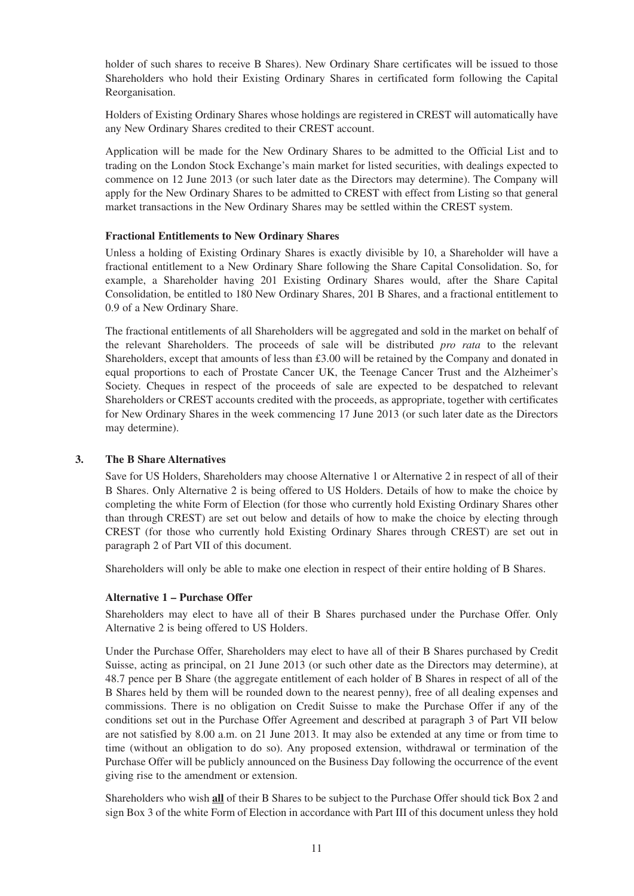holder of such shares to receive B Shares). New Ordinary Share certificates will be issued to those Shareholders who hold their Existing Ordinary Shares in certificated form following the Capital Reorganisation.

Holders of Existing Ordinary Shares whose holdings are registered in CREST will automatically have any New Ordinary Shares credited to their CREST account.

Application will be made for the New Ordinary Shares to be admitted to the Official List and to trading on the London Stock Exchange's main market for listed securities, with dealings expected to commence on 12 June 2013 (or such later date as the Directors may determine). The Company will apply for the New Ordinary Shares to be admitted to CREST with effect from Listing so that general market transactions in the New Ordinary Shares may be settled within the CREST system.

**Fractional Entitlements to New Ordinary Shares**

Unless a holding of Existing Ordinary Shares is exactly divisible by 10, a Shareholder will have a fractional entitlement to a New Ordinary Share following the Share Capital Consolidation. So, for example, a Shareholder having 201 Existing Ordinary Shares would, after the Share Capital Consolidation, be entitled to 180 New Ordinary Shares, 201 B Shares, and a fractional entitlement to 0.9 of a New Ordinary Share.

The fractional entitlements of all Shareholders will be aggregated and sold in the market on behalf of the relevant Shareholders. The proceeds of sale will be distributed *pro rata* to the relevant Shareholders, except that amounts of less than £3.00 will be retained by the Company and donated in equal proportions to each of Prostate Cancer UK, the Teenage Cancer Trust and the Alzheimer's Society. Cheques in respect of the proceeds of sale are expected to be despatched to relevant Shareholders or CREST accounts credited with the proceeds, as appropriate, together with certificates for New Ordinary Shares in the week commencing 17 June 2013 (or such later date as the Directors may determine).

**3. The B Share Alternatives**

Save for US Holders, Shareholders may choose Alternative 1 or Alternative 2 in respect of all of their B Shares. Only Alternative 2 is being offered to US Holders. Details of how to make the choice by completing the white Form of Election (for those who currently hold Existing Ordinary Shares other than through CREST) are set out below and details of how to make the choice by electing through CREST (for those who currently hold Existing Ordinary Shares through CREST) are set out in paragraph 2 of Part VII of this document.

Shareholders will only be able to make one election in respect of their entire holding of B Shares.

**Alternative 1 – Purchase Offer**

Shareholders may elect to have all of their B Shares purchased under the Purchase Offer. Only Alternative 2 is being offered to US Holders.

Under the Purchase Offer, Shareholders may elect to have all of their B Shares purchased by Credit Suisse, acting as principal, on 21 June 2013 (or such other date as the Directors may determine), at 48.7 pence per B Share (the aggregate entitlement of each holder of B Shares in respect of all of the B Shares held by them will be rounded down to the nearest penny), free of all dealing expenses and commissions. There is no obligation on Credit Suisse to make the Purchase Offer if any of the conditions set out in the Purchase Offer Agreement and described at paragraph 3 of Part VII below are not satisfied by 8.00 a.m. on 21 June 2013. It may also be extended at any time or from time to time (without an obligation to do so). Any proposed extension, withdrawal or termination of the Purchase Offer will be publicly announced on the Business Day following the occurrence of the event giving rise to the amendment or extension.

Shareholders who wish **all** of their B Shares to be subject to the Purchase Offer should tick Box 2 and sign Box 3 of the white Form of Election in accordance with Part III of this document unless they hold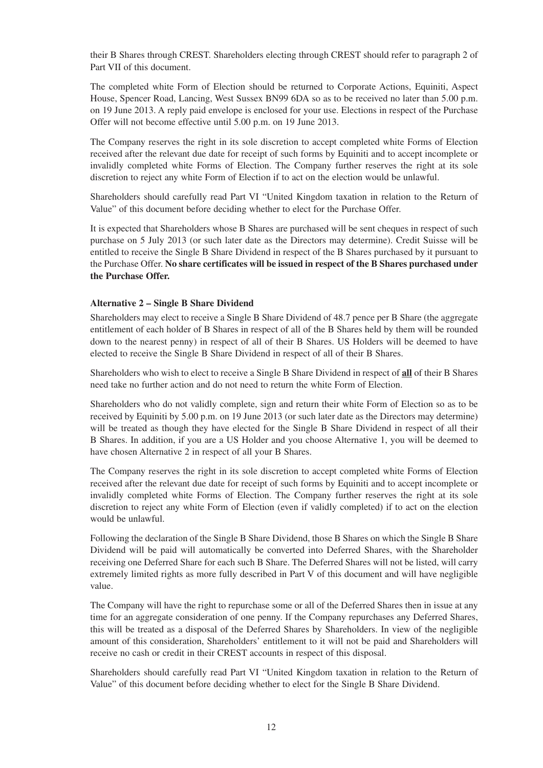their B Shares through CREST. Shareholders electing through CREST should refer to paragraph 2 of Part VII of this document.

The completed white Form of Election should be returned to Corporate Actions, Equiniti, Aspect House, Spencer Road, Lancing, West Sussex BN99 6DA so as to be received no later than 5.00 p.m. on 19 June 2013. A reply paid envelope is enclosed for your use. Elections in respect of the Purchase Offer will not become effective until 5.00 p.m. on 19 June 2013.

The Company reserves the right in its sole discretion to accept completed white Forms of Election received after the relevant due date for receipt of such forms by Equiniti and to accept incomplete or invalidly completed white Forms of Election. The Company further reserves the right at its sole discretion to reject any white Form of Election if to act on the election would be unlawful.

Shareholders should carefully read Part VI "United Kingdom taxation in relation to the Return of Value" of this document before deciding whether to elect for the Purchase Offer.

It is expected that Shareholders whose B Shares are purchased will be sent cheques in respect of such purchase on 5 July 2013 (or such later date as the Directors may determine). Credit Suisse will be entitled to receive the Single B Share Dividend in respect of the B Shares purchased by it pursuant to the Purchase Offer. **No share certificates will be issued in respect of the B Shares purchased under the Purchase Offer.**

**Alternative 2 – Single B Share Dividend**

Shareholders may elect to receive a Single B Share Dividend of 48.7 pence per B Share (the aggregate entitlement of each holder of B Shares in respect of all of the B Shares held by them will be rounded down to the nearest penny) in respect of all of their B Shares. US Holders will be deemed to have elected to receive the Single B Share Dividend in respect of all of their B Shares.

Shareholders who wish to elect to receive a Single B Share Dividend in respect of **<u>all</u>** of their B Shares need take no further action and do not need to return the white Form of Election.

Shareholders who do not validly complete, sign and return their white Form of Election so as to be received by Equiniti by 5.00 p.m. on 19 June 2013 (or such later date as the Directors may determine) will be treated as though they have elected for the Single B Share Dividend in respect of all their B Shares. In addition, if you are a US Holder and you choose Alternative 1, you will be deemed to have chosen Alternative 2 in respect of all your B Shares.

The Company reserves the right in its sole discretion to accept completed white Forms of Election received after the relevant due date for receipt of such forms by Equiniti and to accept incomplete or invalidly completed white Forms of Election. The Company further reserves the right at its sole discretion to reject any white Form of Election (even if validly completed) if to act on the election would be unlawful.

Following the declaration of the Single B Share Dividend, those B Shares on which the Single B Share Dividend will be paid will automatically be converted into Deferred Shares, with the Shareholder receiving one Deferred Share for each such B Share. The Deferred Shares will not be listed, will carry extremely limited rights as more fully described in Part V of this document and will have negligible value.

The Company will have the right to repurchase some or all of the Deferred Shares then in issue at any time for an aggregate consideration of one penny. If the Company repurchases any Deferred Shares, this will be treated as a disposal of the Deferred Shares by Shareholders. In view of the negligible amount of this consideration, Shareholders' entitlement to it will not be paid and Shareholders will receive no cash or credit in their CREST accounts in respect of this disposal.

Shareholders should carefully read Part VI "United Kingdom taxation in relation to the Return of Value" of this document before deciding whether to elect for the Single B Share Dividend.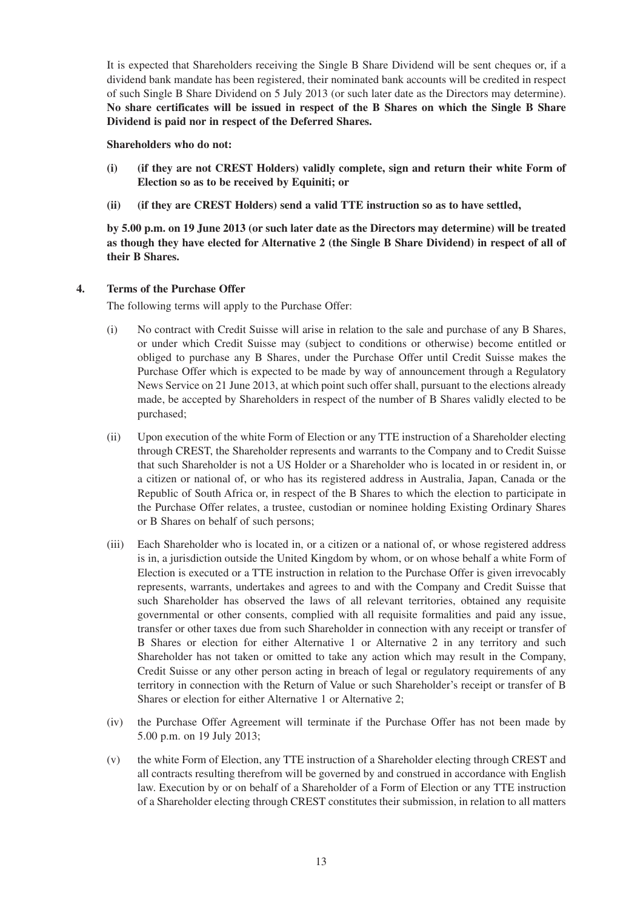It is expected that Shareholders receiving the Single B Share Dividend will be sent cheques or, if a dividend bank mandate has been registered, their nominated bank accounts will be credited in respect of such Single B Share Dividend on 5 July 2013 (or such later date as the Directors may determine). **No share certificates will be issued in respect of the B Shares on which the Single B Share Dividend is paid nor in respect of the Deferred Shares.**

**Shareholders who do not:**

**(i) (if they are not CREST Holders) validly complete, sign and return their white Form of Election so as to be received by Equiniti; or**

**(ii) (if they are CREST Holders) send a valid TTE instruction so as to have settled,**

**by 5.00 p.m. on 19 June 2013 (or such later date as the Directors may determine) will be treated as though they have elected for Alternative 2 (the Single B Share Dividend) in respect of all of their B Shares.**

## 4. Terms of the Purchase Offer

The following terms will apply to the Purchase Offer:

(i) No contract with Credit Suisse will arise in relation to the sale and purchase of any B Shares, or under which Credit Suisse may (subject to conditions or otherwise) become entitled or obliged to purchase any B Shares, under the Purchase Offer until Credit Suisse makes the Purchase Offer which is expected to be made by way of announcement through a Regulatory News Service on 21 June 2013, at which point such offer shall, pursuant to the elections already made, be accepted by Shareholders in respect of the number of B Shares validly elected to be purchased;

(ii) Upon execution of the white Form of Election or any TTE instruction of a Shareholder electing through CREST, the Shareholder represents and warrants to the Company and to Credit Suisse that such Shareholder is not a US Holder or a Shareholder who is located in or resident in, or a citizen or national of, or who has its registered address in Australia, Japan, Canada or the Republic of South Africa or, in respect of the B Shares to which the election to participate in the Purchase Offer relates, a trustee, custodian or nominee holding Existing Ordinary Shares or B Shares on behalf of such persons;

(iii) Each Shareholder who is located in, or a citizen or a national of, or whose registered address is in, a jurisdiction outside the United Kingdom by whom, or on whose behalf a white Form of Election is executed or a TTE instruction in relation to the Purchase Offer is given irrevocably represents, warrants, undertakes and agrees to and with the Company and Credit Suisse that such Shareholder has observed the laws of all relevant territories, obtained any requisite governmental or other consents, complied with all requisite formalities and paid any issue, transfer or other taxes due from such Shareholder in connection with any receipt or transfer of B Shares or election for either Alternative 1 or Alternative 2 in any territory and such Shareholder has not taken or omitted to take any action which may result in the Company, Credit Suisse or any other person acting in breach of legal or regulatory requirements of any territory in connection with the Return of Value or such Shareholder's receipt or transfer of B Shares or election for either Alternative 1 or Alternative 2;

(iv) the Purchase Offer Agreement will terminate if the Purchase Offer has not been made by 5.00 p.m. on 19 July 2013;

(v) the white Form of Election, any TTE instruction of a Shareholder electing through CREST and all contracts resulting therefrom will be governed by and construed in accordance with English law. Execution by or on behalf of a Shareholder of a Form of Election or any TTE instruction of a Shareholder electing through CREST constitutes their submission, in relation to all matters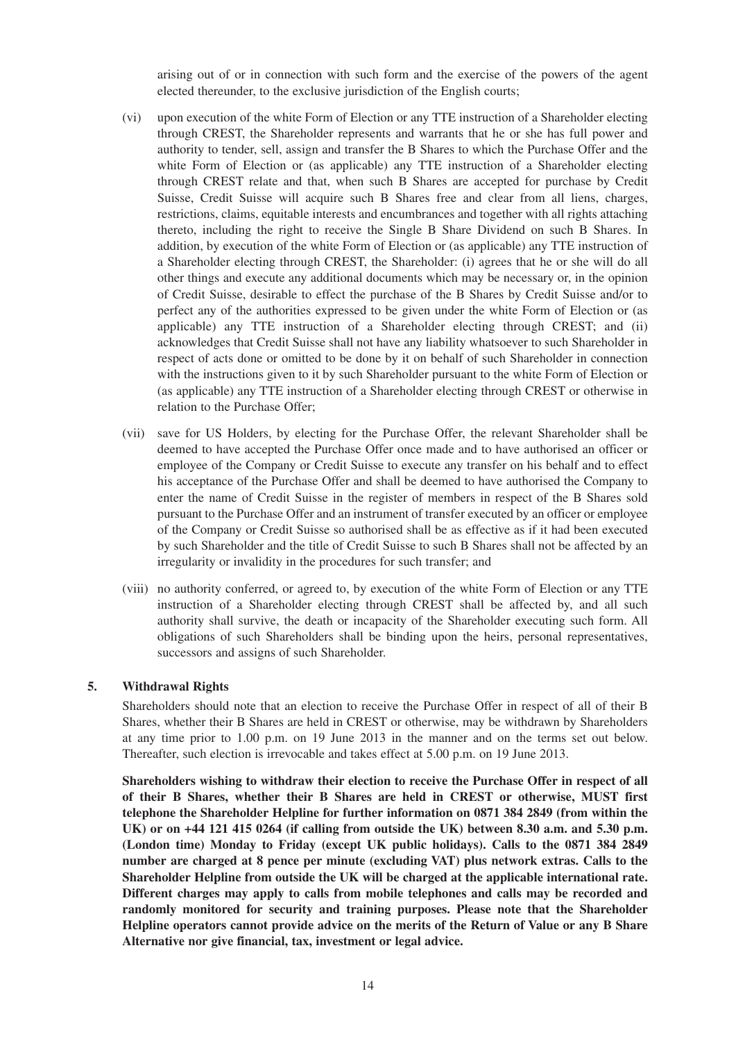arising out of or in connection with such form and the exercise of the powers of the agent elected thereunder, to the exclusive jurisdiction of the English courts;

(vi) upon execution of the white Form of Election or any TTE instruction of a Shareholder electing through CREST, the Shareholder represents and warrants that he or she has full power and authority to tender, sell, assign and transfer the B Shares to which the Purchase Offer and the white Form of Election or (as applicable) any TTE instruction of a Shareholder electing through CREST relate and that, when such B Shares are accepted for purchase by Credit Suisse, Credit Suisse will acquire such B Shares free and clear from all liens, charges, restrictions, claims, equitable interests and encumbrances and together with all rights attaching thereto, including the right to receive the Single B Share Dividend on such B Shares. In addition, by execution of the white Form of Election or (as applicable) any TTE instruction of a Shareholder electing through CREST, the Shareholder: (i) agrees that he or she will do all other things and execute any additional documents which may be necessary or, in the opinion of Credit Suisse, desirable to effect the purchase of the B Shares by Credit Suisse and/or to perfect any of the authorities expressed to be given under the white Form of Election or (as applicable) any TTE instruction of a Shareholder electing through CREST; and (ii) acknowledges that Credit Suisse shall not have any liability whatsoever to such Shareholder in respect of acts done or omitted to be done by it on behalf of such Shareholder in connection with the instructions given to it by such Shareholder pursuant to the white Form of Election or (as applicable) any TTE instruction of a Shareholder electing through CREST or otherwise in relation to the Purchase Offer;

(vii) save for US Holders, by electing for the Purchase Offer, the relevant Shareholder shall be deemed to have accepted the Purchase Offer once made and to have authorised an officer or employee of the Company or Credit Suisse to execute any transfer on his behalf and to effect his acceptance of the Purchase Offer and shall be deemed to have authorised the Company to enter the name of Credit Suisse in the register of members in respect of the B Shares sold pursuant to the Purchase Offer and an instrument of transfer executed by an officer or employee of the Company or Credit Suisse so authorised shall be as effective as if it had been executed by such Shareholder and the title of Credit Suisse to such B Shares shall not be affected by an irregularity or invalidity in the procedures for such transfer; and

(viii) no authority conferred, or agreed to, by execution of the white Form of Election or any TTE instruction of a Shareholder electing through CREST shall be affected by, and all such authority shall survive, the death or incapacity of the Shareholder executing such form. All obligations of such Shareholders shall be binding upon the heirs, personal representatives, successors and assigns of such Shareholder.

## 5. Withdrawal Rights

Shareholders should note that an election to receive the Purchase Offer in respect of all of their B Shares, whether their B Shares are held in CREST or otherwise, may be withdrawn by Shareholders at any time prior to 1.00 p.m. on 19 June 2013 in the manner and on the terms set out below. Thereafter, such election is irrevocable and takes effect at 5.00 p.m. on 19 June 2013.

**Shareholders wishing to withdraw their election to receive the Purchase Offer in respect of all of their B Shares, whether their B Shares are held in CREST or otherwise, MUST first telephone the Shareholder Helpline for further information on 0871 384 2849 (from within the UK) or on +44 121 415 0264 (if calling from outside the UK) between 8.30 a.m. and 5.30 p.m. (London time) Monday to Friday (except UK public holidays). Calls to the 0871 384 2849 number are charged at 8 pence per minute (excluding VAT) plus network extras. Calls to the Shareholder Helpline from outside the UK will be charged at the applicable international rate. Different charges may apply to calls from mobile telephones and calls may be recorded and randomly monitored for security and training purposes. Please note that the Shareholder Helpline operators cannot provide advice on the merits of the Return of Value or any B Share Alternative nor give financial, tax, investment or legal advice.**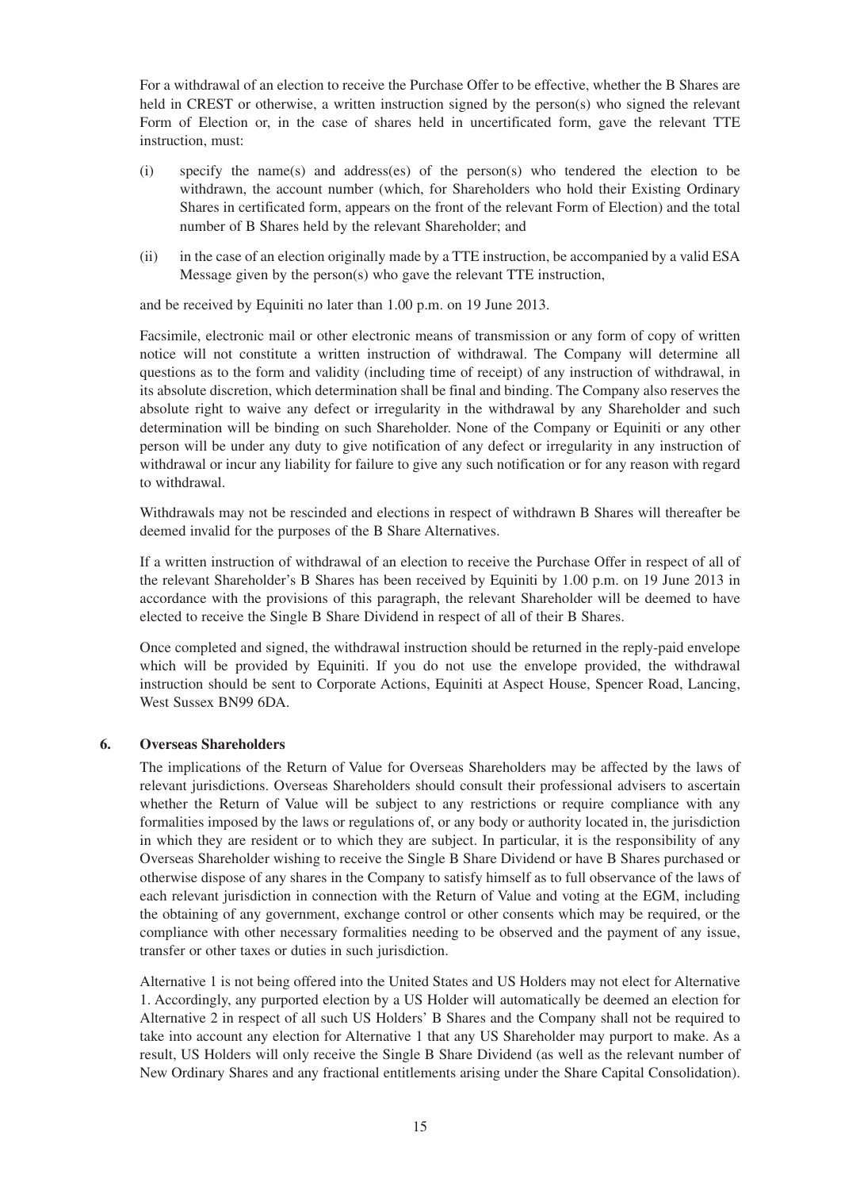For a withdrawal of an election to receive the Purchase Offer to be effective, whether the B Shares are held in CREST or otherwise, a written instruction signed by the person(s) who signed the relevant Form of Election or, in the case of shares held in uncertificated form, gave the relevant TTE instruction, must:

(i) specify the name(s) and address(es) of the person(s) who tendered the election to be withdrawn, the account number (which, for Shareholders who hold their Existing Ordinary Shares in certificated form, appears on the front of the relevant Form of Election) and the total number of B Shares held by the relevant Shareholder; and

(ii) in the case of an election originally made by a TTE instruction, be accompanied by a valid ESA Message given by the person(s) who gave the relevant TTE instruction,

and be received by Equiniti no later than 1.00 p.m. on 19 June 2013.

Facsimile, electronic mail or other electronic means of transmission or any form of copy of written notice will not constitute a written instruction of withdrawal. The Company will determine all questions as to the form and validity (including time of receipt) of any instruction of withdrawal, in its absolute discretion, which determination shall be final and binding. The Company also reserves the absolute right to waive any defect or irregularity in the withdrawal by any Shareholder and such determination will be binding on such Shareholder. None of the Company or Equiniti or any other person will be under any duty to give notification of any defect or irregularity in any instruction of withdrawal or incur any liability for failure to give any such notification or for any reason with regard to withdrawal.

Withdrawals may not be rescinded and elections in respect of withdrawn B Shares will thereafter be deemed invalid for the purposes of the B Share Alternatives.

If a written instruction of withdrawal of an election to receive the Purchase Offer in respect of all of the relevant Shareholder's B Shares has been received by Equiniti by 1.00 p.m. on 19 June 2013 in accordance with the provisions of this paragraph, the relevant Shareholder will be deemed to have elected to receive the Single B Share Dividend in respect of all of their B Shares.

Once completed and signed, the withdrawal instruction should be returned in the reply-paid envelope which will be provided by Equiniti. If you do not use the envelope provided, the withdrawal instruction should be sent to Corporate Actions, Equiniti at Aspect House, Spencer Road, Lancing, West Sussex BN99 6DA.

## 6. Overseas Shareholders

The implications of the Return of Value for Overseas Shareholders may be affected by the laws of relevant jurisdictions. Overseas Shareholders should consult their professional advisers to ascertain whether the Return of Value will be subject to any restrictions or require compliance with any formalities imposed by the laws or regulations of, or any body or authority located in, the jurisdiction in which they are resident or to which they are subject. In particular, it is the responsibility of any Overseas Shareholder wishing to receive the Single B Share Dividend or have B Shares purchased or otherwise dispose of any shares in the Company to satisfy himself as to full observance of the laws of each relevant jurisdiction in connection with the Return of Value and voting at the EGM, including the obtaining of any government, exchange control or other consents which may be required, or the compliance with other necessary formalities needing to be observed and the payment of any issue, transfer or other taxes or duties in such jurisdiction.

Alternative 1 is not being offered into the United States and US Holders may not elect for Alternative 1. Accordingly, any purported election by a US Holder will automatically be deemed an election for Alternative 2 in respect of all such US Holders' B Shares and the Company shall not be required to take into account any election for Alternative 1 that any US Shareholder may purport to make. As a result, US Holders will only receive the Single B Share Dividend (as well as the relevant number of New Ordinary Shares and any fractional entitlements arising under the Share Capital Consolidation).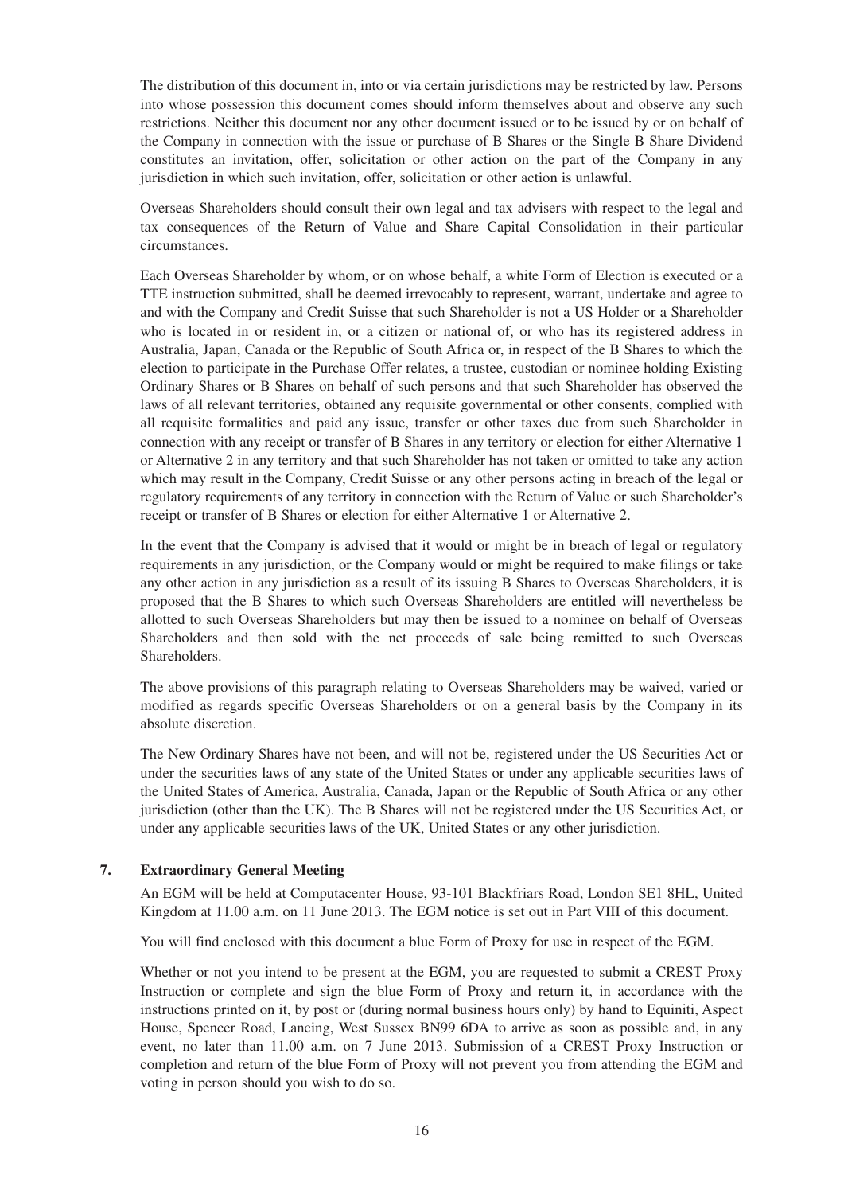The distribution of this document in, into or via certain jurisdictions may be restricted by law. Persons into whose possession this document comes should inform themselves about and observe any such restrictions. Neither this document nor any other document issued or to be issued by or on behalf of the Company in connection with the issue or purchase of B Shares or the Single B Share Dividend constitutes an invitation, offer, solicitation or other action on the part of the Company in any jurisdiction in which such invitation, offer, solicitation or other action is unlawful.

Overseas Shareholders should consult their own legal and tax advisers with respect to the legal and tax consequences of the Return of Value and Share Capital Consolidation in their particular circumstances.

Each Overseas Shareholder by whom, or on whose behalf, a white Form of Election is executed or a TTE instruction submitted, shall be deemed irrevocably to represent, warrant, undertake and agree to and with the Company and Credit Suisse that such Shareholder is not a US Holder or a Shareholder who is located in or resident in, or a citizen or national of, or who has its registered address in Australia, Japan, Canada or the Republic of South Africa or, in respect of the B Shares to which the election to participate in the Purchase Offer relates, a trustee, custodian or nominee holding Existing Ordinary Shares or B Shares on behalf of such persons and that such Shareholder has observed the laws of all relevant territories, obtained any requisite governmental or other consents, complied with all requisite formalities and paid any issue, transfer or other taxes due from such Shareholder in connection with any receipt or transfer of B Shares in any territory or election for either Alternative 1 or Alternative 2 in any territory and that such Shareholder has not taken or omitted to take any action which may result in the Company, Credit Suisse or any other persons acting in breach of the legal or regulatory requirements of any territory in connection with the Return of Value or such Shareholder's receipt or transfer of B Shares or election for either Alternative 1 or Alternative 2.

In the event that the Company is advised that it would or might be in breach of legal or regulatory requirements in any jurisdiction, or the Company would or might be required to make filings or take any other action in any jurisdiction as a result of its issuing B Shares to Overseas Shareholders, it is proposed that the B Shares to which such Overseas Shareholders are entitled will nevertheless be allotted to such Overseas Shareholders but may then be issued to a nominee on behalf of Overseas Shareholders and then sold with the net proceeds of sale being remitted to such Overseas Shareholders.

The above provisions of this paragraph relating to Overseas Shareholders may be waived, varied or modified as regards specific Overseas Shareholders or on a general basis by the Company in its absolute discretion.

The New Ordinary Shares have not been, and will not be, registered under the US Securities Act or under the securities laws of any state of the United States or under any applicable securities laws of the United States of America, Australia, Canada, Japan or the Republic of South Africa or any other jurisdiction (other than the UK). The B Shares will not be registered under the US Securities Act, or under any applicable securities laws of the UK, United States or any other jurisdiction.

## 7. Extraordinary General Meeting

An EGM will be held at Computacenter House, 93-101 Blackfriars Road, London SE1 8HL, United Kingdom at 11.00 a.m. on 11 June 2013. The EGM notice is set out in Part VIII of this document.

You will find enclosed with this document a blue Form of Proxy for use in respect of the EGM.

Whether or not you intend to be present at the EGM, you are requested to submit a CREST Proxy Instruction or complete and sign the blue Form of Proxy and return it, in accordance with the instructions printed on it, by post or (during normal business hours only) by hand to Equiniti, Aspect House, Spencer Road, Lancing, West Sussex BN99 6DA to arrive as soon as possible and, in any event, no later than 11.00 a.m. on 7 June 2013. Submission of a CREST Proxy Instruction or completion and return of the blue Form of Proxy will not prevent you from attending the EGM and voting in person should you wish to do so.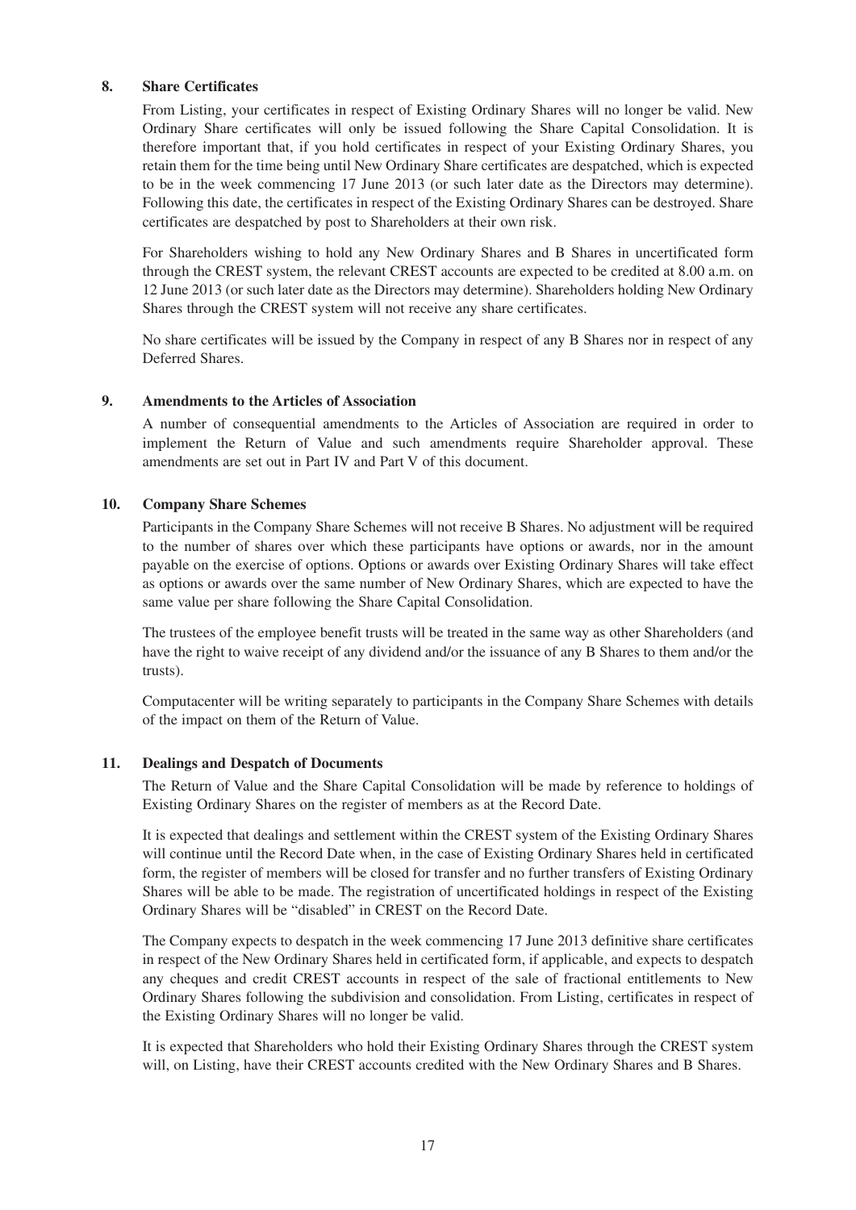## 8. Share Certificates

From Listing, your certificates in respect of Existing Ordinary Shares will no longer be valid. New Ordinary Share certificates will only be issued following the Share Capital Consolidation. It is therefore important that, if you hold certificates in respect of your Existing Ordinary Shares, you retain them for the time being until New Ordinary Share certificates are despatched, which is expected to be in the week commencing 17 June 2013 (or such later date as the Directors may determine). Following this date, the certificates in respect of the Existing Ordinary Shares can be destroyed. Share certificates are despatched by post to Shareholders at their own risk.

For Shareholders wishing to hold any New Ordinary Shares and B Shares in uncertificated form through the CREST system, the relevant CREST accounts are expected to be credited at 8.00 a.m. on 12 June 2013 (or such later date as the Directors may determine). Shareholders holding New Ordinary Shares through the CREST system will not receive any share certificates.

No share certificates will be issued by the Company in respect of any B Shares nor in respect of any Deferred Shares.

## 9. Amendments to the Articles of Association

A number of consequential amendments to the Articles of Association are required in order to implement the Return of Value and such amendments require Shareholder approval. These amendments are set out in Part IV and Part V of this document.

## 10. Company Share Schemes

Participants in the Company Share Schemes will not receive B Shares. No adjustment will be required to the number of shares over which these participants have options or awards, nor in the amount payable on the exercise of options. Options or awards over Existing Ordinary Shares will take effect as options or awards over the same number of New Ordinary Shares, which are expected to have the same value per share following the Share Capital Consolidation.

The trustees of the employee benefit trusts will be treated in the same way as other Shareholders (and have the right to waive receipt of any dividend and/or the issuance of any B Shares to them and/or the trusts).

Computacenter will be writing separately to participants in the Company Share Schemes with details of the impact on them of the Return of Value.

## 11. Dealings and Despatch of Documents

The Return of Value and the Share Capital Consolidation will be made by reference to holdings of Existing Ordinary Shares on the register of members as at the Record Date.

It is expected that dealings and settlement within the CREST system of the Existing Ordinary Shares will continue until the Record Date when, in the case of Existing Ordinary Shares held in certificated form, the register of members will be closed for transfer and no further transfers of Existing Ordinary Shares will be able to be made. The registration of uncertificated holdings in respect of the Existing Ordinary Shares will be "disabled" in CREST on the Record Date.

The Company expects to despatch in the week commencing 17 June 2013 definitive share certificates in respect of the New Ordinary Shares held in certificated form, if applicable, and expects to despatch any cheques and credit CREST accounts in respect of the sale of fractional entitlements to New Ordinary Shares following the subdivision and consolidation. From Listing, certificates in respect of the Existing Ordinary Shares will no longer be valid.

It is expected that Shareholders who hold their Existing Ordinary Shares through the CREST system will, on Listing, have their CREST accounts credited with the New Ordinary Shares and B Shares.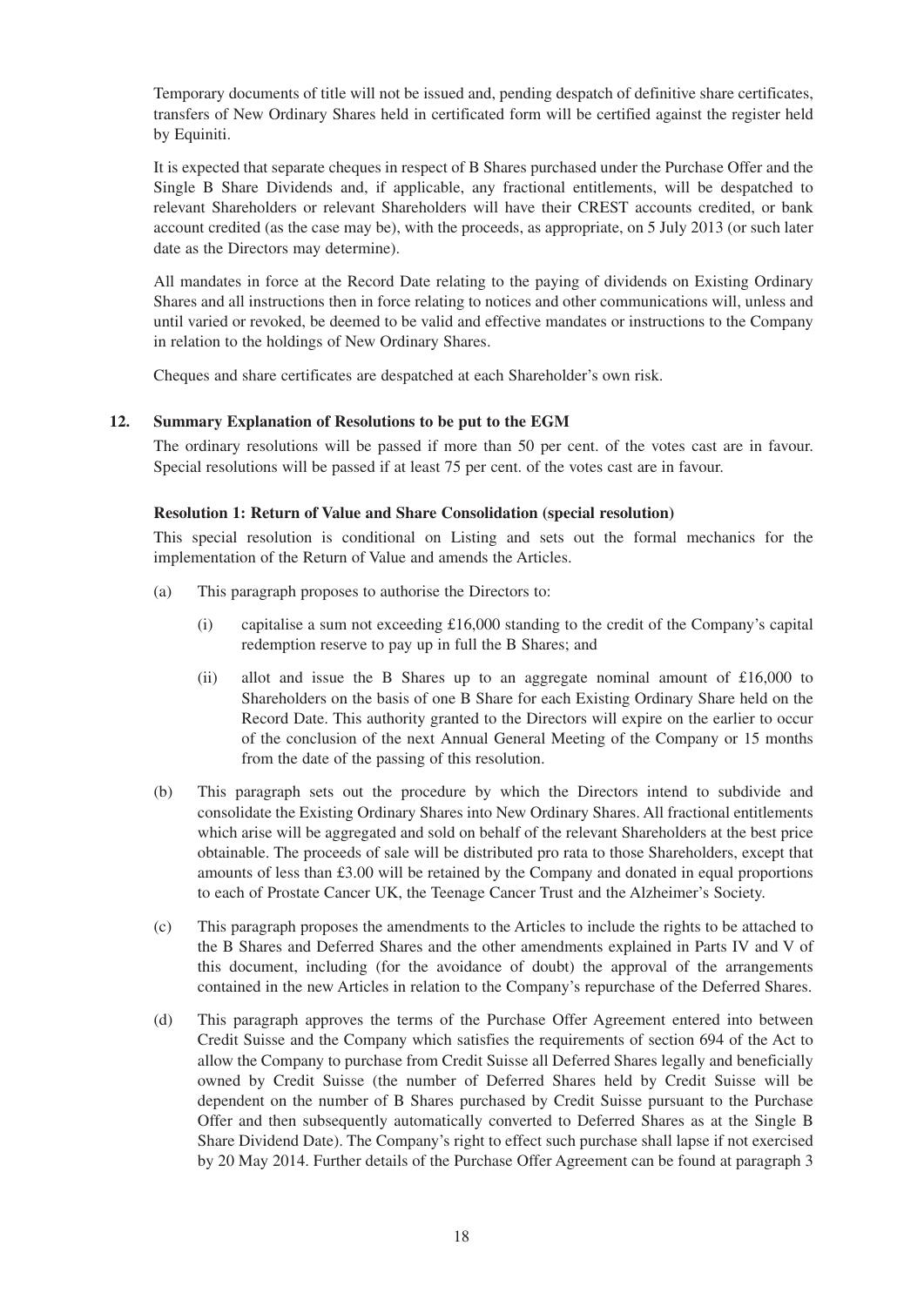Temporary documents of title will not be issued and, pending despatch of definitive share certificates, transfers of New Ordinary Shares held in certificated form will be certified against the register held by Equiniti.

It is expected that separate cheques in respect of B Shares purchased under the Purchase Offer and the Single B Share Dividends and, if applicable, any fractional entitlements, will be despatched to relevant Shareholders or relevant Shareholders will have their CREST accounts credited, or bank account credited (as the case may be), with the proceeds, as appropriate, on 5 July 2013 (or such later date as the Directors may determine).

All mandates in force at the Record Date relating to the paying of dividends on Existing Ordinary Shares and all instructions then in force relating to notices and other communications will, unless and until varied or revoked, be deemed to be valid and effective mandates or instructions to the Company in relation to the holdings of New Ordinary Shares.

Cheques and share certificates are despatched at each Shareholder's own risk.

## 12. Summary Explanation of Resolutions to be put to the EGM

The ordinary resolutions will be passed if more than 50 per cent. of the votes cast are in favour. Special resolutions will be passed if at least 75 per cent. of the votes cast are in favour.

### Resolution 1: Return of Value and Share Consolidation (special resolution)

This special resolution is conditional on Listing and sets out the formal mechanics for the implementation of the Return of Value and amends the Articles.

(a) This paragraph proposes to authorise the Directors to:

  (i) capitalise a sum not exceeding £16,000 standing to the credit of the Company's capital redemption reserve to pay up in full the B Shares; and

  (ii) allot and issue the B Shares up to an aggregate nominal amount of £16,000 to Shareholders on the basis of one B Share for each Existing Ordinary Share held on the Record Date. This authority granted to the Directors will expire on the earlier to occur of the conclusion of the next Annual General Meeting of the Company or 15 months from the date of the passing of this resolution.

(b) This paragraph sets out the procedure by which the Directors intend to subdivide and consolidate the Existing Ordinary Shares into New Ordinary Shares. All fractional entitlements which arise will be aggregated and sold on behalf of the relevant Shareholders at the best price obtainable. The proceeds of sale will be distributed pro rata to those Shareholders, except that amounts of less than £3.00 will be retained by the Company and donated in equal proportions to each of Prostate Cancer UK, the Teenage Cancer Trust and the Alzheimer's Society.

(c) This paragraph proposes the amendments to the Articles to include the rights to be attached to the B Shares and Deferred Shares and the other amendments explained in Parts IV and V of this document, including (for the avoidance of doubt) the approval of the arrangements contained in the new Articles in relation to the Company's repurchase of the Deferred Shares.

(d) This paragraph approves the terms of the Purchase Offer Agreement entered into between Credit Suisse and the Company which satisfies the requirements of section 694 of the Act to allow the Company to purchase from Credit Suisse all Deferred Shares legally and beneficially owned by Credit Suisse (the number of Deferred Shares held by Credit Suisse will be dependent on the number of B Shares purchased by Credit Suisse pursuant to the Purchase Offer and then subsequently automatically converted to Deferred Shares as at the Single B Share Dividend Date). The Company's right to effect such purchase shall lapse if not exercised by 20 May 2014. Further details of the Purchase Offer Agreement can be found at paragraph 3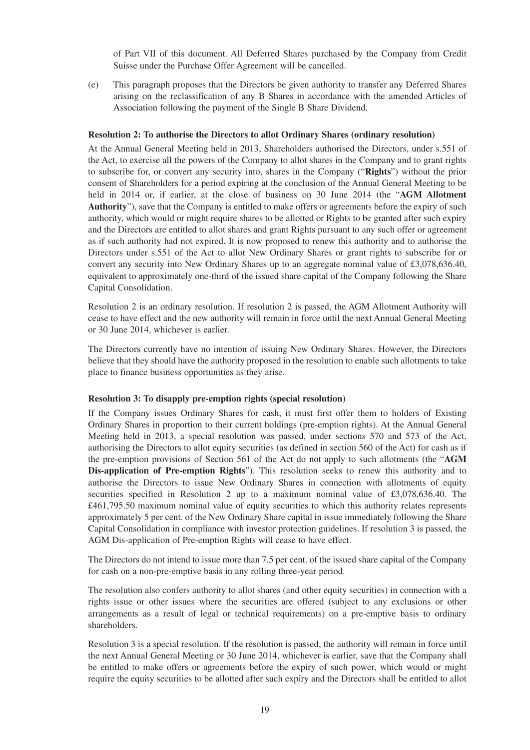of Part VII of this document. All Deferred Shares purchased by the Company from Credit Suisse under the Purchase Offer Agreement will be cancelled.

(e) This paragraph proposes that the Directors be given authority to transfer any Deferred Shares arising on the reclassification of any B Shares in accordance with the amended Articles of Association following the payment of the Single B Share Dividend.

**Resolution 2: To authorise the Directors to allot Ordinary Shares (ordinary resolution)**

At the Annual General Meeting held in 2013, Shareholders authorised the Directors, under s.551 of the Act, to exercise all the powers of the Company to allot shares in the Company and to grant rights to subscribe for, or convert any security into, shares in the Company ("**Rights**") without the prior consent of Shareholders for a period expiring at the conclusion of the Annual General Meeting to be held in 2014 or, if earlier, at the close of business on 30 June 2014 (the "**AGM Allotment Authority**"), save that the Company is entitled to make offers or agreements before the expiry of such authority, which would or might require shares to be allotted or Rights to be granted after such expiry and the Directors are entitled to allot shares and grant Rights pursuant to any such offer or agreement as if such authority had not expired. It is now proposed to renew this authority and to authorise the Directors under s.551 of the Act to allot New Ordinary Shares or grant rights to subscribe for or convert any security into New Ordinary Shares up to an aggregate nominal value of £3,078,636.40, equivalent to approximately one-third of the issued share capital of the Company following the Share Capital Consolidation.

Resolution 2 is an ordinary resolution. If resolution 2 is passed, the AGM Allotment Authority will cease to have effect and the new authority will remain in force until the next Annual General Meeting or 30 June 2014, whichever is earlier.

The Directors currently have no intention of issuing New Ordinary Shares. However, the Directors believe that they should have the authority proposed in the resolution to enable such allotments to take place to finance business opportunities as they arise.

**Resolution 3: To disapply pre-emption rights (special resolution)**

If the Company issues Ordinary Shares for cash, it must first offer them to holders of Existing Ordinary Shares in proportion to their current holdings (pre-emption rights). At the Annual General Meeting held in 2013, a special resolution was passed, under sections 570 and 573 of the Act, authorising the Directors to allot equity securities (as defined in section 560 of the Act) for cash as if the pre-emption provisions of Section 561 of the Act do not apply to such allotments (the "**AGM Dis-application of Pre-emption Rights**"). This resolution seeks to renew this authority and to authorise the Directors to issue New Ordinary Shares in connection with allotments of equity securities specified in Resolution 2 up to a maximum nominal value of £3,078,636.40. The £461,795.50 maximum nominal value of equity securities to which this authority relates represents approximately 5 per cent. of the New Ordinary Share capital in issue immediately following the Share Capital Consolidation in compliance with investor protection guidelines. If resolution 3 is passed, the AGM Dis-application of Pre-emption Rights will cease to have effect.

The Directors do not intend to issue more than 7.5 per cent. of the issued share capital of the Company for cash on a non-pre-emptive basis in any rolling three-year period.

The resolution also confers authority to allot shares (and other equity securities) in connection with a rights issue or other issues where the securities are offered (subject to any exclusions or other arrangements as a result of legal or technical requirements) on a pre-emptive basis to ordinary shareholders.

Resolution 3 is a special resolution. If the resolution is passed, the authority will remain in force until the next Annual General Meeting or 30 June 2014, whichever is earlier, save that the Company shall be entitled to make offers or agreements before the expiry of such power, which would or might require the equity securities to be allotted after such expiry and the Directors shall be entitled to allot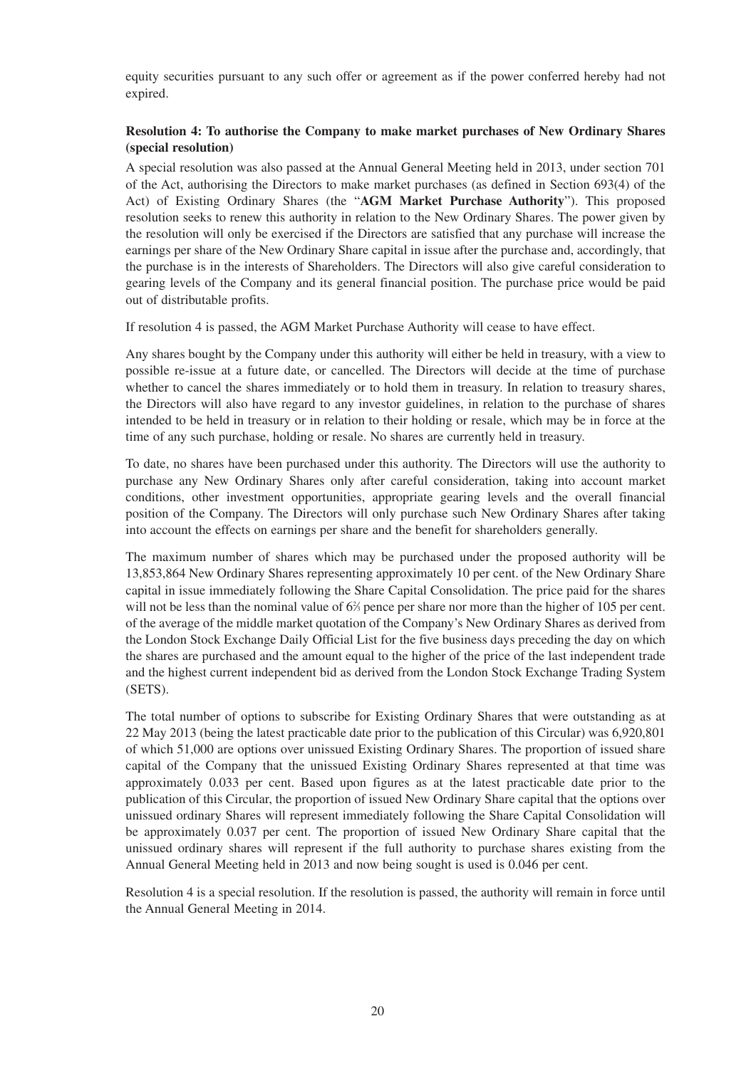equity securities pursuant to any such offer or agreement as if the power conferred hereby had not expired.

**Resolution 4: To authorise the Company to make market purchases of New Ordinary Shares (special resolution)**

A special resolution was also passed at the Annual General Meeting held in 2013, under section 701 of the Act, authorising the Directors to make market purchases (as defined in Section 693(4) of the Act) of Existing Ordinary Shares (the "**AGM Market Purchase Authority**"). This proposed resolution seeks to renew this authority in relation to the New Ordinary Shares. The power given by the resolution will only be exercised if the Directors are satisfied that any purchase will increase the earnings per share of the New Ordinary Share capital in issue after the purchase and, accordingly, that the purchase is in the interests of Shareholders. The Directors will also give careful consideration to gearing levels of the Company and its general financial position. The purchase price would be paid out of distributable profits.

If resolution 4 is passed, the AGM Market Purchase Authority will cease to have effect.

Any shares bought by the Company under this authority will either be held in treasury, with a view to possible re-issue at a future date, or cancelled. The Directors will decide at the time of purchase whether to cancel the shares immediately or to hold them in treasury. In relation to treasury shares, the Directors will also have regard to any investor guidelines, in relation to the purchase of shares intended to be held in treasury or in relation to their holding or resale, which may be in force at the time of any such purchase, holding or resale. No shares are currently held in treasury.

To date, no shares have been purchased under this authority. The Directors will use the authority to purchase any New Ordinary Shares only after careful consideration, taking into account market conditions, other investment opportunities, appropriate gearing levels and the overall financial position of the Company. The Directors will only purchase such New Ordinary Shares after taking into account the effects on earnings per share and the benefit for shareholders generally.

The maximum number of shares which may be purchased under the proposed authority will be 13,853,864 New Ordinary Shares representing approximately 10 per cent. of the New Ordinary Share capital in issue immediately following the Share Capital Consolidation. The price paid for the shares will not be less than the nominal value of 6⅔ pence per share nor more than the higher of 105 per cent. of the average of the middle market quotation of the Company's New Ordinary Shares as derived from the London Stock Exchange Daily Official List for the five business days preceding the day on which the shares are purchased and the amount equal to the higher of the price of the last independent trade and the highest current independent bid as derived from the London Stock Exchange Trading System (SETS).

The total number of options to subscribe for Existing Ordinary Shares that were outstanding as at 22 May 2013 (being the latest practicable date prior to the publication of this Circular) was 6,920,801 of which 51,000 are options over unissued Existing Ordinary Shares. The proportion of issued share capital of the Company that the unissued Existing Ordinary Shares represented at that time was approximately 0.033 per cent. Based upon figures as at the latest practicable date prior to the publication of this Circular, the proportion of issued New Ordinary Share capital that the options over unissued ordinary Shares will represent immediately following the Share Capital Consolidation will be approximately 0.037 per cent. The proportion of issued New Ordinary Share capital that the unissued ordinary shares will represent if the full authority to purchase shares existing from the Annual General Meeting held in 2013 and now being sought is used is 0.046 per cent.

Resolution 4 is a special resolution. If the resolution is passed, the authority will remain in force until the Annual General Meeting in 2014.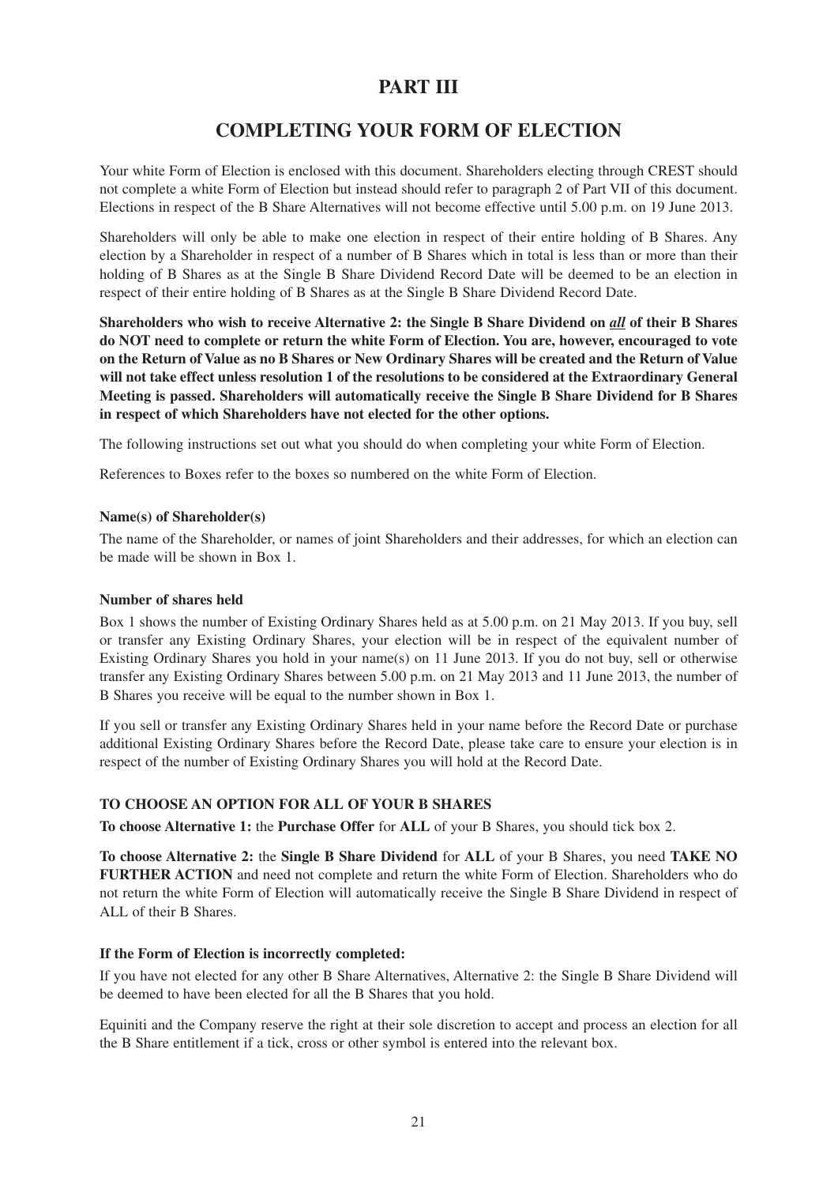# PART III

## COMPLETING YOUR FORM OF ELECTION

Your white Form of Election is enclosed with this document. Shareholders electing through CREST should not complete a white Form of Election but instead should refer to paragraph 2 of Part VII of this document. Elections in respect of the B Share Alternatives will not become effective until 5.00 p.m. on 19 June 2013.

Shareholders will only be able to make one election in respect of their entire holding of B Shares. Any election by a Shareholder in respect of a number of B Shares which in total is less than or more than their holding of B Shares as at the Single B Share Dividend Record Date will be deemed to be an election in respect of their entire holding of B Shares as at the Single B Share Dividend Record Date.

**Shareholders who wish to receive Alternative 2: the Single B Share Dividend on *all* of their B Shares do NOT need to complete or return the white Form of Election. You are, however, encouraged to vote on the Return of Value as no B Shares or New Ordinary Shares will be created and the Return of Value will not take effect unless resolution 1 of the resolutions to be considered at the Extraordinary General Meeting is passed. Shareholders will automatically receive the Single B Share Dividend for B Shares in respect of which Shareholders have not elected for the other options.**

The following instructions set out what you should do when completing your white Form of Election.

References to Boxes refer to the boxes so numbered on the white Form of Election.

**Name(s) of Shareholder(s)**

The name of the Shareholder, or names of joint Shareholders and their addresses, for which an election can be made will be shown in Box 1.

**Number of shares held**

Box 1 shows the number of Existing Ordinary Shares held as at 5.00 p.m. on 21 May 2013. If you buy, sell or transfer any Existing Ordinary Shares, your election will be in respect of the equivalent number of Existing Ordinary Shares you hold in your name(s) on 11 June 2013. If you do not buy, sell or otherwise transfer any Existing Ordinary Shares between 5.00 p.m. on 21 May 2013 and 11 June 2013, the number of B Shares you receive will be equal to the number shown in Box 1.

If you sell or transfer any Existing Ordinary Shares held in your name before the Record Date or purchase additional Existing Ordinary Shares before the Record Date, please take care to ensure your election is in respect of the number of Existing Ordinary Shares you will hold at the Record Date.

**TO CHOOSE AN OPTION FOR ALL OF YOUR B SHARES**

**To choose Alternative 1:** the **Purchase Offer** for **ALL** of your B Shares, you should tick box 2.

**To choose Alternative 2:** the **Single B Share Dividend** for **ALL** of your B Shares, you need **TAKE NO FURTHER ACTION** and need not complete and return the white Form of Election. Shareholders who do not return the white Form of Election will automatically receive the Single B Share Dividend in respect of ALL of their B Shares.

**If the Form of Election is incorrectly completed:**

If you have not elected for any other B Share Alternatives, Alternative 2: the Single B Share Dividend will be deemed to have been elected for all the B Shares that you hold.

Equiniti and the Company reserve the right at their sole discretion to accept and process an election for all the B Share entitlement if a tick, cross or other symbol is entered into the relevant box.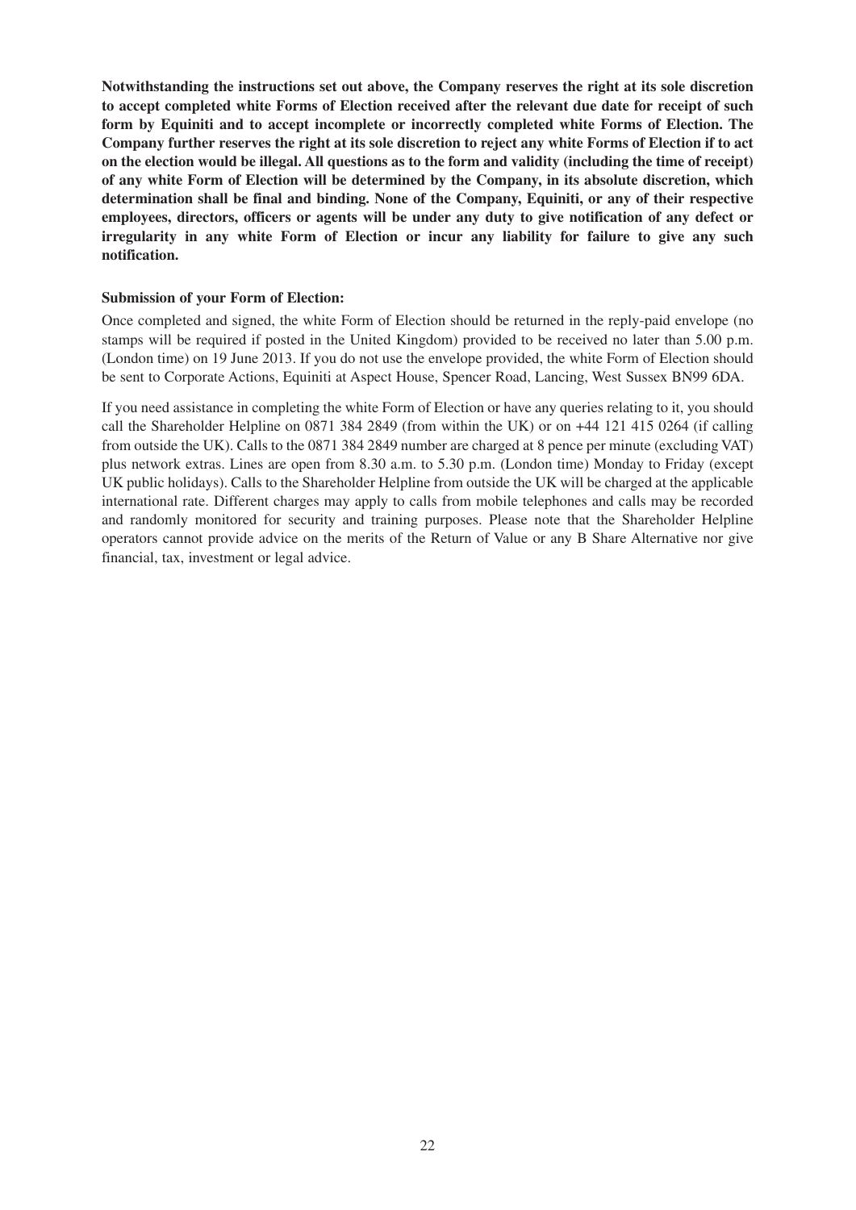**Notwithstanding the instructions set out above, the Company reserves the right at its sole discretion to accept completed white Forms of Election received after the relevant due date for receipt of such form by Equiniti and to accept incomplete or incorrectly completed white Forms of Election. The Company further reserves the right at its sole discretion to reject any white Forms of Election if to act on the election would be illegal. All questions as to the form and validity (including the time of receipt) of any white Form of Election will be determined by the Company, in its absolute discretion, which determination shall be final and binding. None of the Company, Equiniti, or any of their respective employees, directors, officers or agents will be under any duty to give notification of any defect or irregularity in any white Form of Election or incur any liability for failure to give any such notification.**

**Submission of your Form of Election:**

Once completed and signed, the white Form of Election should be returned in the reply-paid envelope (no stamps will be required if posted in the United Kingdom) provided to be received no later than 5.00 p.m. (London time) on 19 June 2013. If you do not use the envelope provided, the white Form of Election should be sent to Corporate Actions, Equiniti at Aspect House, Spencer Road, Lancing, West Sussex BN99 6DA.

If you need assistance in completing the white Form of Election or have any queries relating to it, you should call the Shareholder Helpline on 0871 384 2849 (from within the UK) or on +44 121 415 0264 (if calling from outside the UK). Calls to the 0871 384 2849 number are charged at 8 pence per minute (excluding VAT) plus network extras. Lines are open from 8.30 a.m. to 5.30 p.m. (London time) Monday to Friday (except UK public holidays). Calls to the Shareholder Helpline from outside the UK will be charged at the applicable international rate. Different charges may apply to calls from mobile telephones and calls may be recorded and randomly monitored for security and training purposes. Please note that the Shareholder Helpline operators cannot provide advice on the merits of the Return of Value or any B Share Alternative nor give financial, tax, investment or legal advice.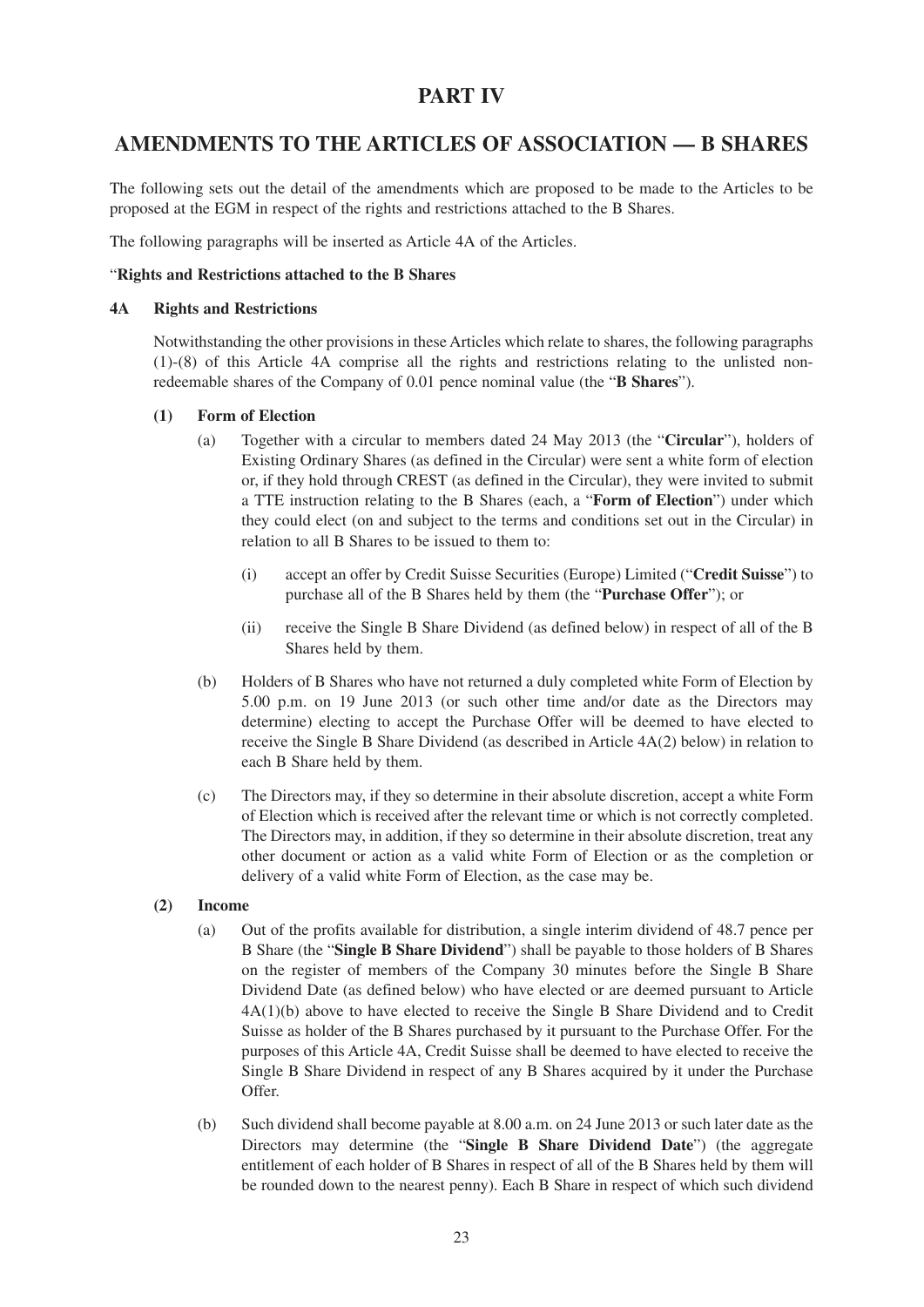# PART IV

## AMENDMENTS TO THE ARTICLES OF ASSOCIATION — B SHARES

The following sets out the detail of the amendments which are proposed to be made to the Articles to be proposed at the EGM in respect of the rights and restrictions attached to the B Shares.

The following paragraphs will be inserted as Article 4A of the Articles.

"**Rights and Restrictions attached to the B Shares**

**4A Rights and Restrictions**

Notwithstanding the other provisions in these Articles which relate to shares, the following paragraphs (1)-(8) of this Article 4A comprise all the rights and restrictions relating to the unlisted non-redeemable shares of the Company of 0.01 pence nominal value (the "**B Shares**").

**(1) Form of Election**

(a) Together with a circular to members dated 24 May 2013 (the "**Circular**"), holders of Existing Ordinary Shares (as defined in the Circular) were sent a white form of election or, if they hold through CREST (as defined in the Circular), they were invited to submit a TTE instruction relating to the B Shares (each, a "**Form of Election**") under which they could elect (on and subject to the terms and conditions set out in the Circular) in relation to all B Shares to be issued to them to:

(i) accept an offer by Credit Suisse Securities (Europe) Limited ("**Credit Suisse**") to purchase all of the B Shares held by them (the "**Purchase Offer**"); or

(ii) receive the Single B Share Dividend (as defined below) in respect of all of the B Shares held by them.

(b) Holders of B Shares who have not returned a duly completed white Form of Election by 5.00 p.m. on 19 June 2013 (or such other time and/or date as the Directors may determine) electing to accept the Purchase Offer will be deemed to have elected to receive the Single B Share Dividend (as described in Article 4A(2) below) in relation to each B Share held by them.

(c) The Directors may, if they so determine in their absolute discretion, accept a white Form of Election which is received after the relevant time or which is not correctly completed. The Directors may, in addition, if they so determine in their absolute discretion, treat any other document or action as a valid white Form of Election or as the completion or delivery of a valid white Form of Election, as the case may be.

**(2) Income**

(a) Out of the profits available for distribution, a single interim dividend of 48.7 pence per B Share (the "**Single B Share Dividend**") shall be payable to those holders of B Shares on the register of members of the Company 30 minutes before the Single B Share Dividend Date (as defined below) who have elected or are deemed pursuant to Article 4A(1)(b) above to have elected to receive the Single B Share Dividend and to Credit Suisse as holder of the B Shares purchased by it pursuant to the Purchase Offer. For the purposes of this Article 4A, Credit Suisse shall be deemed to have elected to receive the Single B Share Dividend in respect of any B Shares acquired by it under the Purchase Offer.

(b) Such dividend shall become payable at 8.00 a.m. on 24 June 2013 or such later date as the Directors may determine (the "**Single B Share Dividend Date**") (the aggregate entitlement of each holder of B Shares in respect of all of the B Shares held by them will be rounded down to the nearest penny). Each B Share in respect of which such dividend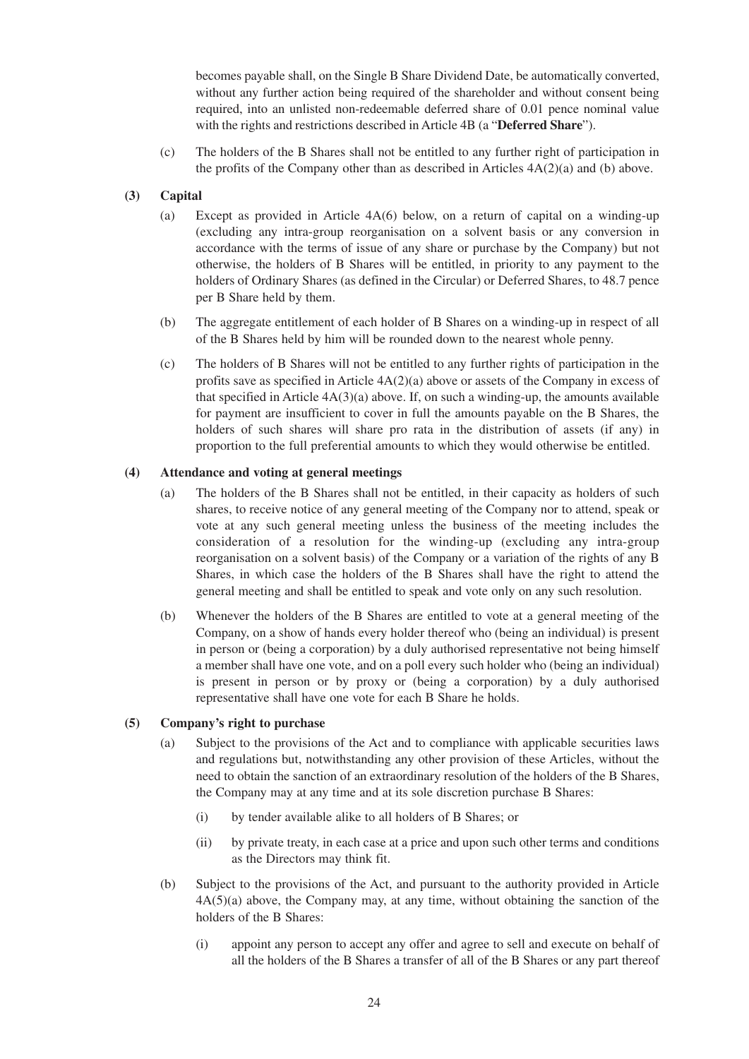becomes payable shall, on the Single B Share Dividend Date, be automatically converted, without any further action being required of the shareholder and without consent being required, into an unlisted non-redeemable deferred share of 0.01 pence nominal value with the rights and restrictions described in Article 4B (a "**Deferred Share**").

(c) The holders of the B Shares shall not be entitled to any further right of participation in the profits of the Company other than as described in Articles 4A(2)(a) and (b) above.

**(3) Capital**

(a) Except as provided in Article 4A(6) below, on a return of capital on a winding-up (excluding any intra-group reorganisation on a solvent basis or any conversion in accordance with the terms of issue of any share or purchase by the Company) but not otherwise, the holders of B Shares will be entitled, in priority to any payment to the holders of Ordinary Shares (as defined in the Circular) or Deferred Shares, to 48.7 pence per B Share held by them.

(b) The aggregate entitlement of each holder of B Shares on a winding-up in respect of all of the B Shares held by him will be rounded down to the nearest whole penny.

(c) The holders of B Shares will not be entitled to any further rights of participation in the profits save as specified in Article 4A(2)(a) above or assets of the Company in excess of that specified in Article 4A(3)(a) above. If, on such a winding-up, the amounts available for payment are insufficient to cover in full the amounts payable on the B Shares, the holders of such shares will share pro rata in the distribution of assets (if any) in proportion to the full preferential amounts to which they would otherwise be entitled.

**(4) Attendance and voting at general meetings**

(a) The holders of the B Shares shall not be entitled, in their capacity as holders of such shares, to receive notice of any general meeting of the Company nor to attend, speak or vote at any such general meeting unless the business of the meeting includes the consideration of a resolution for the winding-up (excluding any intra-group reorganisation on a solvent basis) of the Company or a variation of the rights of any B Shares, in which case the holders of the B Shares shall have the right to attend the general meeting and shall be entitled to speak and vote only on any such resolution.

(b) Whenever the holders of the B Shares are entitled to vote at a general meeting of the Company, on a show of hands every holder thereof who (being an individual) is present in person or (being a corporation) by a duly authorised representative not being himself a member shall have one vote, and on a poll every such holder who (being an individual) is present in person or by proxy or (being a corporation) by a duly authorised representative shall have one vote for each B Share he holds.

**(5) Company's right to purchase**

(a) Subject to the provisions of the Act and to compliance with applicable securities laws and regulations but, notwithstanding any other provision of these Articles, without the need to obtain the sanction of an extraordinary resolution of the holders of the B Shares, the Company may at any time and at its sole discretion purchase B Shares:

(i) by tender available alike to all holders of B Shares; or

(ii) by private treaty, in each case at a price and upon such other terms and conditions as the Directors may think fit.

(b) Subject to the provisions of the Act, and pursuant to the authority provided in Article 4A(5)(a) above, the Company may, at any time, without obtaining the sanction of the holders of the B Shares:

(i) appoint any person to accept any offer and agree to sell and execute on behalf of all the holders of the B Shares a transfer of all of the B Shares or any part thereof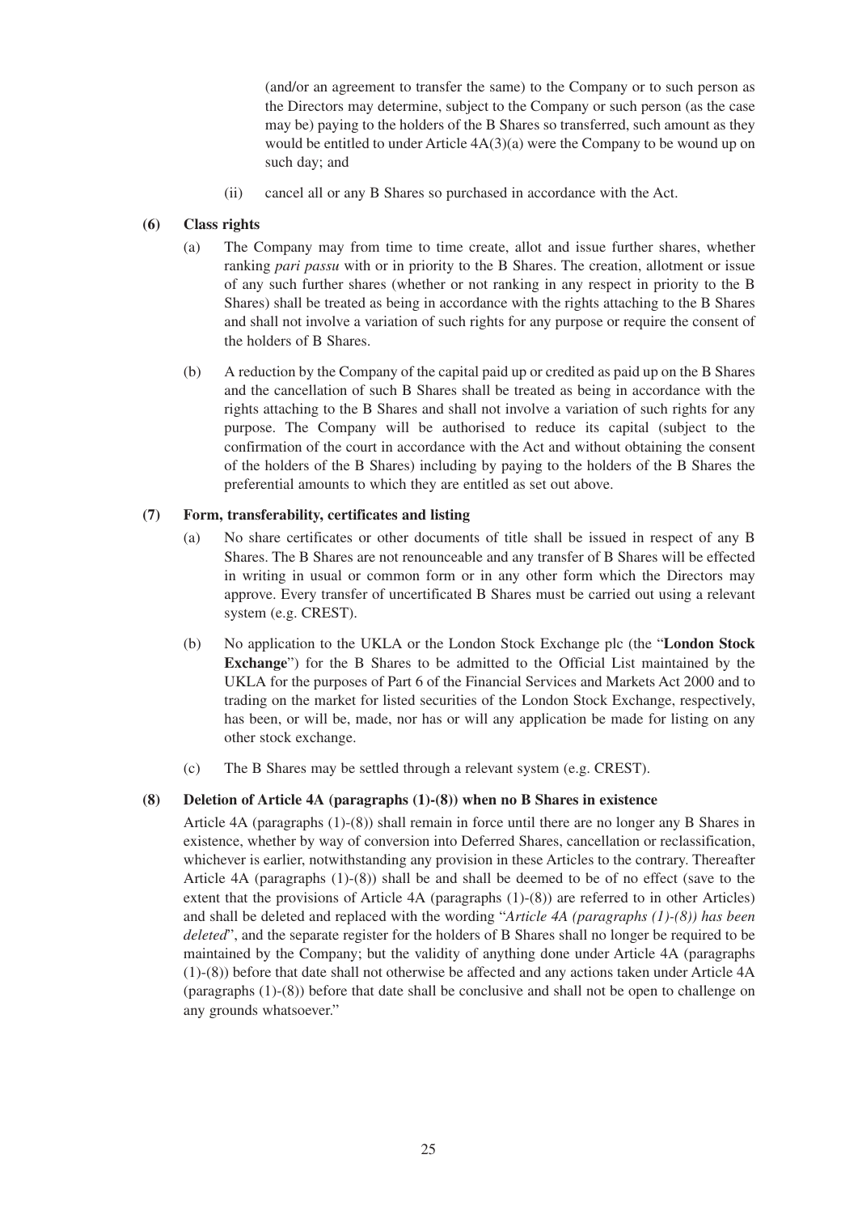(and/or an agreement to transfer the same) to the Company or to such person as the Directors may determine, subject to the Company or such person (as the case may be) paying to the holders of the B Shares so transferred, such amount as they would be entitled to under Article 4A(3)(a) were the Company to be wound up on such day; and

(ii) cancel all or any B Shares so purchased in accordance with the Act.

**(6) Class rights**

(a) The Company may from time to time create, allot and issue further shares, whether ranking *pari passu* with or in priority to the B Shares. The creation, allotment or issue of any such further shares (whether or not ranking in any respect in priority to the B Shares) shall be treated as being in accordance with the rights attaching to the B Shares and shall not involve a variation of such rights for any purpose or require the consent of the holders of B Shares.

(b) A reduction by the Company of the capital paid up or credited as paid up on the B Shares and the cancellation of such B Shares shall be treated as being in accordance with the rights attaching to the B Shares and shall not involve a variation of such rights for any purpose. The Company will be authorised to reduce its capital (subject to the confirmation of the court in accordance with the Act and without obtaining the consent of the holders of the B Shares) including by paying to the holders of the B Shares the preferential amounts to which they are entitled as set out above.

**(7) Form, transferability, certificates and listing**

(a) No share certificates or other documents of title shall be issued in respect of any B Shares. The B Shares are not renounceable and any transfer of B Shares will be effected in writing in usual or common form or in any other form which the Directors may approve. Every transfer of uncertificated B Shares must be carried out using a relevant system (e.g. CREST).

(b) No application to the UKLA or the London Stock Exchange plc (the "**London Stock Exchange**") for the B Shares to be admitted to the Official List maintained by the UKLA for the purposes of Part 6 of the Financial Services and Markets Act 2000 and to trading on the market for listed securities of the London Stock Exchange, respectively, has been, or will be, made, nor has or will any application be made for listing on any other stock exchange.

(c) The B Shares may be settled through a relevant system (e.g. CREST).

**(8) Deletion of Article 4A (paragraphs (1)-(8)) when no B Shares in existence**

Article 4A (paragraphs (1)-(8)) shall remain in force until there are no longer any B Shares in existence, whether by way of conversion into Deferred Shares, cancellation or reclassification, whichever is earlier, notwithstanding any provision in these Articles to the contrary. Thereafter Article 4A (paragraphs (1)-(8)) shall be and shall be deemed to be of no effect (save to the extent that the provisions of Article 4A (paragraphs (1)-(8)) are referred to in other Articles) and shall be deleted and replaced with the wording "*Article 4A (paragraphs (1)-(8)) has been deleted*", and the separate register for the holders of B Shares shall no longer be required to be maintained by the Company; but the validity of anything done under Article 4A (paragraphs (1)-(8)) before that date shall not otherwise be affected and any actions taken under Article 4A (paragraphs (1)-(8)) before that date shall be conclusive and shall not be open to challenge on any grounds whatsoever."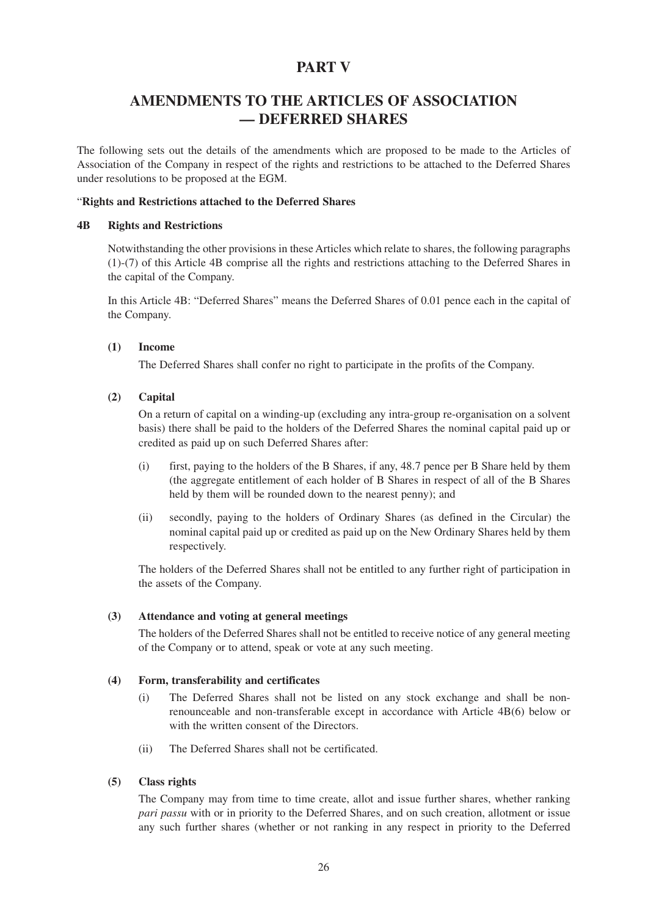# PART V

## AMENDMENTS TO THE ARTICLES OF ASSOCIATION — DEFERRED SHARES

The following sets out the details of the amendments which are proposed to be made to the Articles of Association of the Company in respect of the rights and restrictions to be attached to the Deferred Shares under resolutions to be proposed at the EGM.

"**Rights and Restrictions attached to the Deferred Shares**

**4B Rights and Restrictions**

Notwithstanding the other provisions in these Articles which relate to shares, the following paragraphs (1)-(7) of this Article 4B comprise all the rights and restrictions attaching to the Deferred Shares in the capital of the Company.

In this Article 4B: "Deferred Shares" means the Deferred Shares of 0.01 pence each in the capital of the Company.

**(1) Income**

The Deferred Shares shall confer no right to participate in the profits of the Company.

**(2) Capital**

On a return of capital on a winding-up (excluding any intra-group re-organisation on a solvent basis) there shall be paid to the holders of the Deferred Shares the nominal capital paid up or credited as paid up on such Deferred Shares after:

(i) first, paying to the holders of the B Shares, if any, 48.7 pence per B Share held by them (the aggregate entitlement of each holder of B Shares in respect of all of the B Shares held by them will be rounded down to the nearest penny); and

(ii) secondly, paying to the holders of Ordinary Shares (as defined in the Circular) the nominal capital paid up or credited as paid up on the New Ordinary Shares held by them respectively.

The holders of the Deferred Shares shall not be entitled to any further right of participation in the assets of the Company.

**(3) Attendance and voting at general meetings**

The holders of the Deferred Shares shall not be entitled to receive notice of any general meeting of the Company or to attend, speak or vote at any such meeting.

**(4) Form, transferability and certificates**

(i) The Deferred Shares shall not be listed on any stock exchange and shall be non-renounceable and non-transferable except in accordance with Article 4B(6) below or with the written consent of the Directors.

(ii) The Deferred Shares shall not be certificated.

**(5) Class rights**

The Company may from time to time create, allot and issue further shares, whether ranking *pari passu* with or in priority to the Deferred Shares, and on such creation, allotment or issue any such further shares (whether or not ranking in any respect in priority to the Deferred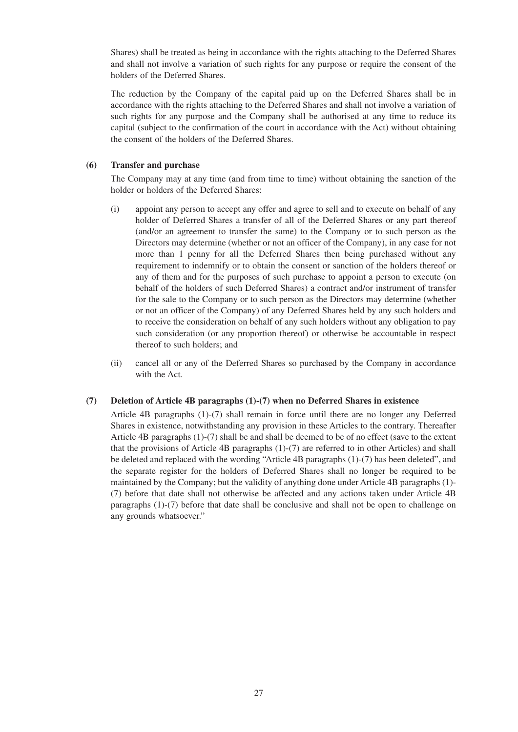Shares) shall be treated as being in accordance with the rights attaching to the Deferred Shares and shall not involve a variation of such rights for any purpose or require the consent of the holders of the Deferred Shares.

The reduction by the Company of the capital paid up on the Deferred Shares shall be in accordance with the rights attaching to the Deferred Shares and shall not involve a variation of such rights for any purpose and the Company shall be authorised at any time to reduce its capital (subject to the confirmation of the court in accordance with the Act) without obtaining the consent of the holders of the Deferred Shares.

**(6) Transfer and purchase**

The Company may at any time (and from time to time) without obtaining the sanction of the holder or holders of the Deferred Shares:

(i) appoint any person to accept any offer and agree to sell and to execute on behalf of any holder of Deferred Shares a transfer of all of the Deferred Shares or any part thereof (and/or an agreement to transfer the same) to the Company or to such person as the Directors may determine (whether or not an officer of the Company), in any case for not more than 1 penny for all the Deferred Shares then being purchased without any requirement to indemnify or to obtain the consent or sanction of the holders thereof or any of them and for the purposes of such purchase to appoint a person to execute (on behalf of the holders of such Deferred Shares) a contract and/or instrument of transfer for the sale to the Company or to such person as the Directors may determine (whether or not an officer of the Company) of any Deferred Shares held by any such holders and to receive the consideration on behalf of any such holders without any obligation to pay such consideration (or any proportion thereof) or otherwise be accountable in respect thereof to such holders; and

(ii) cancel all or any of the Deferred Shares so purchased by the Company in accordance with the Act.

**(7) Deletion of Article 4B paragraphs (1)-(7) when no Deferred Shares in existence**

Article 4B paragraphs (1)-(7) shall remain in force until there are no longer any Deferred Shares in existence, notwithstanding any provision in these Articles to the contrary. Thereafter Article 4B paragraphs (1)-(7) shall be and shall be deemed to be of no effect (save to the extent that the provisions of Article 4B paragraphs (1)-(7) are referred to in other Articles) and shall be deleted and replaced with the wording "Article 4B paragraphs (1)-(7) has been deleted", and the separate register for the holders of Deferred Shares shall no longer be required to be maintained by the Company; but the validity of anything done under Article 4B paragraphs (1)-(7) before that date shall not otherwise be affected and any actions taken under Article 4B paragraphs (1)-(7) before that date shall be conclusive and shall not be open to challenge on any grounds whatsoever."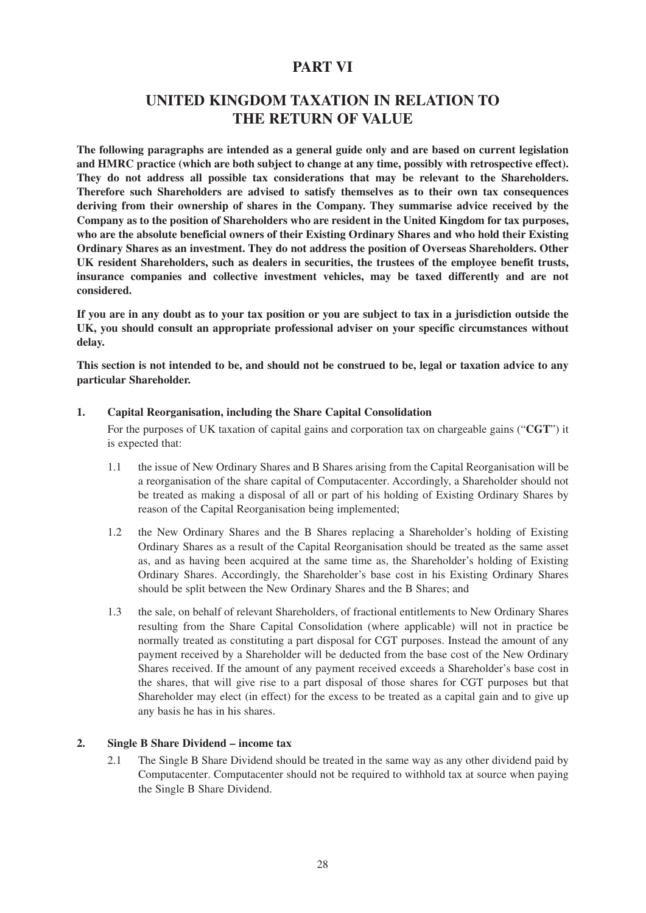# PART VI

# UNITED KINGDOM TAXATION IN RELATION TO THE RETURN OF VALUE

**The following paragraphs are intended as a general guide only and are based on current legislation and HMRC practice (which are both subject to change at any time, possibly with retrospective effect). They do not address all possible tax considerations that may be relevant to the Shareholders. Therefore such Shareholders are advised to satisfy themselves as to their own tax consequences deriving from their ownership of shares in the Company. They summarise advice received by the Company as to the position of Shareholders who are resident in the United Kingdom for tax purposes, who are the absolute beneficial owners of their Existing Ordinary Shares and who hold their Existing Ordinary Shares as an investment. They do not address the position of Overseas Shareholders. Other UK resident Shareholders, such as dealers in securities, the trustees of the employee benefit trusts, insurance companies and collective investment vehicles, may be taxed differently and are not considered.**

**If you are in any doubt as to your tax position or you are subject to tax in a jurisdiction outside the UK, you should consult an appropriate professional adviser on your specific circumstances without delay.**

**This section is not intended to be, and should not be construed to be, legal or taxation advice to any particular Shareholder.**

## 1. Capital Reorganisation, including the Share Capital Consolidation

For the purposes of UK taxation of capital gains and corporation tax on chargeable gains ("**CGT**") it is expected that:

1.1 the issue of New Ordinary Shares and B Shares arising from the Capital Reorganisation will be a reorganisation of the share capital of Computacenter. Accordingly, a Shareholder should not be treated as making a disposal of all or part of his holding of Existing Ordinary Shares by reason of the Capital Reorganisation being implemented;

1.2 the New Ordinary Shares and the B Shares replacing a Shareholder's holding of Existing Ordinary Shares as a result of the Capital Reorganisation should be treated as the same asset as, and as having been acquired at the same time as, the Shareholder's holding of Existing Ordinary Shares. Accordingly, the Shareholder's base cost in his Existing Ordinary Shares should be split between the New Ordinary Shares and the B Shares; and

1.3 the sale, on behalf of relevant Shareholders, of fractional entitlements to New Ordinary Shares resulting from the Share Capital Consolidation (where applicable) will not in practice be normally treated as constituting a part disposal for CGT purposes. Instead the amount of any payment received by a Shareholder will be deducted from the base cost of the New Ordinary Shares received. If the amount of any payment received exceeds a Shareholder's base cost in the shares, that will give rise to a part disposal of those shares for CGT purposes but that Shareholder may elect (in effect) for the excess to be treated as a capital gain and to give up any basis he has in his shares.

## 2. Single B Share Dividend – income tax

2.1 The Single B Share Dividend should be treated in the same way as any other dividend paid by Computacenter. Computacenter should not be required to withhold tax at source when paying the Single B Share Dividend.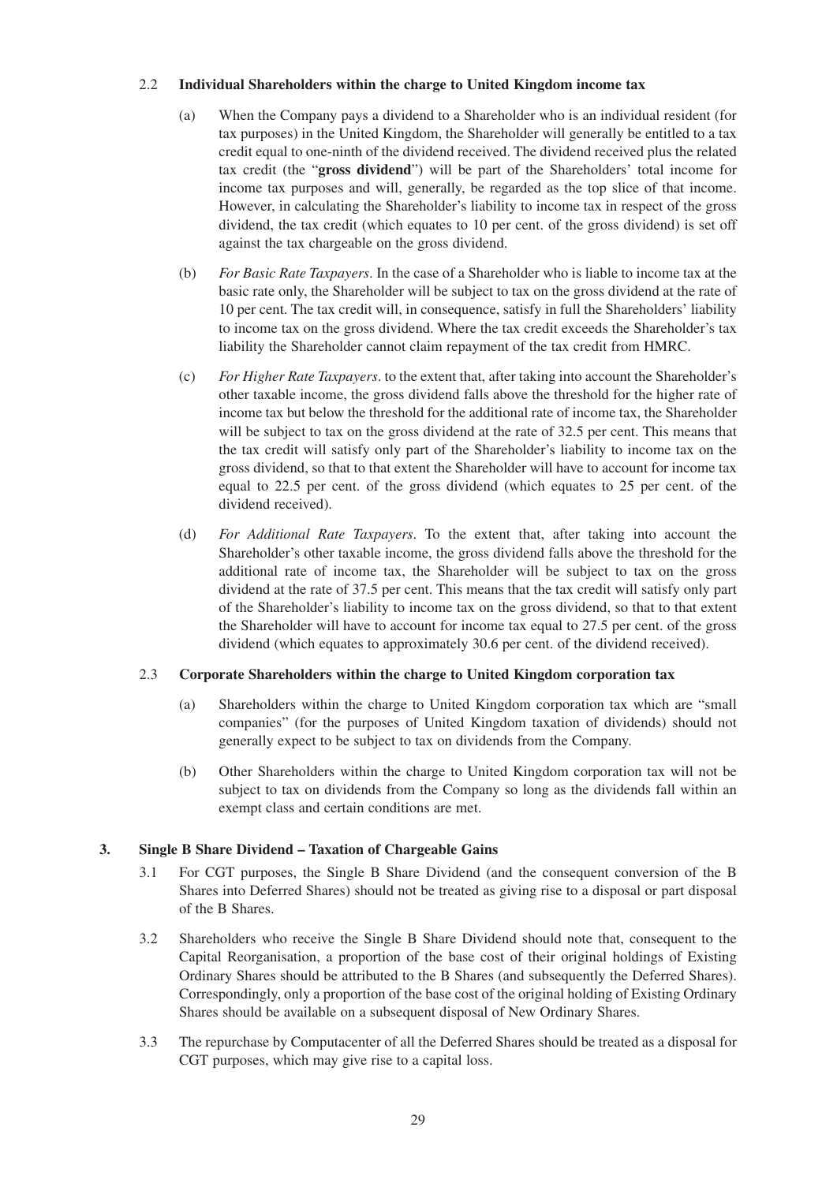### 2.2 Individual Shareholders within the charge to United Kingdom income tax

(a) When the Company pays a dividend to a Shareholder who is an individual resident (for tax purposes) in the United Kingdom, the Shareholder will generally be entitled to a tax credit equal to one-ninth of the dividend received. The dividend received plus the related tax credit (the "**gross dividend**") will be part of the Shareholders' total income for income tax purposes and will, generally, be regarded as the top slice of that income. However, in calculating the Shareholder's liability to income tax in respect of the gross dividend, the tax credit (which equates to 10 per cent. of the gross dividend) is set off against the tax chargeable on the gross dividend.

(b) *For Basic Rate Taxpayers*. In the case of a Shareholder who is liable to income tax at the basic rate only, the Shareholder will be subject to tax on the gross dividend at the rate of 10 per cent. The tax credit will, in consequence, satisfy in full the Shareholders' liability to income tax on the gross dividend. Where the tax credit exceeds the Shareholder's tax liability the Shareholder cannot claim repayment of the tax credit from HMRC.

(c) *For Higher Rate Taxpayers*. to the extent that, after taking into account the Shareholder's other taxable income, the gross dividend falls above the threshold for the higher rate of income tax but below the threshold for the additional rate of income tax, the Shareholder will be subject to tax on the gross dividend at the rate of 32.5 per cent. This means that the tax credit will satisfy only part of the Shareholder's liability to income tax on the gross dividend, so that to that extent the Shareholder will have to account for income tax equal to 22.5 per cent. of the gross dividend (which equates to 25 per cent. of the dividend received).

(d) *For Additional Rate Taxpayers*. To the extent that, after taking into account the Shareholder's other taxable income, the gross dividend falls above the threshold for the additional rate of income tax, the Shareholder will be subject to tax on the gross dividend at the rate of 37.5 per cent. This means that the tax credit will satisfy only part of the Shareholder's liability to income tax on the gross dividend, so that to that extent the Shareholder will have to account for income tax equal to 27.5 per cent. of the gross dividend (which equates to approximately 30.6 per cent. of the dividend received).

### 2.3 Corporate Shareholders within the charge to United Kingdom corporation tax

(a) Shareholders within the charge to United Kingdom corporation tax which are "small companies" (for the purposes of United Kingdom taxation of dividends) should not generally expect to be subject to tax on dividends from the Company.

(b) Other Shareholders within the charge to United Kingdom corporation tax will not be subject to tax on dividends from the Company so long as the dividends fall within an exempt class and certain conditions are met.

## 3. Single B Share Dividend – Taxation of Chargeable Gains

3.1 For CGT purposes, the Single B Share Dividend (and the consequent conversion of the B Shares into Deferred Shares) should not be treated as giving rise to a disposal or part disposal of the B Shares.

3.2 Shareholders who receive the Single B Share Dividend should note that, consequent to the Capital Reorganisation, a proportion of the base cost of their original holdings of Existing Ordinary Shares should be attributed to the B Shares (and subsequently the Deferred Shares). Correspondingly, only a proportion of the base cost of the original holding of Existing Ordinary Shares should be available on a subsequent disposal of New Ordinary Shares.

3.3 The repurchase by Computacenter of all the Deferred Shares should be treated as a disposal for CGT purposes, which may give rise to a capital loss.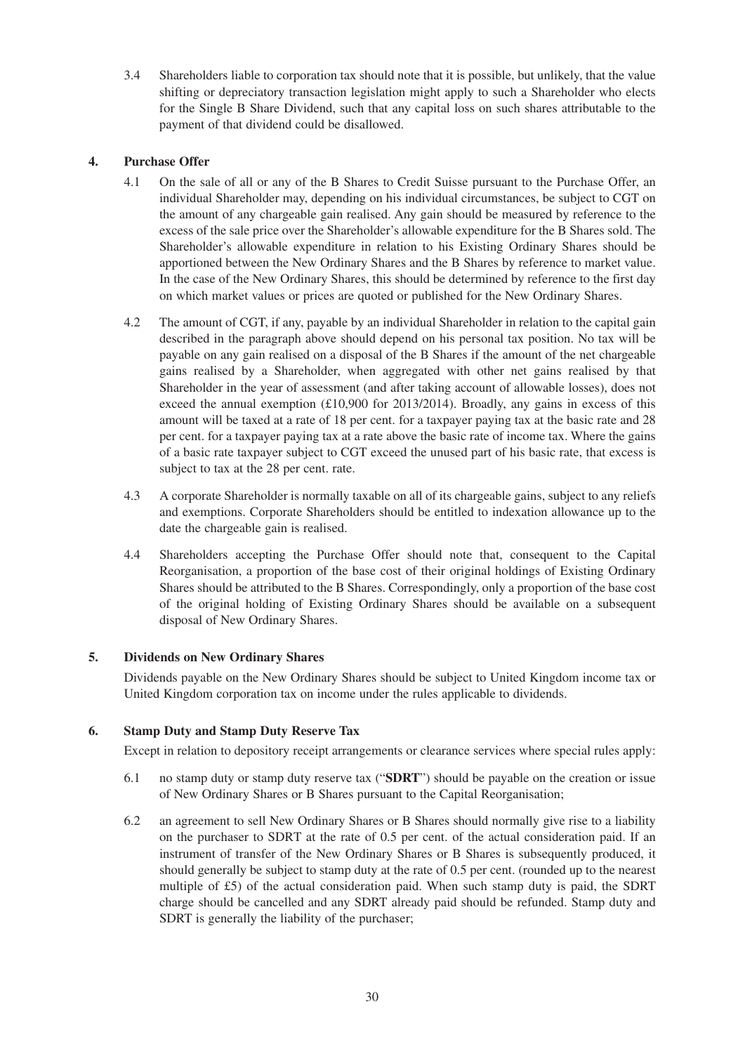3.4 Shareholders liable to corporation tax should note that it is possible, but unlikely, that the value shifting or depreciatory transaction legislation might apply to such a Shareholder who elects for the Single B Share Dividend, such that any capital loss on such shares attributable to the payment of that dividend could be disallowed.

## 4. Purchase Offer

4.1 On the sale of all or any of the B Shares to Credit Suisse pursuant to the Purchase Offer, an individual Shareholder may, depending on his individual circumstances, be subject to CGT on the amount of any chargeable gain realised. Any gain should be measured by reference to the excess of the sale price over the Shareholder's allowable expenditure for the B Shares sold. The Shareholder's allowable expenditure in relation to his Existing Ordinary Shares should be apportioned between the New Ordinary Shares and the B Shares by reference to market value. In the case of the New Ordinary Shares, this should be determined by reference to the first day on which market values or prices are quoted or published for the New Ordinary Shares.

4.2 The amount of CGT, if any, payable by an individual Shareholder in relation to the capital gain described in the paragraph above should depend on his personal tax position. No tax will be payable on any gain realised on a disposal of the B Shares if the amount of the net chargeable gains realised by a Shareholder, when aggregated with other net gains realised by that Shareholder in the year of assessment (and after taking account of allowable losses), does not exceed the annual exemption (£10,900 for 2013/2014). Broadly, any gains in excess of this amount will be taxed at a rate of 18 per cent. for a taxpayer paying tax at the basic rate and 28 per cent. for a taxpayer paying tax at a rate above the basic rate of income tax. Where the gains of a basic rate taxpayer subject to CGT exceed the unused part of his basic rate, that excess is subject to tax at the 28 per cent. rate.

4.3 A corporate Shareholder is normally taxable on all of its chargeable gains, subject to any reliefs and exemptions. Corporate Shareholders should be entitled to indexation allowance up to the date the chargeable gain is realised.

4.4 Shareholders accepting the Purchase Offer should note that, consequent to the Capital Reorganisation, a proportion of the base cost of their original holdings of Existing Ordinary Shares should be attributed to the B Shares. Correspondingly, only a proportion of the base cost of the original holding of Existing Ordinary Shares should be available on a subsequent disposal of New Ordinary Shares.

## 5. Dividends on New Ordinary Shares

Dividends payable on the New Ordinary Shares should be subject to United Kingdom income tax or United Kingdom corporation tax on income under the rules applicable to dividends.

## 6. Stamp Duty and Stamp Duty Reserve Tax

Except in relation to depository receipt arrangements or clearance services where special rules apply:

6.1 no stamp duty or stamp duty reserve tax ("**SDRT**") should be payable on the creation or issue of New Ordinary Shares or B Shares pursuant to the Capital Reorganisation;

6.2 an agreement to sell New Ordinary Shares or B Shares should normally give rise to a liability on the purchaser to SDRT at the rate of 0.5 per cent. of the actual consideration paid. If an instrument of transfer of the New Ordinary Shares or B Shares is subsequently produced, it should generally be subject to stamp duty at the rate of 0.5 per cent. (rounded up to the nearest multiple of £5) of the actual consideration paid. When such stamp duty is paid, the SDRT charge should be cancelled and any SDRT already paid should be refunded. Stamp duty and SDRT is generally the liability of the purchaser;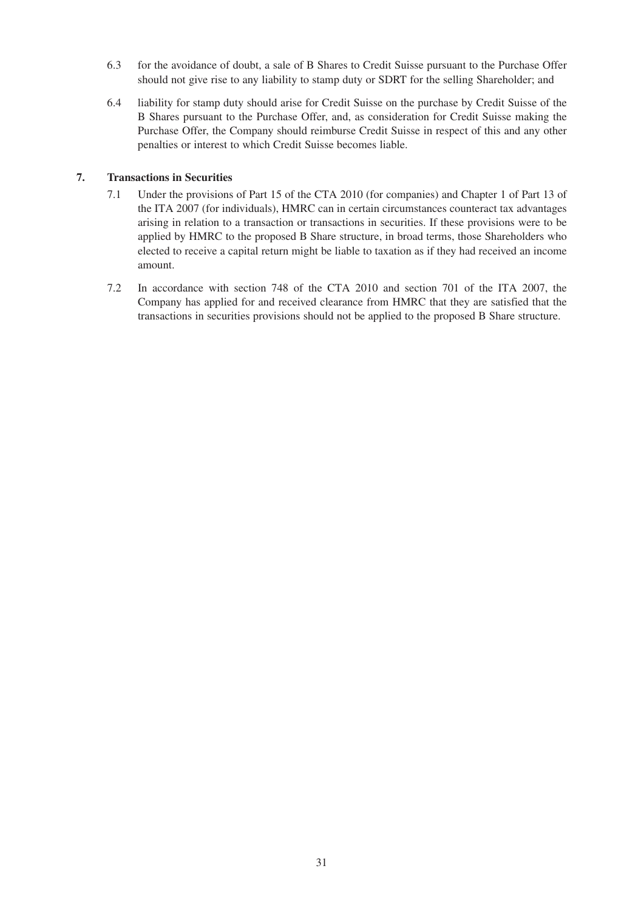6.3 for the avoidance of doubt, a sale of B Shares to Credit Suisse pursuant to the Purchase Offer should not give rise to any liability to stamp duty or SDRT for the selling Shareholder; and

6.4 liability for stamp duty should arise for Credit Suisse on the purchase by Credit Suisse of the B Shares pursuant to the Purchase Offer, and, as consideration for Credit Suisse making the Purchase Offer, the Company should reimburse Credit Suisse in respect of this and any other penalties or interest to which Credit Suisse becomes liable.

## 7. Transactions in Securities

7.1 Under the provisions of Part 15 of the CTA 2010 (for companies) and Chapter 1 of Part 13 of the ITA 2007 (for individuals), HMRC can in certain circumstances counteract tax advantages arising in relation to a transaction or transactions in securities. If these provisions were to be applied by HMRC to the proposed B Share structure, in broad terms, those Shareholders who elected to receive a capital return might be liable to taxation as if they had received an income amount.

7.2 In accordance with section 748 of the CTA 2010 and section 701 of the ITA 2007, the Company has applied for and received clearance from HMRC that they are satisfied that the transactions in securities provisions should not be applied to the proposed B Share structure.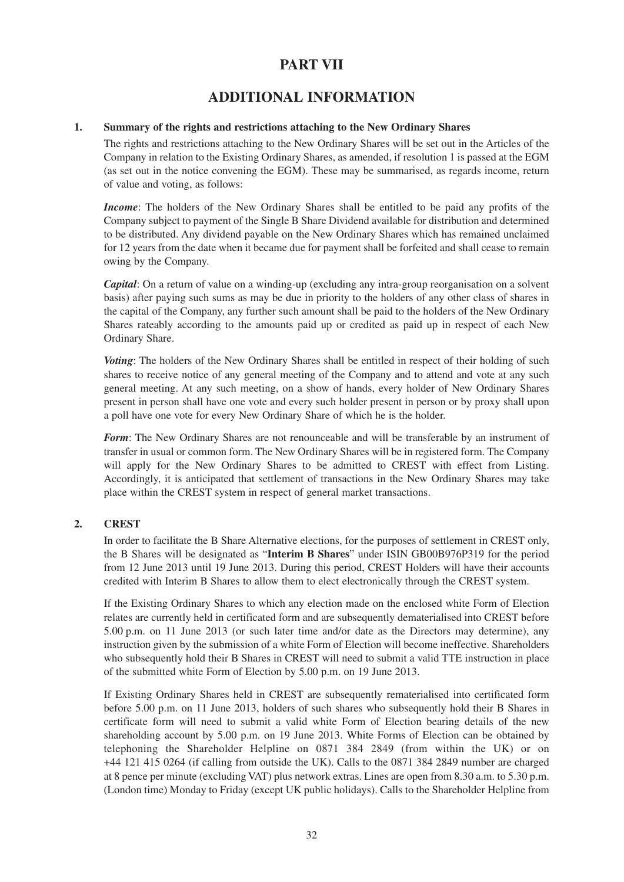# PART VII

# ADDITIONAL INFORMATION

## 1. Summary of the rights and restrictions attaching to the New Ordinary Shares

The rights and restrictions attaching to the New Ordinary Shares will be set out in the Articles of the Company in relation to the Existing Ordinary Shares, as amended, if resolution 1 is passed at the EGM (as set out in the notice convening the EGM). These may be summarised, as regards income, return of value and voting, as follows:

***Income***: The holders of the New Ordinary Shares shall be entitled to be paid any profits of the Company subject to payment of the Single B Share Dividend available for distribution and determined to be distributed. Any dividend payable on the New Ordinary Shares which has remained unclaimed for 12 years from the date when it became due for payment shall be forfeited and shall cease to remain owing by the Company.

***Capital***: On a return of value on a winding-up (excluding any intra-group reorganisation on a solvent basis) after paying such sums as may be due in priority to the holders of any other class of shares in the capital of the Company, any further such amount shall be paid to the holders of the New Ordinary Shares rateably according to the amounts paid up or credited as paid up in respect of each New Ordinary Share.

***Voting***: The holders of the New Ordinary Shares shall be entitled in respect of their holding of such shares to receive notice of any general meeting of the Company and to attend and vote at any such general meeting. At any such meeting, on a show of hands, every holder of New Ordinary Shares present in person shall have one vote and every such holder present in person or by proxy shall upon a poll have one vote for every New Ordinary Share of which he is the holder.

***Form***: The New Ordinary Shares are not renounceable and will be transferable by an instrument of transfer in usual or common form. The New Ordinary Shares will be in registered form. The Company will apply for the New Ordinary Shares to be admitted to CREST with effect from Listing. Accordingly, it is anticipated that settlement of transactions in the New Ordinary Shares may take place within the CREST system in respect of general market transactions.

## 2. CREST

In order to facilitate the B Share Alternative elections, for the purposes of settlement in CREST only, the B Shares will be designated as "**Interim B Shares**" under ISIN GB00B976P319 for the period from 12 June 2013 until 19 June 2013. During this period, CREST Holders will have their accounts credited with Interim B Shares to allow them to elect electronically through the CREST system.

If the Existing Ordinary Shares to which any election made on the enclosed white Form of Election relates are currently held in certificated form and are subsequently dematerialised into CREST before 5.00 p.m. on 11 June 2013 (or such later time and/or date as the Directors may determine), any instruction given by the submission of a white Form of Election will become ineffective. Shareholders who subsequently hold their B Shares in CREST will need to submit a valid TTE instruction in place of the submitted white Form of Election by 5.00 p.m. on 19 June 2013.

If Existing Ordinary Shares held in CREST are subsequently rematerialised into certificated form before 5.00 p.m. on 11 June 2013, holders of such shares who subsequently hold their B Shares in certificate form will need to submit a valid white Form of Election bearing details of the new shareholding account by 5.00 p.m. on 19 June 2013. White Forms of Election can be obtained by telephoning the Shareholder Helpline on 0871 384 2849 (from within the UK) or on +44 121 415 0264 (if calling from outside the UK). Calls to the 0871 384 2849 number are charged at 8 pence per minute (excluding VAT) plus network extras. Lines are open from 8.30 a.m. to 5.30 p.m. (London time) Monday to Friday (except UK public holidays). Calls to the Shareholder Helpline from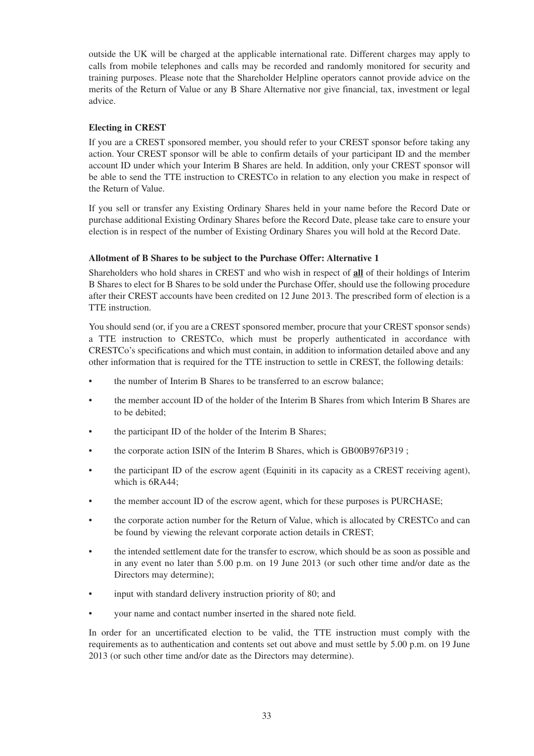outside the UK will be charged at the applicable international rate. Different charges may apply to calls from mobile telephones and calls may be recorded and randomly monitored for security and training purposes. Please note that the Shareholder Helpline operators cannot provide advice on the merits of the Return of Value or any B Share Alternative nor give financial, tax, investment or legal advice.

**Electing in CREST**

If you are a CREST sponsored member, you should refer to your CREST sponsor before taking any action. Your CREST sponsor will be able to confirm details of your participant ID and the member account ID under which your Interim B Shares are held. In addition, only your CREST sponsor will be able to send the TTE instruction to CRESTCo in relation to any election you make in respect of the Return of Value.

If you sell or transfer any Existing Ordinary Shares held in your name before the Record Date or purchase additional Existing Ordinary Shares before the Record Date, please take care to ensure your election is in respect of the number of Existing Ordinary Shares you will hold at the Record Date.

**Allotment of B Shares to be subject to the Purchase Offer: Alternative 1**

Shareholders who hold shares in CREST and who wish in respect of **all** of their holdings of Interim B Shares to elect for B Shares to be sold under the Purchase Offer, should use the following procedure after their CREST accounts have been credited on 12 June 2013. The prescribed form of election is a TTE instruction.

You should send (or, if you are a CREST sponsored member, procure that your CREST sponsor sends) a TTE instruction to CRESTCo, which must be properly authenticated in accordance with CRESTCo's specifications and which must contain, in addition to information detailed above and any other information that is required for the TTE instruction to settle in CREST, the following details:

- the number of Interim B Shares to be transferred to an escrow balance;
- the member account ID of the holder of the Interim B Shares from which Interim B Shares are to be debited;
- the participant ID of the holder of the Interim B Shares;
- the corporate action ISIN of the Interim B Shares, which is GB00B976P319 ;
- the participant ID of the escrow agent (Equiniti in its capacity as a CREST receiving agent), which is 6RA44;
- the member account ID of the escrow agent, which for these purposes is PURCHASE;
- the corporate action number for the Return of Value, which is allocated by CRESTCo and can be found by viewing the relevant corporate action details in CREST;
- the intended settlement date for the transfer to escrow, which should be as soon as possible and in any event no later than 5.00 p.m. on 19 June 2013 (or such other time and/or date as the Directors may determine);
- input with standard delivery instruction priority of 80; and
- your name and contact number inserted in the shared note field.

In order for an uncertificated election to be valid, the TTE instruction must comply with the requirements as to authentication and contents set out above and must settle by 5.00 p.m. on 19 June 2013 (or such other time and/or date as the Directors may determine).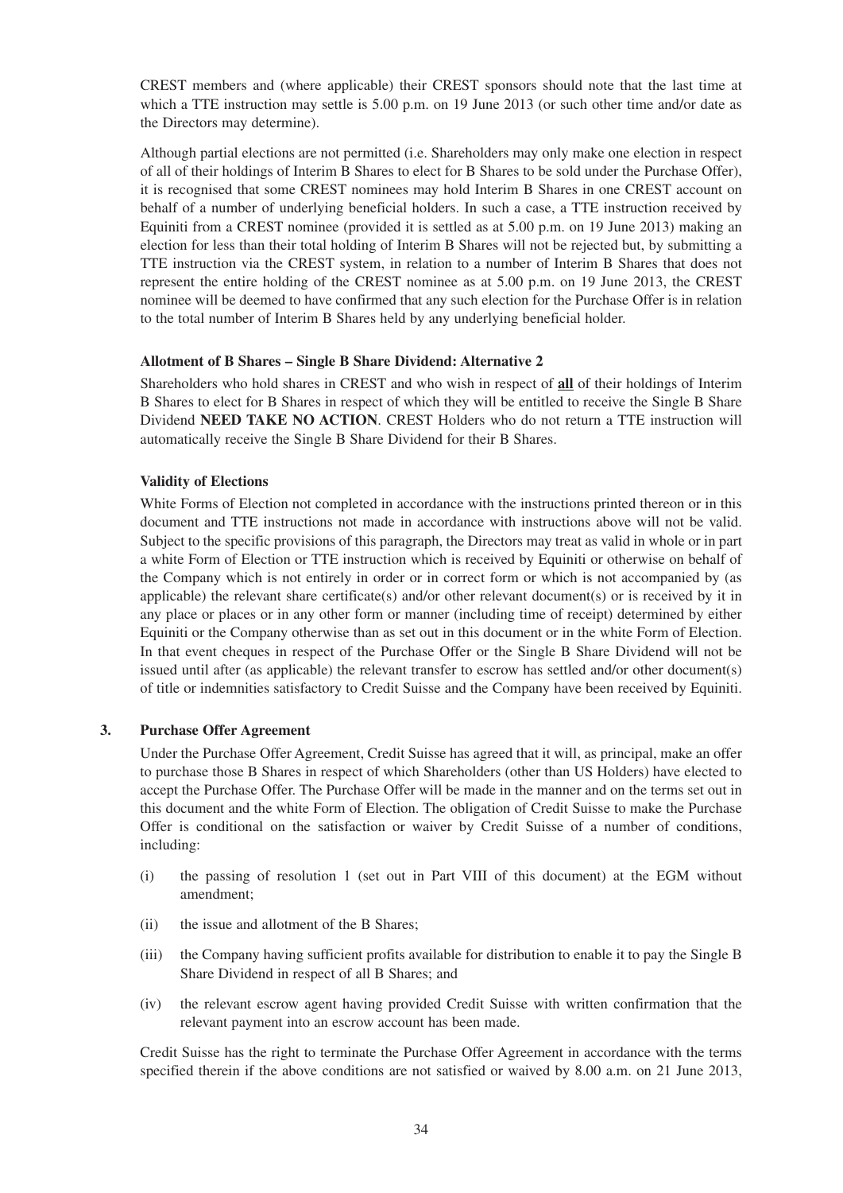CREST members and (where applicable) their CREST sponsors should note that the last time at which a TTE instruction may settle is 5.00 p.m. on 19 June 2013 (or such other time and/or date as the Directors may determine).

Although partial elections are not permitted (i.e. Shareholders may only make one election in respect of all of their holdings of Interim B Shares to elect for B Shares to be sold under the Purchase Offer), it is recognised that some CREST nominees may hold Interim B Shares in one CREST account on behalf of a number of underlying beneficial holders. In such a case, a TTE instruction received by Equiniti from a CREST nominee (provided it is settled as at 5.00 p.m. on 19 June 2013) making an election for less than their total holding of Interim B Shares will not be rejected but, by submitting a TTE instruction via the CREST system, in relation to a number of Interim B Shares that does not represent the entire holding of the CREST nominee as at 5.00 p.m. on 19 June 2013, the CREST nominee will be deemed to have confirmed that any such election for the Purchase Offer is in relation to the total number of Interim B Shares held by any underlying beneficial holder.

**Allotment of B Shares – Single B Share Dividend: Alternative 2**

Shareholders who hold shares in CREST and who wish in respect of **all** of their holdings of Interim B Shares to elect for B Shares in respect of which they will be entitled to receive the Single B Share Dividend **NEED TAKE NO ACTION**. CREST Holders who do not return a TTE instruction will automatically receive the Single B Share Dividend for their B Shares.

**Validity of Elections**

White Forms of Election not completed in accordance with the instructions printed thereon or in this document and TTE instructions not made in accordance with instructions above will not be valid. Subject to the specific provisions of this paragraph, the Directors may treat as valid in whole or in part a white Form of Election or TTE instruction which is received by Equiniti or otherwise on behalf of the Company which is not entirely in order or in correct form or which is not accompanied by (as applicable) the relevant share certificate(s) and/or other relevant document(s) or is received by it in any place or places or in any other form or manner (including time of receipt) determined by either Equiniti or the Company otherwise than as set out in this document or in the white Form of Election. In that event cheques in respect of the Purchase Offer or the Single B Share Dividend will not be issued until after (as applicable) the relevant transfer to escrow has settled and/or other document(s) of title or indemnities satisfactory to Credit Suisse and the Company have been received by Equiniti.

## 3. Purchase Offer Agreement

Under the Purchase Offer Agreement, Credit Suisse has agreed that it will, as principal, make an offer to purchase those B Shares in respect of which Shareholders (other than US Holders) have elected to accept the Purchase Offer. The Purchase Offer will be made in the manner and on the terms set out in this document and the white Form of Election. The obligation of Credit Suisse to make the Purchase Offer is conditional on the satisfaction or waiver by Credit Suisse of a number of conditions, including:

(i) the passing of resolution 1 (set out in Part VIII of this document) at the EGM without amendment;

(ii) the issue and allotment of the B Shares;

(iii) the Company having sufficient profits available for distribution to enable it to pay the Single B Share Dividend in respect of all B Shares; and

(iv) the relevant escrow agent having provided Credit Suisse with written confirmation that the relevant payment into an escrow account has been made.

Credit Suisse has the right to terminate the Purchase Offer Agreement in accordance with the terms specified therein if the above conditions are not satisfied or waived by 8.00 a.m. on 21 June 2013,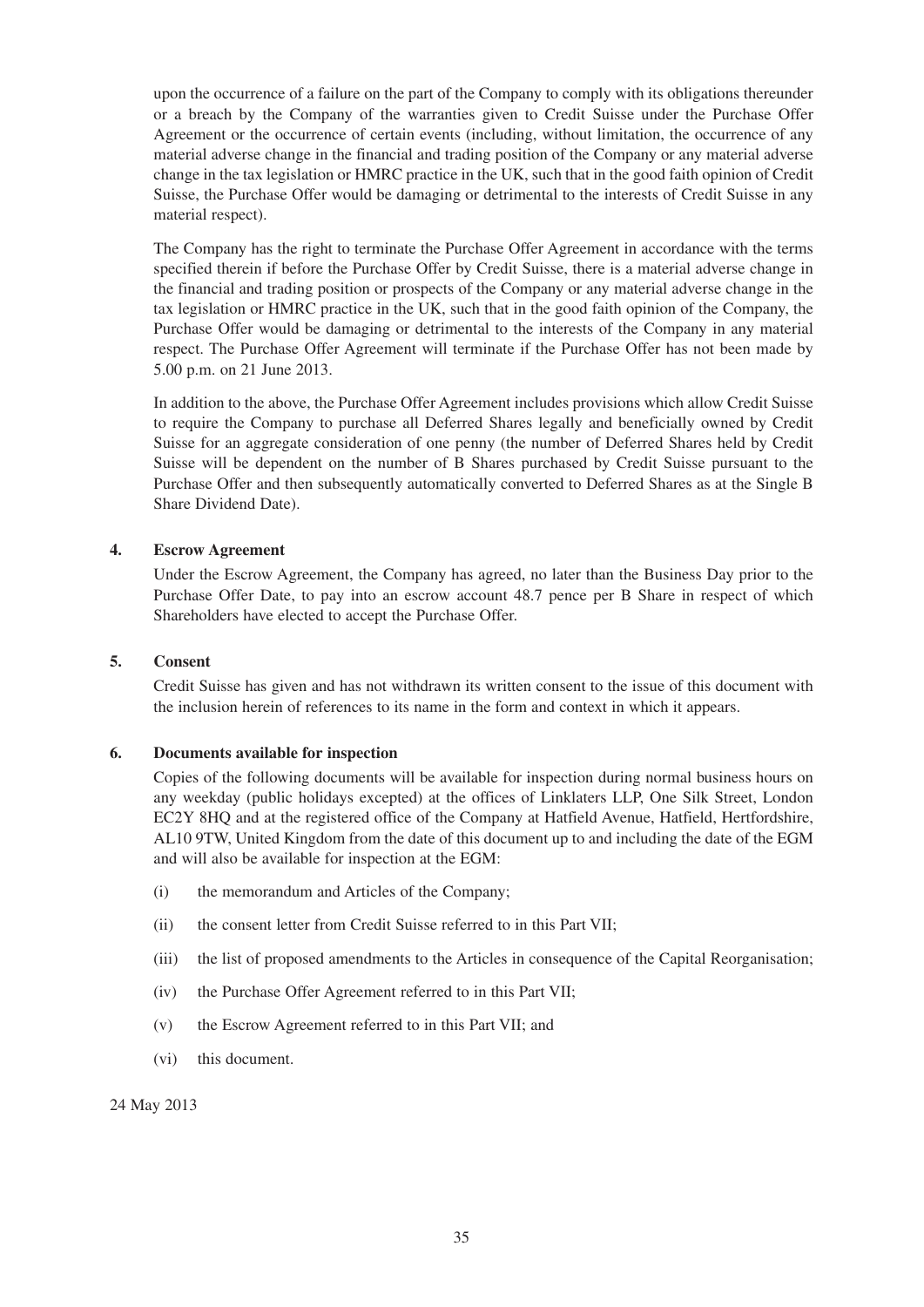upon the occurrence of a failure on the part of the Company to comply with its obligations thereunder or a breach by the Company of the warranties given to Credit Suisse under the Purchase Offer Agreement or the occurrence of certain events (including, without limitation, the occurrence of any material adverse change in the financial and trading position of the Company or any material adverse change in the tax legislation or HMRC practice in the UK, such that in the good faith opinion of Credit Suisse, the Purchase Offer would be damaging or detrimental to the interests of Credit Suisse in any material respect).

The Company has the right to terminate the Purchase Offer Agreement in accordance with the terms specified therein if before the Purchase Offer by Credit Suisse, there is a material adverse change in the financial and trading position or prospects of the Company or any material adverse change in the tax legislation or HMRC practice in the UK, such that in the good faith opinion of the Company, the Purchase Offer would be damaging or detrimental to the interests of the Company in any material respect. The Purchase Offer Agreement will terminate if the Purchase Offer has not been made by 5.00 p.m. on 21 June 2013.

In addition to the above, the Purchase Offer Agreement includes provisions which allow Credit Suisse to require the Company to purchase all Deferred Shares legally and beneficially owned by Credit Suisse for an aggregate consideration of one penny (the number of Deferred Shares held by Credit Suisse will be dependent on the number of B Shares purchased by Credit Suisse pursuant to the Purchase Offer and then subsequently automatically converted to Deferred Shares as at the Single B Share Dividend Date).

**4. Escrow Agreement**

Under the Escrow Agreement, the Company has agreed, no later than the Business Day prior to the Purchase Offer Date, to pay into an escrow account 48.7 pence per B Share in respect of which Shareholders have elected to accept the Purchase Offer.

**5. Consent**

Credit Suisse has given and has not withdrawn its written consent to the issue of this document with the inclusion herein of references to its name in the form and context in which it appears.

**6. Documents available for inspection**

Copies of the following documents will be available for inspection during normal business hours on any weekday (public holidays excepted) at the offices of Linklaters LLP, One Silk Street, London EC2Y 8HQ and at the registered office of the Company at Hatfield Avenue, Hatfield, Hertfordshire, AL10 9TW, United Kingdom from the date of this document up to and including the date of the EGM and will also be available for inspection at the EGM:

(i) the memorandum and Articles of the Company;

(ii) the consent letter from Credit Suisse referred to in this Part VII;

(iii) the list of proposed amendments to the Articles in consequence of the Capital Reorganisation;

(iv) the Purchase Offer Agreement referred to in this Part VII;

(v) the Escrow Agreement referred to in this Part VII; and

(vi) this document.

24 May 2013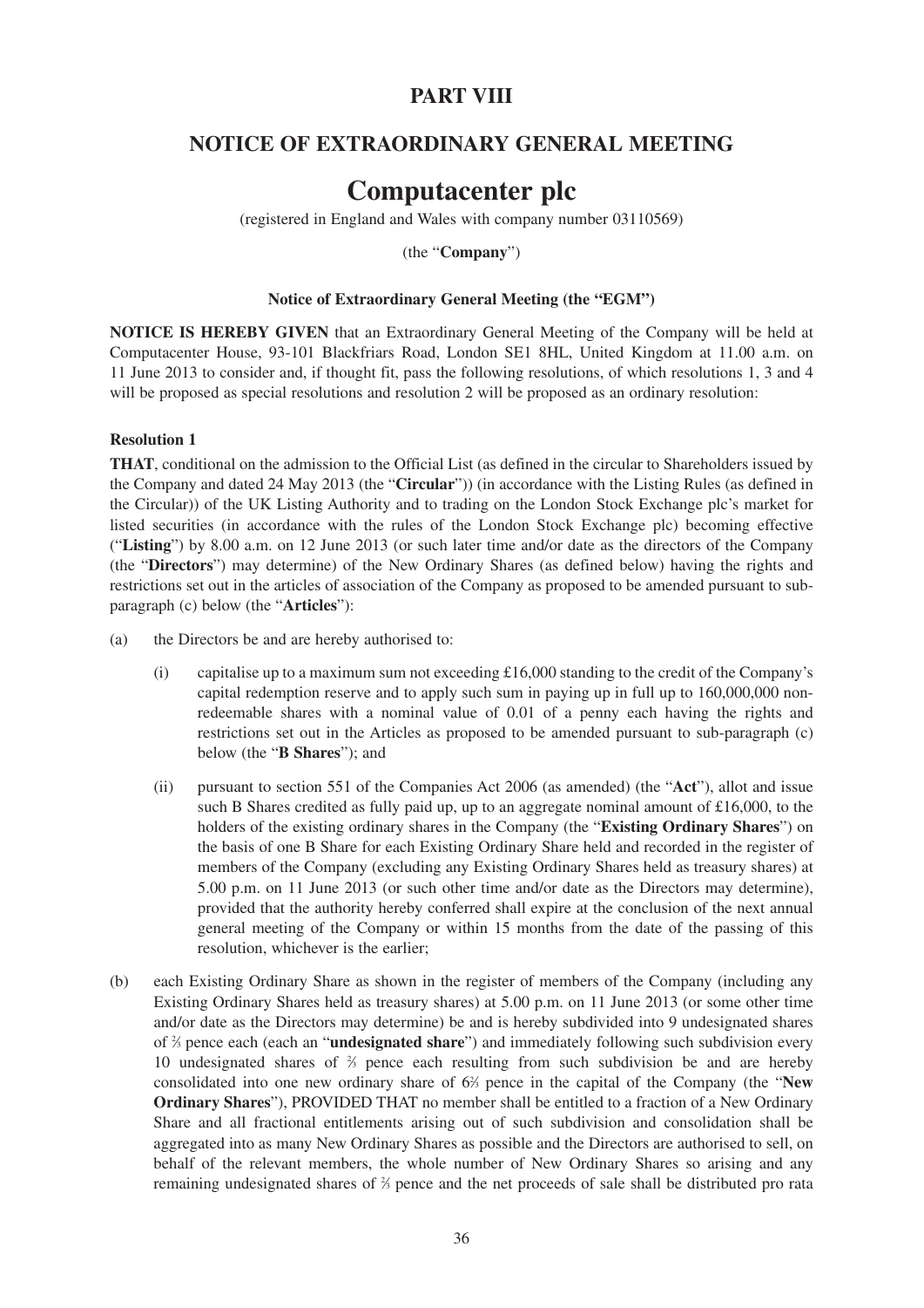# PART VIII

## NOTICE OF EXTRAORDINARY GENERAL MEETING

# Computacenter plc

(registered in England and Wales with company number 03110569)

(the "**Company**")

**Notice of Extraordinary General Meeting (the "EGM")**

**NOTICE IS HEREBY GIVEN** that an Extraordinary General Meeting of the Company will be held at Computacenter House, 93-101 Blackfriars Road, London SE1 8HL, United Kingdom at 11.00 a.m. on 11 June 2013 to consider and, if thought fit, pass the following resolutions, of which resolutions 1, 3 and 4 will be proposed as special resolutions and resolution 2 will be proposed as an ordinary resolution:

**Resolution 1**

**THAT**, conditional on the admission to the Official List (as defined in the circular to Shareholders issued by the Company and dated 24 May 2013 (the "**Circular**")) (in accordance with the Listing Rules (as defined in the Circular)) of the UK Listing Authority and to trading on the London Stock Exchange plc's market for listed securities (in accordance with the rules of the London Stock Exchange plc) becoming effective ("**Listing**") by 8.00 a.m. on 12 June 2013 (or such later time and/or date as the directors of the Company (the "**Directors**") may determine) of the New Ordinary Shares (as defined below) having the rights and restrictions set out in the articles of association of the Company as proposed to be amended pursuant to sub-paragraph (c) below (the "**Articles**"):

(a) the Directors be and are hereby authorised to:

  (i) capitalise up to a maximum sum not exceeding £16,000 standing to the credit of the Company's capital redemption reserve and to apply such sum in paying up in full up to 160,000,000 non-redeemable shares with a nominal value of 0.01 of a penny each having the rights and restrictions set out in the Articles as proposed to be amended pursuant to sub-paragraph (c) below (the "**B Shares**"); and

  (ii) pursuant to section 551 of the Companies Act 2006 (as amended) (the "**Act**"), allot and issue such B Shares credited as fully paid up, up to an aggregate nominal amount of £16,000, to the holders of the existing ordinary shares in the Company (the "**Existing Ordinary Shares**") on the basis of one B Share for each Existing Ordinary Share held and recorded in the register of members of the Company (excluding any Existing Ordinary Shares held as treasury shares) at 5.00 p.m. on 11 June 2013 (or such other time and/or date as the Directors may determine), provided that the authority hereby conferred shall expire at the conclusion of the next annual general meeting of the Company or within 15 months from the date of the passing of this resolution, whichever is the earlier;

(b) each Existing Ordinary Share as shown in the register of members of the Company (including any Existing Ordinary Shares held as treasury shares) at 5.00 p.m. on 11 June 2013 (or some other time and/or date as the Directors may determine) be and is hereby subdivided into 9 undesignated shares of ⅔ pence each (each an "**undesignated share**") and immediately following such subdivision every 10 undesignated shares of ⅔ pence each resulting from such subdivision be and are hereby consolidated into one new ordinary share of 6⅔ pence in the capital of the Company (the "**New Ordinary Shares**"), PROVIDED THAT no member shall be entitled to a fraction of a New Ordinary Share and all fractional entitlements arising out of such subdivision and consolidation shall be aggregated into as many New Ordinary Shares as possible and the Directors are authorised to sell, on behalf of the relevant members, the whole number of New Ordinary Shares so arising and any remaining undesignated shares of ⅔ pence and the net proceeds of sale shall be distributed pro rata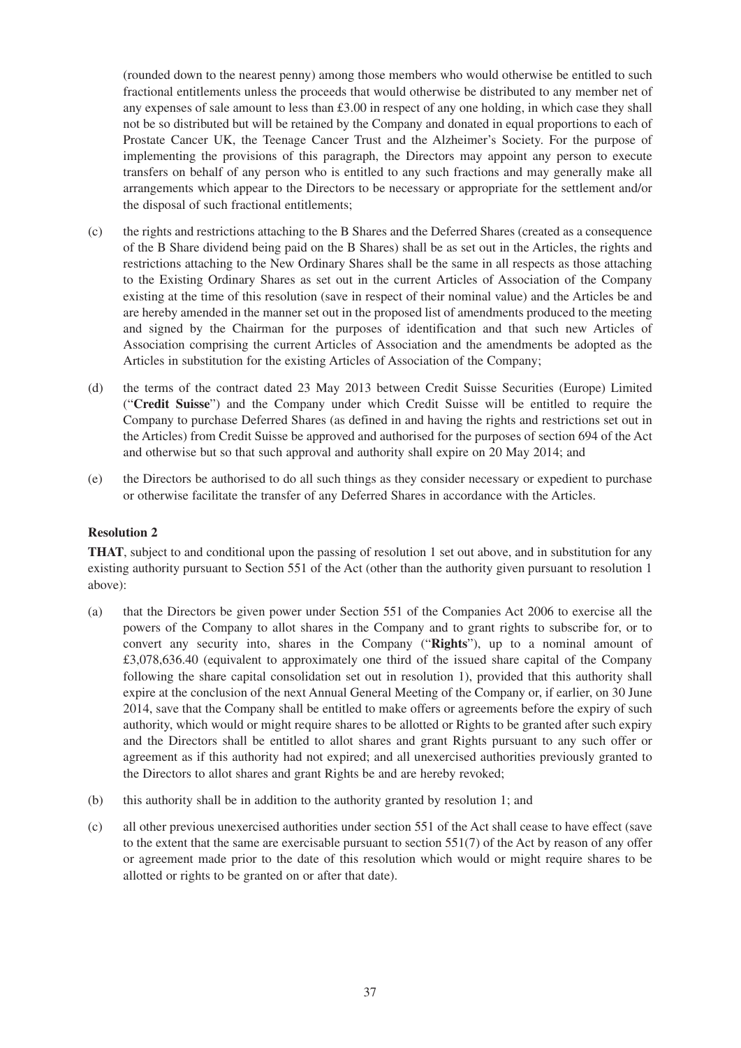(rounded down to the nearest penny) among those members who would otherwise be entitled to such fractional entitlements unless the proceeds that would otherwise be distributed to any member net of any expenses of sale amount to less than £3.00 in respect of any one holding, in which case they shall not be so distributed but will be retained by the Company and donated in equal proportions to each of Prostate Cancer UK, the Teenage Cancer Trust and the Alzheimer's Society. For the purpose of implementing the provisions of this paragraph, the Directors may appoint any person to execute transfers on behalf of any person who is entitled to any such fractions and may generally make all arrangements which appear to the Directors to be necessary or appropriate for the settlement and/or the disposal of such fractional entitlements;

(c) the rights and restrictions attaching to the B Shares and the Deferred Shares (created as a consequence of the B Share dividend being paid on the B Shares) shall be as set out in the Articles, the rights and restrictions attaching to the New Ordinary Shares shall be the same in all respects as those attaching to the Existing Ordinary Shares as set out in the current Articles of Association of the Company existing at the time of this resolution (save in respect of their nominal value) and the Articles be and are hereby amended in the manner set out in the proposed list of amendments produced to the meeting and signed by the Chairman for the purposes of identification and that such new Articles of Association comprising the current Articles of Association and the amendments be adopted as the Articles in substitution for the existing Articles of Association of the Company;

(d) the terms of the contract dated 23 May 2013 between Credit Suisse Securities (Europe) Limited ("**Credit Suisse**") and the Company under which Credit Suisse will be entitled to require the Company to purchase Deferred Shares (as defined in and having the rights and restrictions set out in the Articles) from Credit Suisse be approved and authorised for the purposes of section 694 of the Act and otherwise but so that such approval and authority shall expire on 20 May 2014; and

(e) the Directors be authorised to do all such things as they consider necessary or expedient to purchase or otherwise facilitate the transfer of any Deferred Shares in accordance with the Articles.

**Resolution 2**

**THAT**, subject to and conditional upon the passing of resolution 1 set out above, and in substitution for any existing authority pursuant to Section 551 of the Act (other than the authority given pursuant to resolution 1 above):

(a) that the Directors be given power under Section 551 of the Companies Act 2006 to exercise all the powers of the Company to allot shares in the Company and to grant rights to subscribe for, or to convert any security into, shares in the Company ("**Rights**"), up to a nominal amount of £3,078,636.40 (equivalent to approximately one third of the issued share capital of the Company following the share capital consolidation set out in resolution 1), provided that this authority shall expire at the conclusion of the next Annual General Meeting of the Company or, if earlier, on 30 June 2014, save that the Company shall be entitled to make offers or agreements before the expiry of such authority, which would or might require shares to be allotted or Rights to be granted after such expiry and the Directors shall be entitled to allot shares and grant Rights pursuant to any such offer or agreement as if this authority had not expired; and all unexercised authorities previously granted to the Directors to allot shares and grant Rights be and are hereby revoked;

(b) this authority shall be in addition to the authority granted by resolution 1; and

(c) all other previous unexercised authorities under section 551 of the Act shall cease to have effect (save to the extent that the same are exercisable pursuant to section 551(7) of the Act by reason of any offer or agreement made prior to the date of this resolution which would or might require shares to be allotted or rights to be granted on or after that date).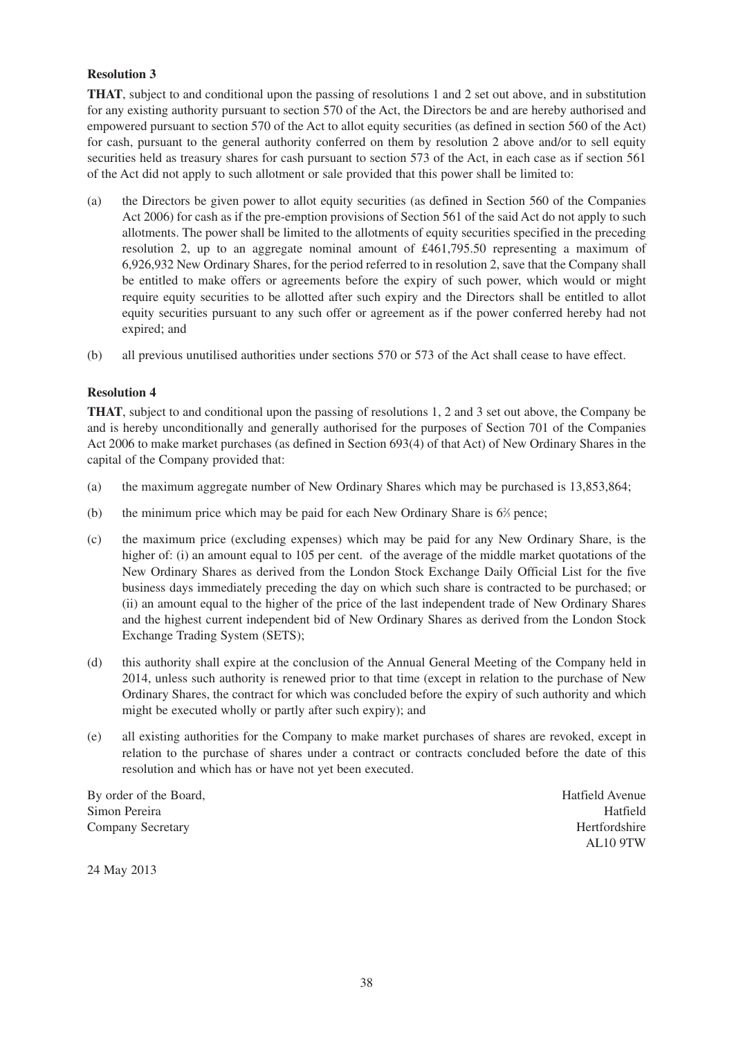**Resolution 3**

**THAT**, subject to and conditional upon the passing of resolutions 1 and 2 set out above, and in substitution for any existing authority pursuant to section 570 of the Act, the Directors be and are hereby authorised and empowered pursuant to section 570 of the Act to allot equity securities (as defined in section 560 of the Act) for cash, pursuant to the general authority conferred on them by resolution 2 above and/or to sell equity securities held as treasury shares for cash pursuant to section 573 of the Act, in each case as if section 561 of the Act did not apply to such allotment or sale provided that this power shall be limited to:

(a) the Directors be given power to allot equity securities (as defined in Section 560 of the Companies Act 2006) for cash as if the pre-emption provisions of Section 561 of the said Act do not apply to such allotments. The power shall be limited to the allotments of equity securities specified in the preceding resolution 2, up to an aggregate nominal amount of £461,795.50 representing a maximum of 6,926,932 New Ordinary Shares, for the period referred to in resolution 2, save that the Company shall be entitled to make offers or agreements before the expiry of such power, which would or might require equity securities to be allotted after such expiry and the Directors shall be entitled to allot equity securities pursuant to any such offer or agreement as if the power conferred hereby had not expired; and

(b) all previous unutilised authorities under sections 570 or 573 of the Act shall cease to have effect.

**Resolution 4**

**THAT**, subject to and conditional upon the passing of resolutions 1, 2 and 3 set out above, the Company be and is hereby unconditionally and generally authorised for the purposes of Section 701 of the Companies Act 2006 to make market purchases (as defined in Section 693(4) of that Act) of New Ordinary Shares in the capital of the Company provided that:

(a) the maximum aggregate number of New Ordinary Shares which may be purchased is 13,853,864;

(b) the minimum price which may be paid for each New Ordinary Share is 6⅔ pence;

(c) the maximum price (excluding expenses) which may be paid for any New Ordinary Share, is the higher of: (i) an amount equal to 105 per cent. of the average of the middle market quotations of the New Ordinary Shares as derived from the London Stock Exchange Daily Official List for the five business days immediately preceding the day on which such share is contracted to be purchased; or (ii) an amount equal to the higher of the price of the last independent trade of New Ordinary Shares and the highest current independent bid of New Ordinary Shares as derived from the London Stock Exchange Trading System (SETS);

(d) this authority shall expire at the conclusion of the Annual General Meeting of the Company held in 2014, unless such authority is renewed prior to that time (except in relation to the purchase of New Ordinary Shares, the contract for which was concluded before the expiry of such authority and which might be executed wholly or partly after such expiry); and

(e) all existing authorities for the Company to make market purchases of shares are revoked, except in relation to the purchase of shares under a contract or contracts concluded before the date of this resolution and which has or have not yet been executed.

By order of the Board,
Simon Pereira
Company Secretary

Hatfield Avenue
Hatfield
Hertfordshire
AL10 9TW

24 May 2013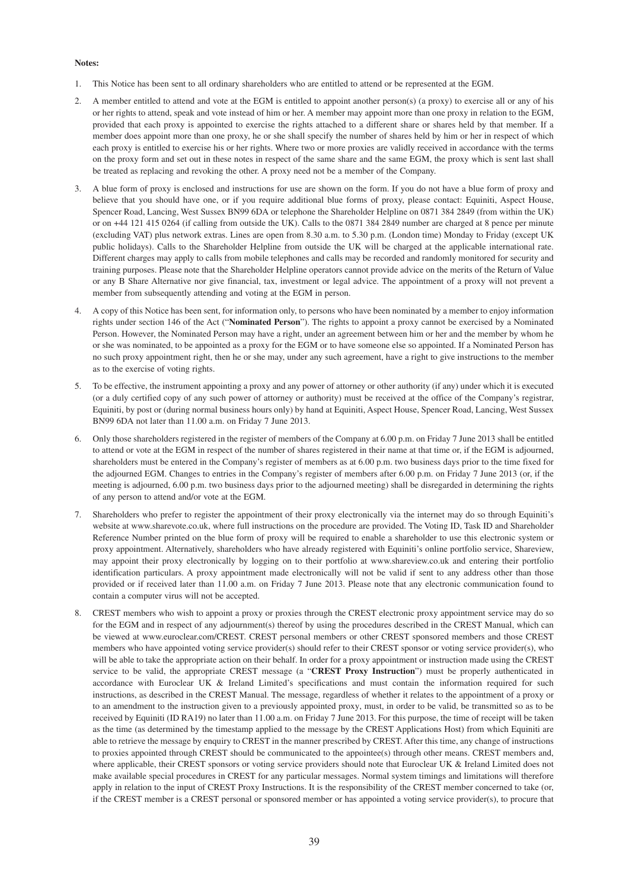**Notes:**

1. This Notice has been sent to all ordinary shareholders who are entitled to attend or be represented at the EGM.

2. A member entitled to attend and vote at the EGM is entitled to appoint another person(s) (a proxy) to exercise all or any of his or her rights to attend, speak and vote instead of him or her. A member may appoint more than one proxy in relation to the EGM, provided that each proxy is appointed to exercise the rights attached to a different share or shares held by that member. If a member does appoint more than one proxy, he or she shall specify the number of shares held by him or her in respect of which each proxy is entitled to exercise his or her rights. Where two or more proxies are validly received in accordance with the terms on the proxy form and set out in these notes in respect of the same share and the same EGM, the proxy which is sent last shall be treated as replacing and revoking the other. A proxy need not be a member of the Company.

3. A blue form of proxy is enclosed and instructions for use are shown on the form. If you do not have a blue form of proxy and believe that you should have one, or if you require additional blue forms of proxy, please contact: Equiniti, Aspect House, Spencer Road, Lancing, West Sussex BN99 6DA or telephone the Shareholder Helpline on 0871 384 2849 (from within the UK) or on +44 121 415 0264 (if calling from outside the UK). Calls to the 0871 384 2849 number are charged at 8 pence per minute (excluding VAT) plus network extras. Lines are open from 8.30 a.m. to 5.30 p.m. (London time) Monday to Friday (except UK public holidays). Calls to the Shareholder Helpline from outside the UK will be charged at the applicable international rate. Different charges may apply to calls from mobile telephones and calls may be recorded and randomly monitored for security and training purposes. Please note that the Shareholder Helpline operators cannot provide advice on the merits of the Return of Value or any B Share Alternative nor give financial, tax, investment or legal advice. The appointment of a proxy will not prevent a member from subsequently attending and voting at the EGM in person.

4. A copy of this Notice has been sent, for information only, to persons who have been nominated by a member to enjoy information rights under section 146 of the Act ("**Nominated Person**"). The rights to appoint a proxy cannot be exercised by a Nominated Person. However, the Nominated Person may have a right, under an agreement between him or her and the member by whom he or she was nominated, to be appointed as a proxy for the EGM or to have someone else so appointed. If a Nominated Person has no such proxy appointment right, then he or she may, under any such agreement, have a right to give instructions to the member as to the exercise of voting rights.

5. To be effective, the instrument appointing a proxy and any power of attorney or other authority (if any) under which it is executed (or a duly certified copy of any such power of attorney or authority) must be received at the office of the Company's registrar, Equiniti, by post or (during normal business hours only) by hand at Equiniti, Aspect House, Spencer Road, Lancing, West Sussex BN99 6DA not later than 11.00 a.m. on Friday 7 June 2013.

6. Only those shareholders registered in the register of members of the Company at 6.00 p.m. on Friday 7 June 2013 shall be entitled to attend or vote at the EGM in respect of the number of shares registered in their name at that time or, if the EGM is adjourned, shareholders must be entered in the Company's register of members as at 6.00 p.m. two business days prior to the time fixed for the adjourned EGM. Changes to entries in the Company's register of members after 6.00 p.m. on Friday 7 June 2013 (or, if the meeting is adjourned, 6.00 p.m. two business days prior to the adjourned meeting) shall be disregarded in determining the rights of any person to attend and/or vote at the EGM.

7. Shareholders who prefer to register the appointment of their proxy electronically via the internet may do so through Equiniti's website at www.sharevote.co.uk, where full instructions on the procedure are provided. The Voting ID, Task ID and Shareholder Reference Number printed on the blue form of proxy will be required to enable a shareholder to use this electronic system or proxy appointment. Alternatively, shareholders who have already registered with Equiniti's online portfolio service, Shareview, may appoint their proxy electronically by logging on to their portfolio at www.shareview.co.uk and entering their portfolio identification particulars. A proxy appointment made electronically will not be valid if sent to any address other than those provided or if received later than 11.00 a.m. on Friday 7 June 2013. Please note that any electronic communication found to contain a computer virus will not be accepted.

8. CREST members who wish to appoint a proxy or proxies through the CREST electronic proxy appointment service may do so for the EGM and in respect of any adjournment(s) thereof by using the procedures described in the CREST Manual, which can be viewed at www.euroclear.com/CREST. CREST personal members or other CREST sponsored members and those CREST members who have appointed voting service provider(s) should refer to their CREST sponsor or voting service provider(s), who will be able to take the appropriate action on their behalf. In order for a proxy appointment or instruction made using the CREST service to be valid, the appropriate CREST message (a "**CREST Proxy Instruction**") must be properly authenticated in accordance with Euroclear UK & Ireland Limited's specifications and must contain the information required for such instructions, as described in the CREST Manual. The message, regardless of whether it relates to the appointment of a proxy or to an amendment to the instruction given to a previously appointed proxy, must, in order to be valid, be transmitted so as to be received by Equiniti (ID RA19) no later than 11.00 a.m. on Friday 7 June 2013. For this purpose, the time of receipt will be taken as the time (as determined by the timestamp applied to the message by the CREST Applications Host) from which Equiniti are able to retrieve the message by enquiry to CREST in the manner prescribed by CREST. After this time, any change of instructions to proxies appointed through CREST should be communicated to the appointee(s) through other means. CREST members and, where applicable, their CREST sponsors or voting service providers should note that Euroclear UK & Ireland Limited does not make available special procedures in CREST for any particular messages. Normal system timings and limitations will therefore apply in relation to the input of CREST Proxy Instructions. It is the responsibility of the CREST member concerned to take (or, if the CREST member is a CREST personal or sponsored member or has appointed a voting service provider(s), to procure that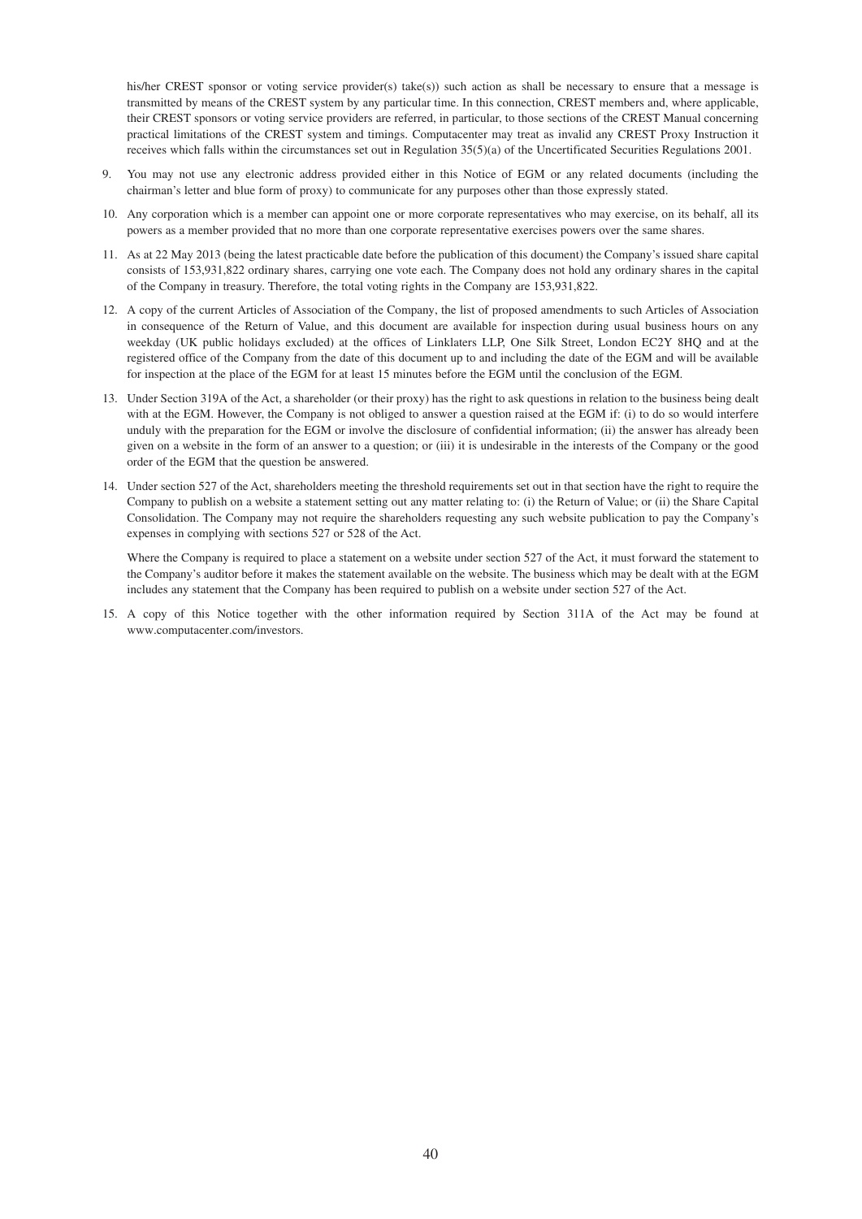his/her CREST sponsor or voting service provider(s) take(s)) such action as shall be necessary to ensure that a message is transmitted by means of the CREST system by any particular time. In this connection, CREST members and, where applicable, their CREST sponsors or voting service providers are referred, in particular, to those sections of the CREST Manual concerning practical limitations of the CREST system and timings. Computacenter may treat as invalid any CREST Proxy Instruction it receives which falls within the circumstances set out in Regulation 35(5)(a) of the Uncertificated Securities Regulations 2001.

9. You may not use any electronic address provided either in this Notice of EGM or any related documents (including the chairman's letter and blue form of proxy) to communicate for any purposes other than those expressly stated.

10. Any corporation which is a member can appoint one or more corporate representatives who may exercise, on its behalf, all its powers as a member provided that no more than one corporate representative exercises powers over the same shares.

11. As at 22 May 2013 (being the latest practicable date before the publication of this document) the Company's issued share capital consists of 153,931,822 ordinary shares, carrying one vote each. The Company does not hold any ordinary shares in the capital of the Company in treasury. Therefore, the total voting rights in the Company are 153,931,822.

12. A copy of the current Articles of Association of the Company, the list of proposed amendments to such Articles of Association in consequence of the Return of Value, and this document are available for inspection during usual business hours on any weekday (UK public holidays excluded) at the offices of Linklaters LLP, One Silk Street, London EC2Y 8HQ and at the registered office of the Company from the date of this document up to and including the date of the EGM and will be available for inspection at the place of the EGM for at least 15 minutes before the EGM until the conclusion of the EGM.

13. Under Section 319A of the Act, a shareholder (or their proxy) has the right to ask questions in relation to the business being dealt with at the EGM. However, the Company is not obliged to answer a question raised at the EGM if: (i) to do so would interfere unduly with the preparation for the EGM or involve the disclosure of confidential information; (ii) the answer has already been given on a website in the form of an answer to a question; or (iii) it is undesirable in the interests of the Company or the good order of the EGM that the question be answered.

14. Under section 527 of the Act, shareholders meeting the threshold requirements set out in that section have the right to require the Company to publish on a website a statement setting out any matter relating to: (i) the Return of Value; or (ii) the Share Capital Consolidation. The Company may not require the shareholders requesting any such website publication to pay the Company's expenses in complying with sections 527 or 528 of the Act.

    Where the Company is required to place a statement on a website under section 527 of the Act, it must forward the statement to the Company's auditor before it makes the statement available on the website. The business which may be dealt with at the EGM includes any statement that the Company has been required to publish on a website under section 527 of the Act.

15. A copy of this Notice together with the other information required by Section 311A of the Act may be found at www.computacenter.com/investors.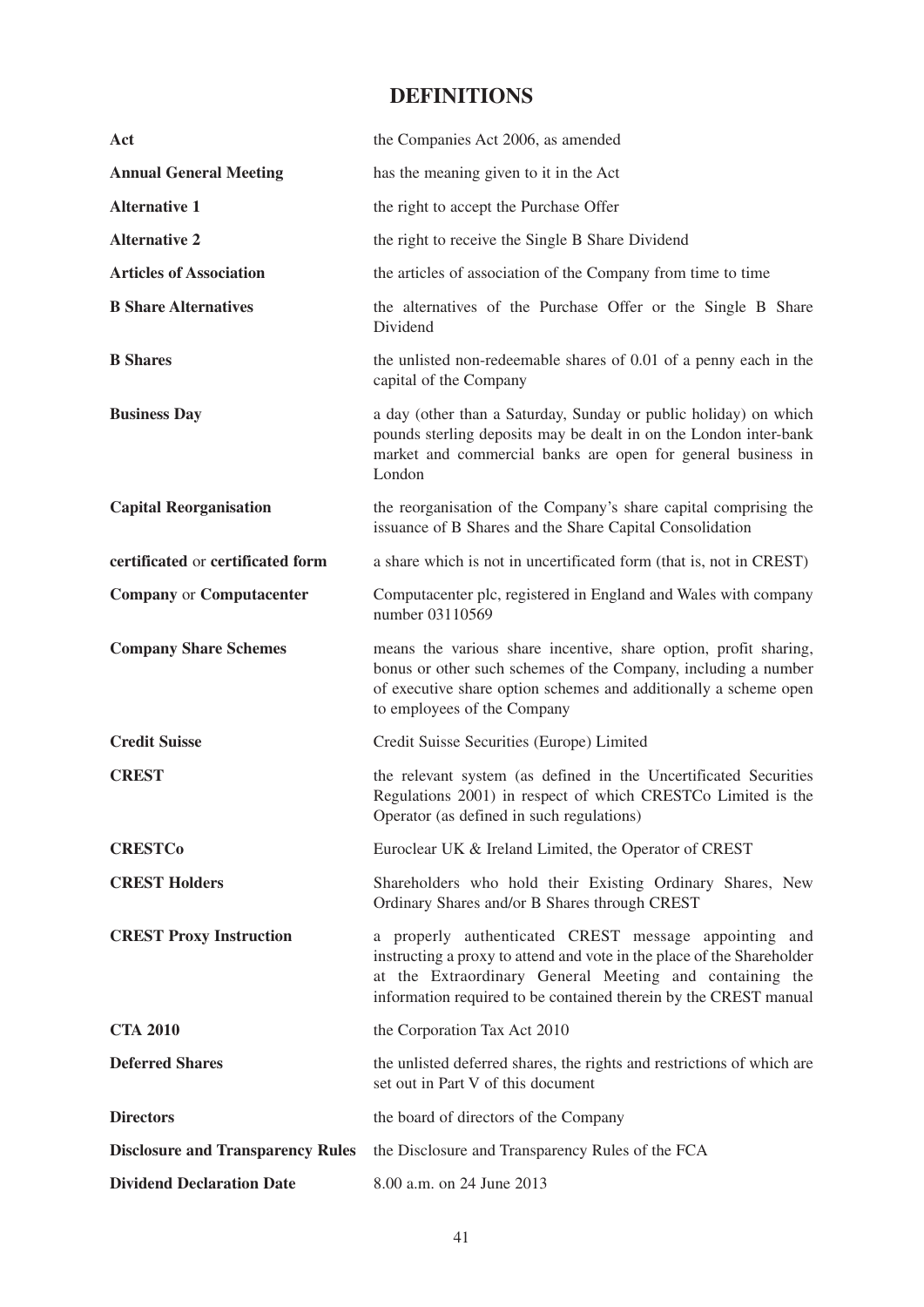# DEFINITIONS

| | |
|---|---|
| **Act** | the Companies Act 2006, as amended |
| **Annual General Meeting** | has the meaning given to it in the Act |
| **Alternative 1** | the right to accept the Purchase Offer |
| **Alternative 2** | the right to receive the Single B Share Dividend |
| **Articles of Association** | the articles of association of the Company from time to time |
| **B Share Alternatives** | the alternatives of the Purchase Offer or the Single B Share Dividend |
| **B Shares** | the unlisted non-redeemable shares of 0.01 of a penny each in the capital of the Company |
| **Business Day** | a day (other than a Saturday, Sunday or public holiday) on which pounds sterling deposits may be dealt in on the London inter-bank market and commercial banks are open for general business in London |
| **Capital Reorganisation** | the reorganisation of the Company's share capital comprising the issuance of B Shares and the Share Capital Consolidation |
| **certificated** or **certificated form** | a share which is not in uncertificated form (that is, not in CREST) |
| **Company** or **Computacenter** | Computacenter plc, registered in England and Wales with company number 03110569 |
| **Company Share Schemes** | means the various share incentive, share option, profit sharing, bonus or other such schemes of the Company, including a number of executive share option schemes and additionally a scheme open to employees of the Company |
| **Credit Suisse** | Credit Suisse Securities (Europe) Limited |
| **CREST** | the relevant system (as defined in the Uncertificated Securities Regulations 2001) in respect of which CRESTCo Limited is the Operator (as defined in such regulations) |
| **CRESTCo** | Euroclear UK & Ireland Limited, the Operator of CREST |
| **CREST Holders** | Shareholders who hold their Existing Ordinary Shares, New Ordinary Shares and/or B Shares through CREST |
| **CREST Proxy Instruction** | a properly authenticated CREST message appointing and instructing a proxy to attend and vote in the place of the Shareholder at the Extraordinary General Meeting and containing the information required to be contained therein by the CREST manual |
| **CTA 2010** | the Corporation Tax Act 2010 |
| **Deferred Shares** | the unlisted deferred shares, the rights and restrictions of which are set out in Part V of this document |
| **Directors** | the board of directors of the Company |
| **Disclosure and Transparency Rules** | the Disclosure and Transparency Rules of the FCA |
| **Dividend Declaration Date** | 8.00 a.m. on 24 June 2013 |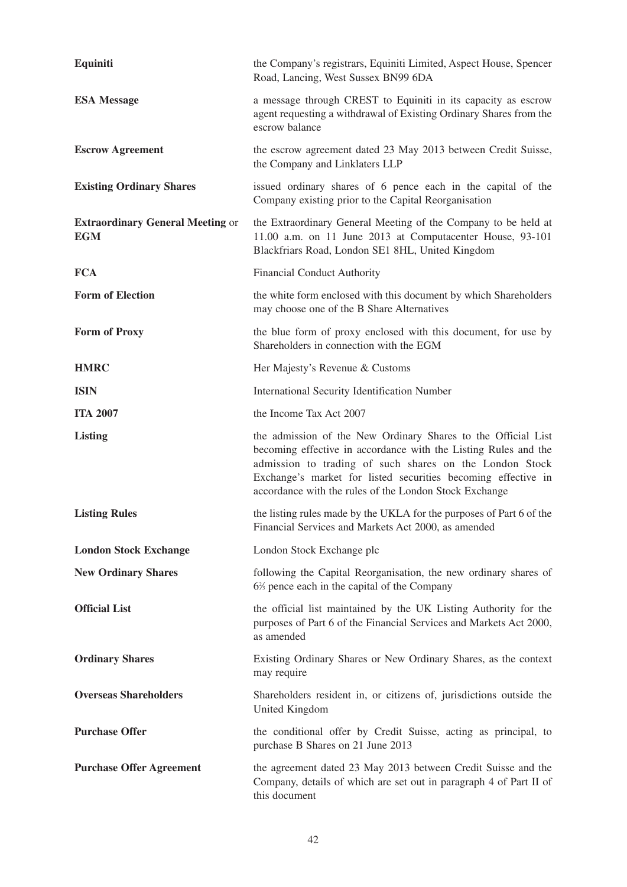| | |
|---|---|
| **Equiniti** | the Company's registrars, Equiniti Limited, Aspect House, Spencer Road, Lancing, West Sussex BN99 6DA |
| **ESA Message** | a message through CREST to Equiniti in its capacity as escrow agent requesting a withdrawal of Existing Ordinary Shares from the escrow balance |
| **Escrow Agreement** | the escrow agreement dated 23 May 2013 between Credit Suisse, the Company and Linklaters LLP |
| **Existing Ordinary Shares** | issued ordinary shares of 6 pence each in the capital of the Company existing prior to the Capital Reorganisation |
| **Extraordinary General Meeting** or **EGM** | the Extraordinary General Meeting of the Company to be held at 11.00 a.m. on 11 June 2013 at Computacenter House, 93-101 Blackfriars Road, London SE1 8HL, United Kingdom |
| **FCA** | Financial Conduct Authority |
| **Form of Election** | the white form enclosed with this document by which Shareholders may choose one of the B Share Alternatives |
| **Form of Proxy** | the blue form of proxy enclosed with this document, for use by Shareholders in connection with the EGM |
| **HMRC** | Her Majesty's Revenue & Customs |
| **ISIN** | International Security Identification Number |
| **ITA 2007** | the Income Tax Act 2007 |
| **Listing** | the admission of the New Ordinary Shares to the Official List becoming effective in accordance with the Listing Rules and the admission to trading of such shares on the London Stock Exchange's market for listed securities becoming effective in accordance with the rules of the London Stock Exchange |
| **Listing Rules** | the listing rules made by the UKLA for the purposes of Part 6 of the Financial Services and Markets Act 2000, as amended |
| **London Stock Exchange** | London Stock Exchange plc |
| **New Ordinary Shares** | following the Capital Reorganisation, the new ordinary shares of 6⅔ pence each in the capital of the Company |
| **Official List** | the official list maintained by the UK Listing Authority for the purposes of Part 6 of the Financial Services and Markets Act 2000, as amended |
| **Ordinary Shares** | Existing Ordinary Shares or New Ordinary Shares, as the context may require |
| **Overseas Shareholders** | Shareholders resident in, or citizens of, jurisdictions outside the United Kingdom |
| **Purchase Offer** | the conditional offer by Credit Suisse, acting as principal, to purchase B Shares on 21 June 2013 |
| **Purchase Offer Agreement** | the agreement dated 23 May 2013 between Credit Suisse and the Company, details of which are set out in paragraph 4 of Part II of this document |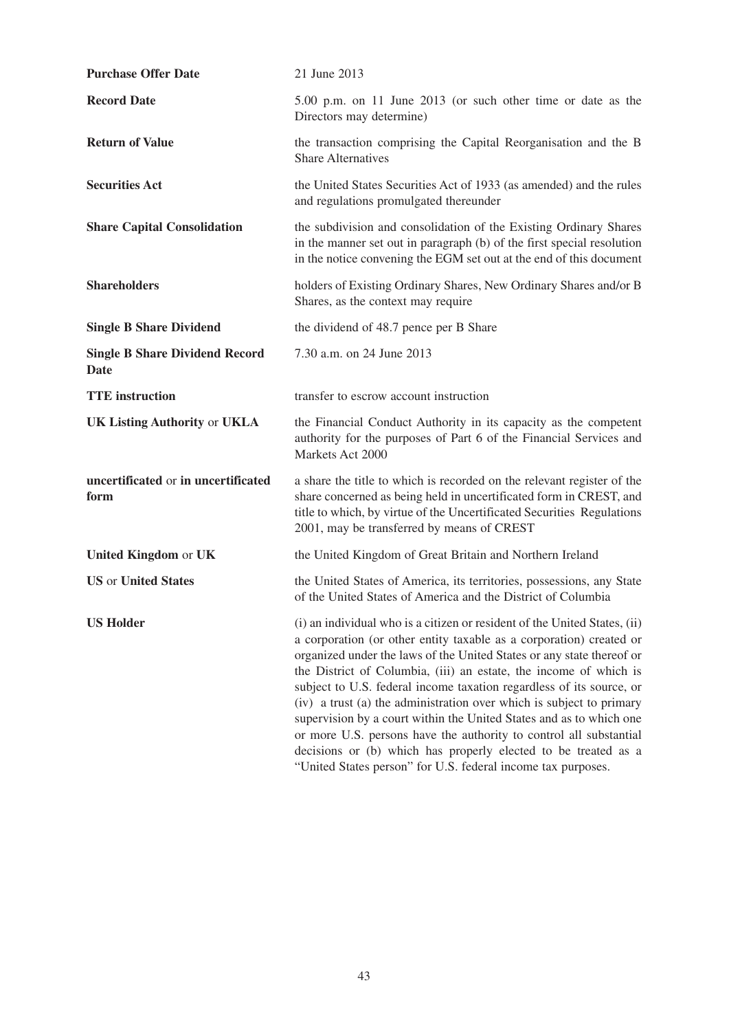| | |
|---|---|
| **Purchase Offer Date** | 21 June 2013 |
| **Record Date** | 5.00 p.m. on 11 June 2013 (or such other time or date as the Directors may determine) |
| **Return of Value** | the transaction comprising the Capital Reorganisation and the B Share Alternatives |
| **Securities Act** | the United States Securities Act of 1933 (as amended) and the rules and regulations promulgated thereunder |
| **Share Capital Consolidation** | the subdivision and consolidation of the Existing Ordinary Shares in the manner set out in paragraph (b) of the first special resolution in the notice convening the EGM set out at the end of this document |
| **Shareholders** | holders of Existing Ordinary Shares, New Ordinary Shares and/or B Shares, as the context may require |
| **Single B Share Dividend** | the dividend of 48.7 pence per B Share |
| **Single B Share Dividend Record Date** | 7.30 a.m. on 24 June 2013 |
| **TTE instruction** | transfer to escrow account instruction |
| **UK Listing Authority** or **UKLA** | the Financial Conduct Authority in its capacity as the competent authority for the purposes of Part 6 of the Financial Services and Markets Act 2000 |
| **uncertificated** or **in uncertificated form** | a share the title to which is recorded on the relevant register of the share concerned as being held in uncertificated form in CREST, and title to which, by virtue of the Uncertificated Securities Regulations 2001, may be transferred by means of CREST |
| **United Kingdom** or **UK** | the United Kingdom of Great Britain and Northern Ireland |
| **US** or **United States** | the United States of America, its territories, possessions, any State of the United States of America and the District of Columbia |
| **US Holder** | (i) an individual who is a citizen or resident of the United States, (ii) a corporation (or other entity taxable as a corporation) created or organized under the laws of the United States or any state thereof or the District of Columbia, (iii) an estate, the income of which is subject to U.S. federal income taxation regardless of its source, or (iv) a trust (a) the administration over which is subject to primary supervision by a court within the United States and as to which one or more U.S. persons have the authority to control all substantial decisions or (b) which has properly elected to be treated as a "United States person" for U.S. federal income tax purposes. |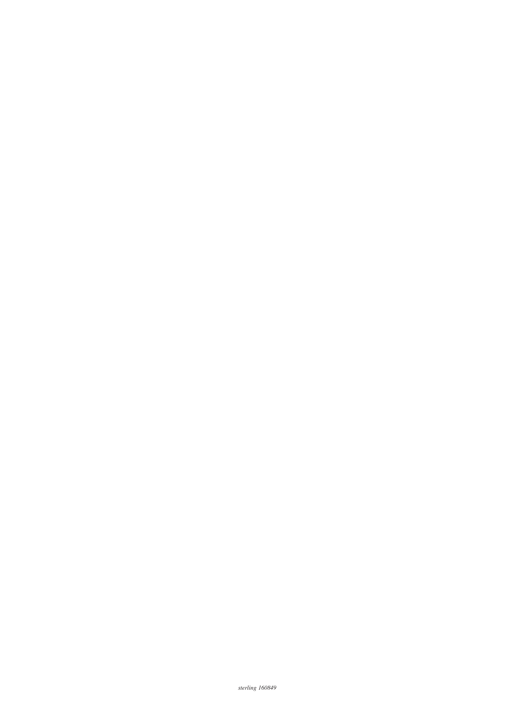*sterling 160849*